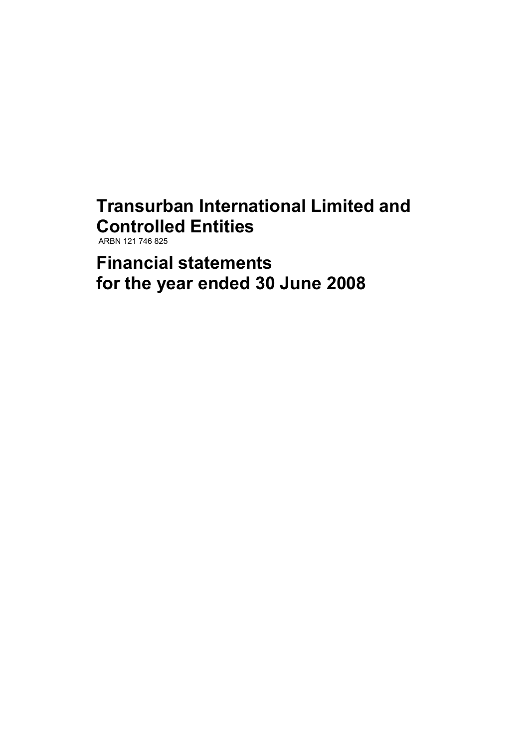# Transurban International Limited and Controlled Entities

ARBN 121 746 825

# Financial statements for the year ended 30 June 2008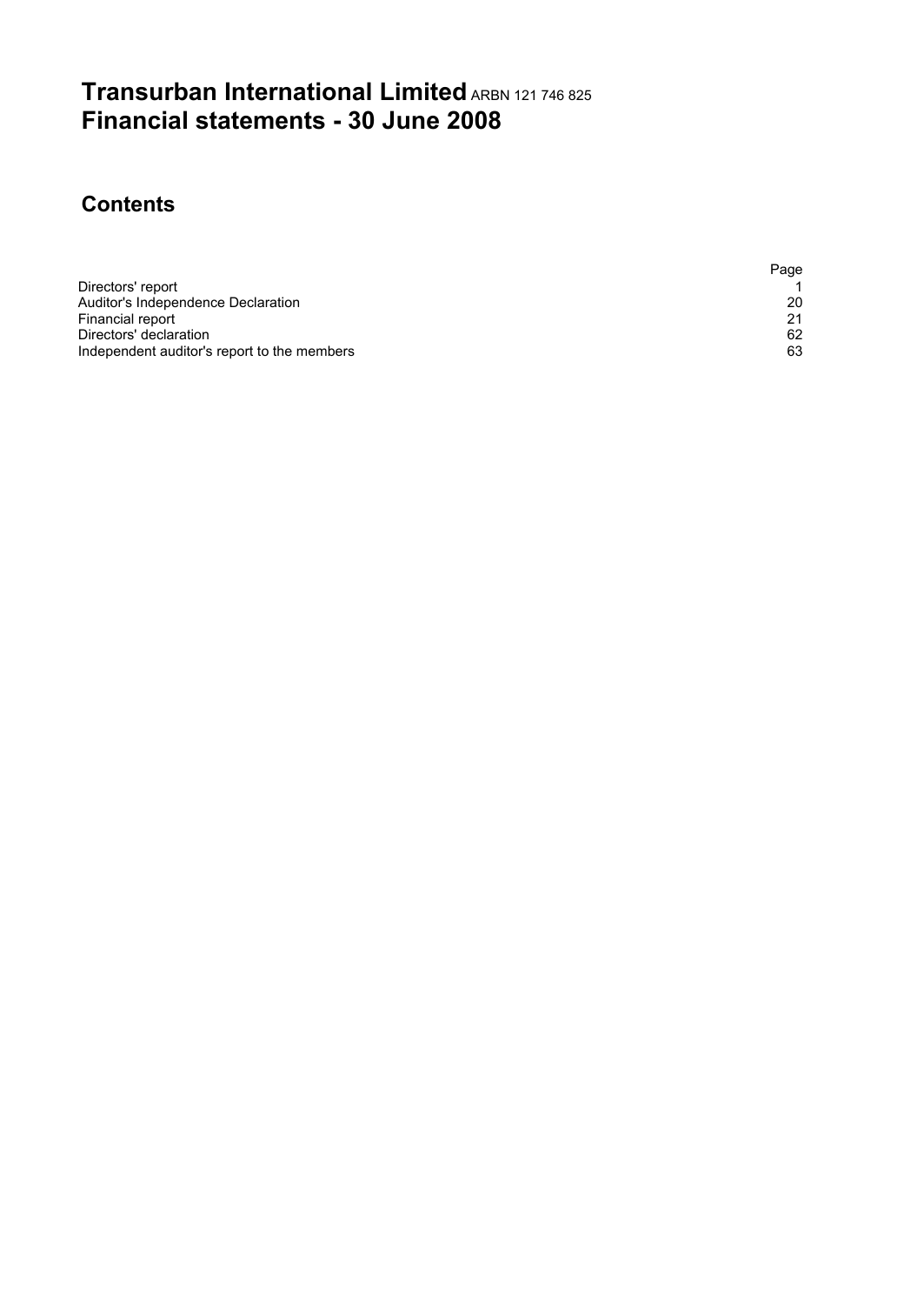# Transurban International Limited ARBN 121 746 825
# Financial statements - 30 June 2008

## Contents

| | Page |
|---|---|
| Directors' report | 1 |
| Auditor's Independence Declaration | 20 |
| Financial report | 21 |
| Directors' declaration | 62 |
| Independent auditor's report to the members | 63 |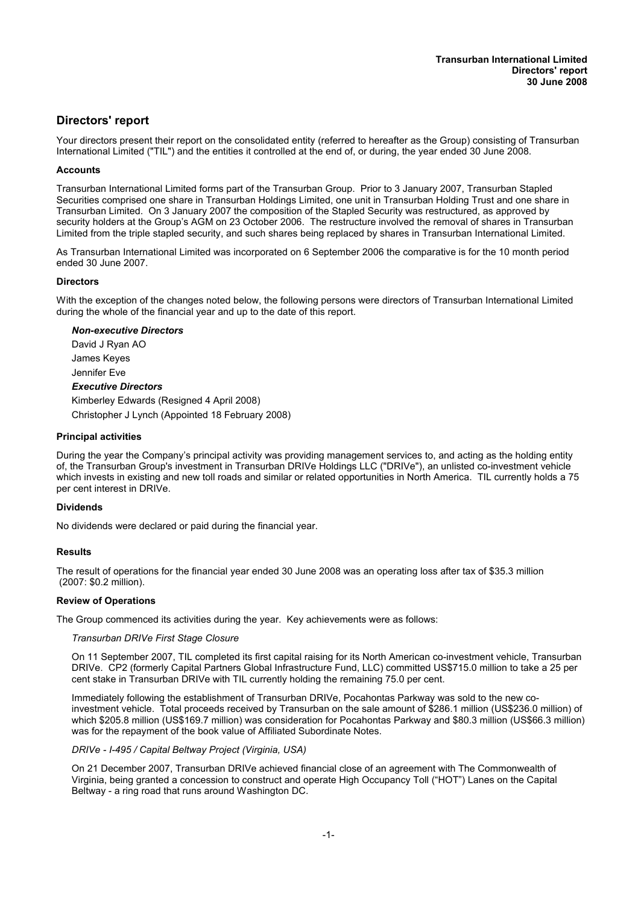# Directors' report

Your directors present their report on the consolidated entity (referred to hereafter as the Group) consisting of Transurban International Limited ("TIL") and the entities it controlled at the end of, or during, the year ended 30 June 2008.

### Accounts

Transurban International Limited forms part of the Transurban Group. Prior to 3 January 2007, Transurban Stapled Securities comprised one share in Transurban Holdings Limited, one unit in Transurban Holding Trust and one share in Transurban Limited. On 3 January 2007 the composition of the Stapled Security was restructured, as approved by security holders at the Group's AGM on 23 October 2006. The restructure involved the removal of shares in Transurban Limited from the triple stapled security, and such shares being replaced by shares in Transurban International Limited.

As Transurban International Limited was incorporated on 6 September 2006 the comparative is for the 10 month period ended 30 June 2007.

### Directors

With the exception of the changes noted below, the following persons were directors of Transurban International Limited during the whole of the financial year and up to the date of this report.

***Non-executive Directors***

David J Ryan AO

James Keyes

Jennifer Eve

***Executive Directors***

Kimberley Edwards (Resigned 4 April 2008)

Christopher J Lynch (Appointed 18 February 2008)

### Principal activities

During the year the Company's principal activity was providing management services to, and acting as the holding entity of, the Transurban Group's investment in Transurban DRIVe Holdings LLC ("DRIVe"), an unlisted co-investment vehicle which invests in existing and new toll roads and similar or related opportunities in North America. TIL currently holds a 75 per cent interest in DRIVe.

### Dividends

No dividends were declared or paid during the financial year.

### Results

The result of operations for the financial year ended 30 June 2008 was an operating loss after tax of $35.3 million (2007: $0.2 million).

### Review of Operations

The Group commenced its activities during the year. Key achievements were as follows:

*Transurban DRIVe First Stage Closure*

On 11 September 2007, TIL completed its first capital raising for its North American co-investment vehicle, Transurban DRIVe. CP2 (formerly Capital Partners Global Infrastructure Fund, LLC) committed US$715.0 million to take a 25 per cent stake in Transurban DRIVe with TIL currently holding the remaining 75.0 per cent.

Immediately following the establishment of Transurban DRIVe, Pocahontas Parkway was sold to the new co-investment vehicle. Total proceeds received by Transurban on the sale amount of $286.1 million (US$236.0 million) of which $205.8 million (US$169.7 million) was consideration for Pocahontas Parkway and $80.3 million (US$66.3 million) was for the repayment of the book value of Affiliated Subordinate Notes.

*DRIVe - I-495 / Capital Beltway Project (Virginia, USA)*

On 21 December 2007, Transurban DRIVe achieved financial close of an agreement with The Commonwealth of Virginia, being granted a concession to construct and operate High Occupancy Toll ("HOT") Lanes on the Capital Beltway - a ring road that runs around Washington DC.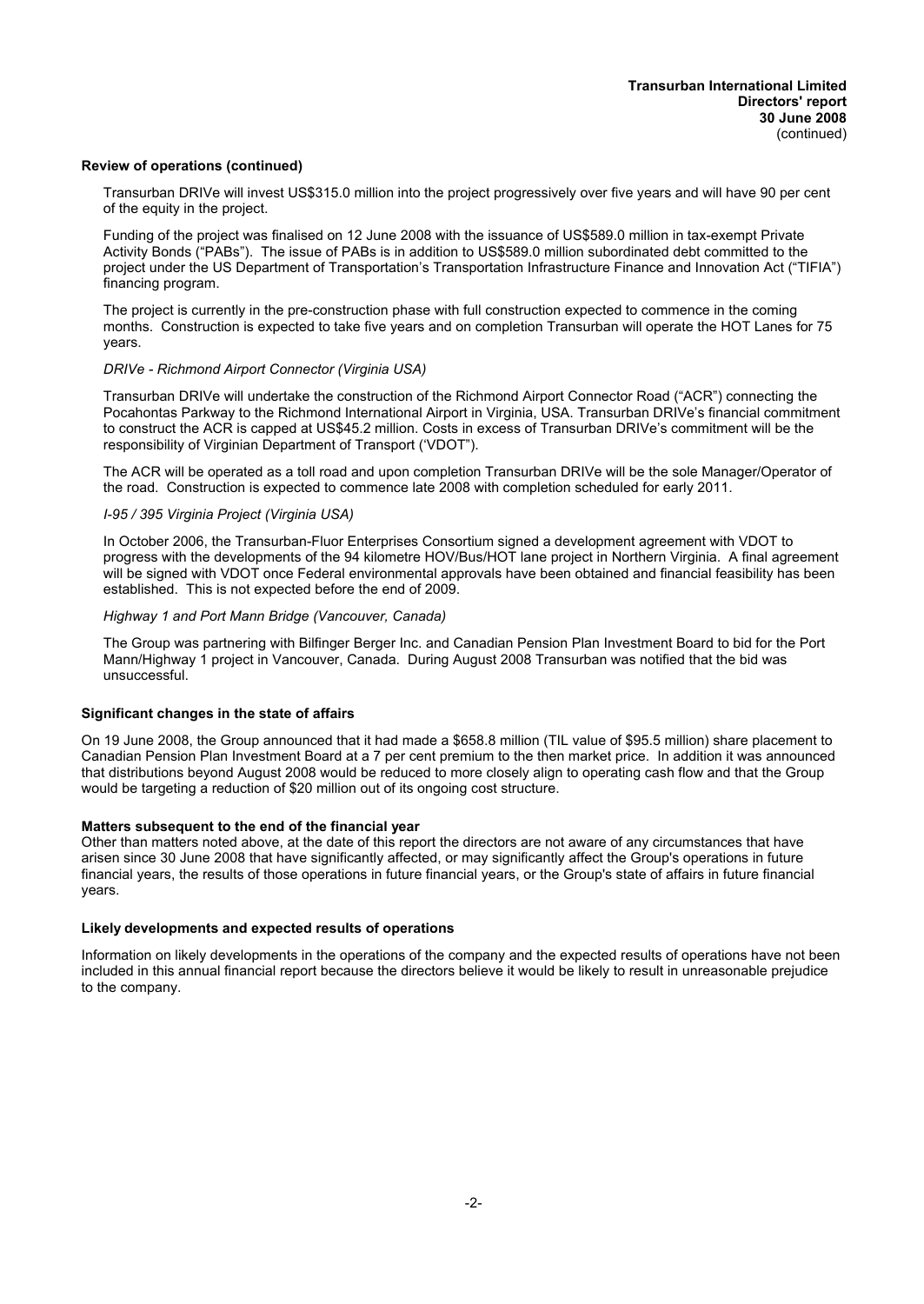**Review of operations (continued)**

Transurban DRIVe will invest US$315.0 million into the project progressively over five years and will have 90 per cent of the equity in the project.

Funding of the project was finalised on 12 June 2008 with the issuance of US$589.0 million in tax-exempt Private Activity Bonds ("PABs"). The issue of PABs is in addition to US$589.0 million subordinated debt committed to the project under the US Department of Transportation's Transportation Infrastructure Finance and Innovation Act ("TIFIA") financing program.

The project is currently in the pre-construction phase with full construction expected to commence in the coming months. Construction is expected to take five years and on completion Transurban will operate the HOT Lanes for 75 years.

*DRIVe - Richmond Airport Connector (Virginia USA)*

Transurban DRIVe will undertake the construction of the Richmond Airport Connector Road ("ACR") connecting the Pocahontas Parkway to the Richmond International Airport in Virginia, USA. Transurban DRIVe's financial commitment to construct the ACR is capped at US$45.2 million. Costs in excess of Transurban DRIVe's commitment will be the responsibility of Virginian Department of Transport ('VDOT").

The ACR will be operated as a toll road and upon completion Transurban DRIVe will be the sole Manager/Operator of the road. Construction is expected to commence late 2008 with completion scheduled for early 2011.

*I-95 / 395 Virginia Project (Virginia USA)*

In October 2006, the Transurban-Fluor Enterprises Consortium signed a development agreement with VDOT to progress with the developments of the 94 kilometre HOV/Bus/HOT lane project in Northern Virginia. A final agreement will be signed with VDOT once Federal environmental approvals have been obtained and financial feasibility has been established. This is not expected before the end of 2009.

*Highway 1 and Port Mann Bridge (Vancouver, Canada)*

The Group was partnering with Bilfinger Berger Inc. and Canadian Pension Plan Investment Board to bid for the Port Mann/Highway 1 project in Vancouver, Canada. During August 2008 Transurban was notified that the bid was unsuccessful.

**Significant changes in the state of affairs**

On 19 June 2008, the Group announced that it had made a $658.8 million (TIL value of $95.5 million) share placement to Canadian Pension Plan Investment Board at a 7 per cent premium to the then market price. In addition it was announced that distributions beyond August 2008 would be reduced to more closely align to operating cash flow and that the Group would be targeting a reduction of $20 million out of its ongoing cost structure.

**Matters subsequent to the end of the financial year**

Other than matters noted above, at the date of this report the directors are not aware of any circumstances that have arisen since 30 June 2008 that have significantly affected, or may significantly affect the Group's operations in future financial years, the results of those operations in future financial years, or the Group's state of affairs in future financial years.

**Likely developments and expected results of operations**

Information on likely developments in the operations of the company and the expected results of operations have not been included in this annual financial report because the directors believe it would be likely to result in unreasonable prejudice to the company.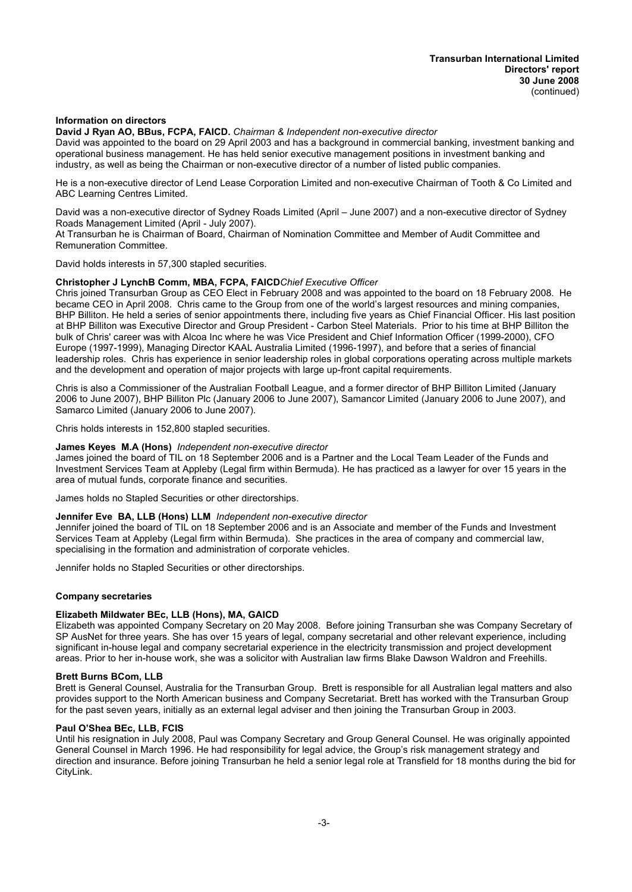**Information on directors**

**David J Ryan AO, BBus, FCPA, FAICD.** *Chairman & Independent non-executive director*

David was appointed to the board on 29 April 2003 and has a background in commercial banking, investment banking and operational business management. He has held senior executive management positions in investment banking and industry, as well as being the Chairman or non-executive director of a number of listed public companies.

He is a non-executive director of Lend Lease Corporation Limited and non-executive Chairman of Tooth & Co Limited and ABC Learning Centres Limited.

David was a non-executive director of Sydney Roads Limited (April – June 2007) and a non-executive director of Sydney Roads Management Limited (April - July 2007).

At Transurban he is Chairman of Board, Chairman of Nomination Committee and Member of Audit Committee and Remuneration Committee.

David holds interests in 57,300 stapled securities.

**Christopher J LynchB Comm, MBA, FCPA, FAICD***Chief Executive Officer*

Chris joined Transurban Group as CEO Elect in February 2008 and was appointed to the board on 18 February 2008. He became CEO in April 2008. Chris came to the Group from one of the world's largest resources and mining companies, BHP Billiton. He held a series of senior appointments there, including five years as Chief Financial Officer. His last position at BHP Billiton was Executive Director and Group President - Carbon Steel Materials. Prior to his time at BHP Billiton the bulk of Chris' career was with Alcoa Inc where he was Vice President and Chief Information Officer (1999-2000), CFO Europe (1997-1999), Managing Director KAAL Australia Limited (1996-1997), and before that a series of financial leadership roles. Chris has experience in senior leadership roles in global corporations operating across multiple markets and the development and operation of major projects with large up-front capital requirements.

Chris is also a Commissioner of the Australian Football League, and a former director of BHP Billiton Limited (January 2006 to June 2007), BHP Billiton Plc (January 2006 to June 2007), Samancor Limited (January 2006 to June 2007), and Samarco Limited (January 2006 to June 2007).

Chris holds interests in 152,800 stapled securities.

**James Keyes M.A (Hons)** *Independent non-executive director*

James joined the board of TIL on 18 September 2006 and is a Partner and the Local Team Leader of the Funds and Investment Services Team at Appleby (Legal firm within Bermuda). He has practiced as a lawyer for over 15 years in the area of mutual funds, corporate finance and securities.

James holds no Stapled Securities or other directorships.

**Jennifer Eve BA, LLB (Hons) LLM** *Independent non-executive director*

Jennifer joined the board of TIL on 18 September 2006 and is an Associate and member of the Funds and Investment Services Team at Appleby (Legal firm within Bermuda). She practices in the area of company and commercial law, specialising in the formation and administration of corporate vehicles.

Jennifer holds no Stapled Securities or other directorships.

**Company secretaries**

**Elizabeth Mildwater BEc, LLB (Hons), MA, GAICD**

Elizabeth was appointed Company Secretary on 20 May 2008. Before joining Transurban she was Company Secretary of SP AusNet for three years. She has over 15 years of legal, company secretarial and other relevant experience, including significant in-house legal and company secretarial experience in the electricity transmission and project development areas. Prior to her in-house work, she was a solicitor with Australian law firms Blake Dawson Waldron and Freehills.

**Brett Burns BCom, LLB**

Brett is General Counsel, Australia for the Transurban Group. Brett is responsible for all Australian legal matters and also provides support to the North American business and Company Secretariat. Brett has worked with the Transurban Group for the past seven years, initially as an external legal adviser and then joining the Transurban Group in 2003.

**Paul O'Shea BEc, LLB, FCIS**

Until his resignation in July 2008, Paul was Company Secretary and Group General Counsel. He was originally appointed General Counsel in March 1996. He had responsibility for legal advice, the Group's risk management strategy and direction and insurance. Before joining Transurban he held a senior legal role at Transfield for 18 months during the bid for CityLink.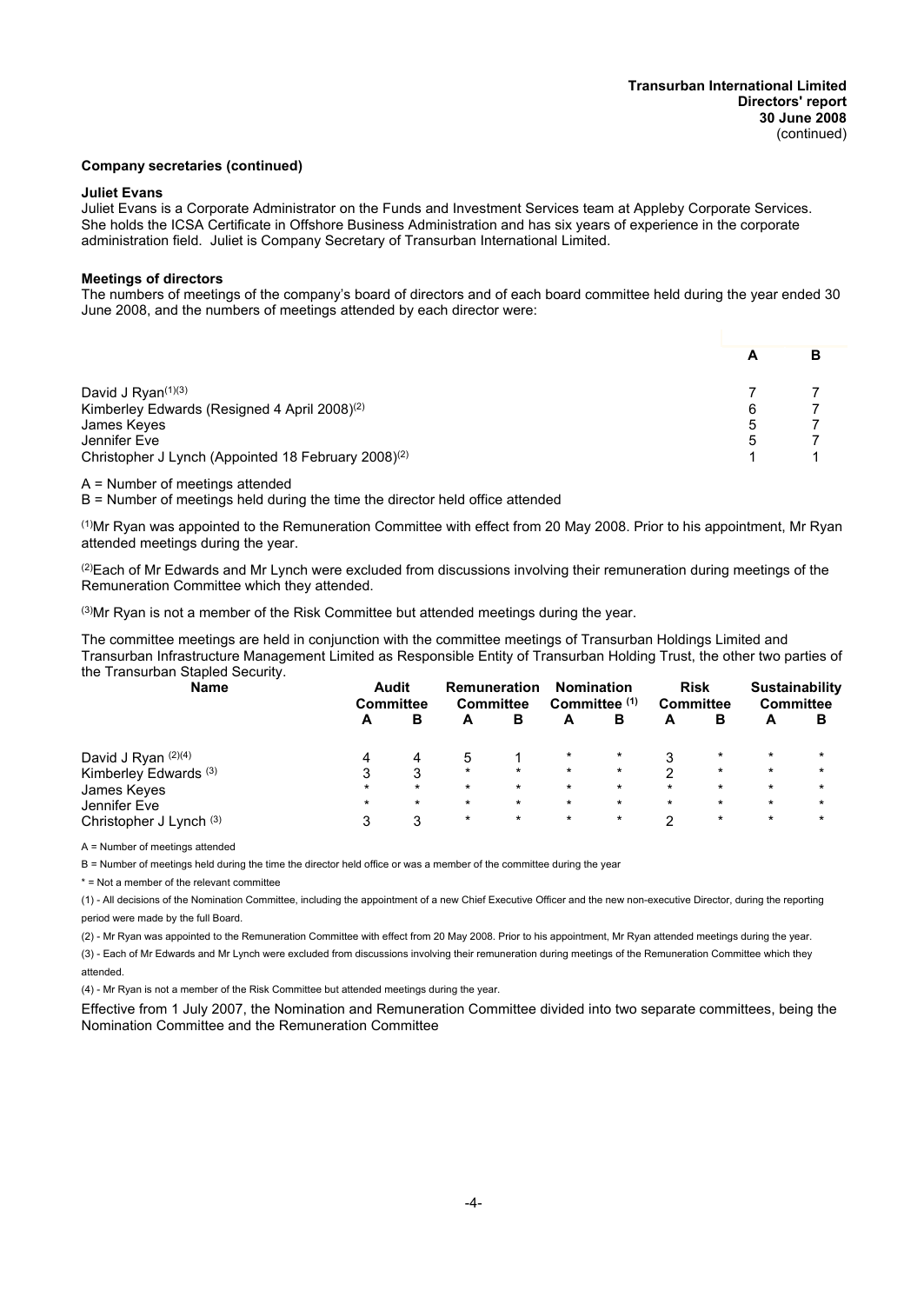**Company secretaries (continued)**

**Juliet Evans**

Juliet Evans is a Corporate Administrator on the Funds and Investment Services team at Appleby Corporate Services. She holds the ICSA Certificate in Offshore Business Administration and has six years of experience in the corporate administration field. Juliet is Company Secretary of Transurban International Limited.

**Meetings of directors**

The numbers of meetings of the company's board of directors and of each board committee held during the year ended 30 June 2008, and the numbers of meetings attended by each director were:

| | A | B |
|---|---|---|
| David J Ryan[(1)(3)] | 7 | 7 |
| Kimberley Edwards (Resigned 4 April 2008)[(2)] | 6 | 7 |
| James Keyes | 5 | 7 |
| Jennifer Eve | 5 | 7 |
| Christopher J Lynch (Appointed 18 February 2008)[(2)] | 1 | 1 |

A = Number of meetings attended

B = Number of meetings held during the time the director held office attended

[(1)] Mr Ryan was appointed to the Remuneration Committee with effect from 20 May 2008. Prior to his appointment, Mr Ryan attended meetings during the year.

[(2)] Each of Mr Edwards and Mr Lynch were excluded from discussions involving their remuneration during meetings of the Remuneration Committee which they attended.

[(3)] Mr Ryan is not a member of the Risk Committee but attended meetings during the year.

The committee meetings are held in conjunction with the committee meetings of Transurban Holdings Limited and Transurban Infrastructure Management Limited as Responsible Entity of Transurban Holding Trust, the other two parties of the Transurban Stapled Security.

| Name | Audit Committee | | Remuneration Committee | | Nomination Committee [(1)] | | Risk Committee | | Sustainability Committee | |
|---|---|---|---|---|---|---|---|---|---|---|
| | A | B | A | B | A | B | A | B | A | B |
| David J Ryan [(2)(4)] | 4 | 4 | 5 | 1 | * | * | 3 | * | * | * |
| Kimberley Edwards [(3)] | 3 | 3 | * | * | * | * | 2 | * | * | * |
| James Keyes | * | * | * | * | * | * | * | * | * | * |
| Jennifer Eve | * | * | * | * | * | * | * | * | * | * |
| Christopher J Lynch [(3)] | 3 | 3 | * | * | * | * | 2 | * | * | * |

A = Number of meetings attended

B = Number of meetings held during the time the director held office or was a member of the committee during the year

* = Not a member of the relevant committee

(1) - All decisions of the Nomination Committee, including the appointment of a new Chief Executive Officer and the new non-executive Director, during the reporting period were made by the full Board.

(2) - Mr Ryan was appointed to the Remuneration Committee with effect from 20 May 2008. Prior to his appointment, Mr Ryan attended meetings during the year.

(3) - Each of Mr Edwards and Mr Lynch were excluded from discussions involving their remuneration during meetings of the Remuneration Committee which they attended.

(4) - Mr Ryan is not a member of the Risk Committee but attended meetings during the year.

Effective from 1 July 2007, the Nomination and Remuneration Committee divided into two separate committees, being the Nomination Committee and the Remuneration Committee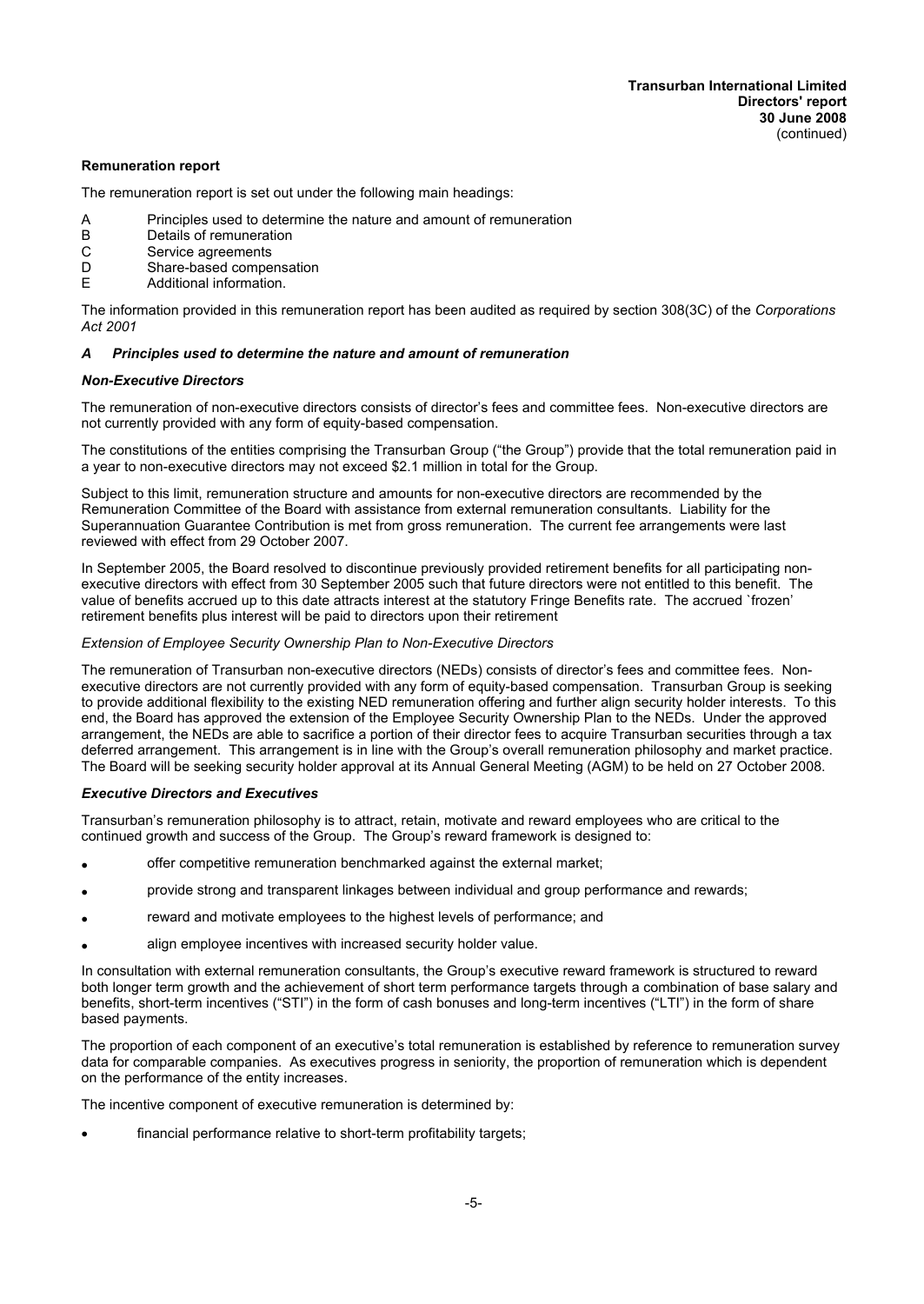## Remuneration report

The remuneration report is set out under the following main headings:

- A Principles used to determine the nature and amount of remuneration
- B Details of remuneration
- C Service agreements
- D Share-based compensation
- E Additional information.

The information provided in this remuneration report has been audited as required by section 308(3C) of the *Corporations Act 2001*

### *A Principles used to determine the nature and amount of remuneration*

#### *Non-Executive Directors*

The remuneration of non-executive directors consists of director's fees and committee fees. Non-executive directors are not currently provided with any form of equity-based compensation.

The constitutions of the entities comprising the Transurban Group ("the Group") provide that the total remuneration paid in a year to non-executive directors may not exceed $2.1 million in total for the Group.

Subject to this limit, remuneration structure and amounts for non-executive directors are recommended by the Remuneration Committee of the Board with assistance from external remuneration consultants. Liability for the Superannuation Guarantee Contribution is met from gross remuneration. The current fee arrangements were last reviewed with effect from 29 October 2007.

In September 2005, the Board resolved to discontinue previously provided retirement benefits for all participating non-executive directors with effect from 30 September 2005 such that future directors were not entitled to this benefit. The value of benefits accrued up to this date attracts interest at the statutory Fringe Benefits rate. The accrued `frozen' retirement benefits plus interest will be paid to directors upon their retirement

*Extension of Employee Security Ownership Plan to Non-Executive Directors*

The remuneration of Transurban non-executive directors (NEDs) consists of director's fees and committee fees. Non-executive directors are not currently provided with any form of equity-based compensation. Transurban Group is seeking to provide additional flexibility to the existing NED remuneration offering and further align security holder interests. To this end, the Board has approved the extension of the Employee Security Ownership Plan to the NEDs. Under the approved arrangement, the NEDs are able to sacrifice a portion of their director fees to acquire Transurban securities through a tax deferred arrangement. This arrangement is in line with the Group's overall remuneration philosophy and market practice. The Board will be seeking security holder approval at its Annual General Meeting (AGM) to be held on 27 October 2008.

#### *Executive Directors and Executives*

Transurban's remuneration philosophy is to attract, retain, motivate and reward employees who are critical to the continued growth and success of the Group. The Group's reward framework is designed to:

- offer competitive remuneration benchmarked against the external market;
- provide strong and transparent linkages between individual and group performance and rewards;
- reward and motivate employees to the highest levels of performance; and
- align employee incentives with increased security holder value.

In consultation with external remuneration consultants, the Group's executive reward framework is structured to reward both longer term growth and the achievement of short term performance targets through a combination of base salary and benefits, short-term incentives ("STI") in the form of cash bonuses and long-term incentives ("LTI") in the form of share based payments.

The proportion of each component of an executive's total remuneration is established by reference to remuneration survey data for comparable companies. As executives progress in seniority, the proportion of remuneration which is dependent on the performance of the entity increases.

The incentive component of executive remuneration is determined by:

- financial performance relative to short-term profitability targets;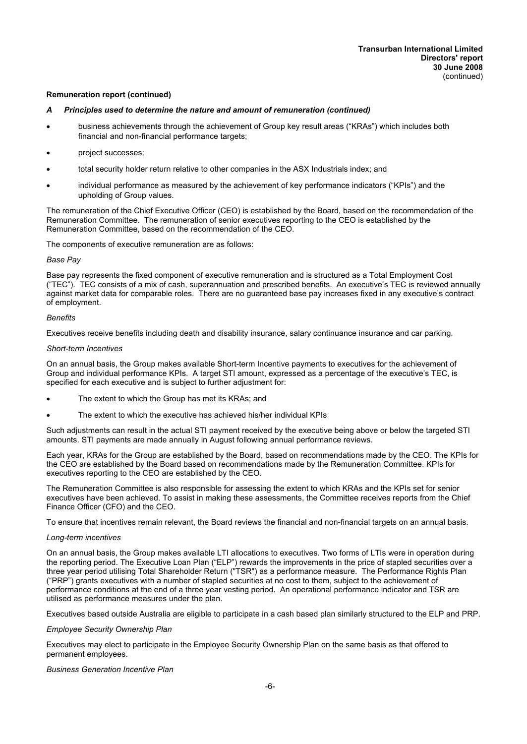**Remuneration report (continued)**

***A Principles used to determine the nature and amount of remuneration (continued)***

- business achievements through the achievement of Group key result areas ("KRAs") which includes both financial and non-financial performance targets;
- project successes;
- total security holder return relative to other companies in the ASX Industrials index; and
- individual performance as measured by the achievement of key performance indicators ("KPIs") and the upholding of Group values.

The remuneration of the Chief Executive Officer (CEO) is established by the Board, based on the recommendation of the Remuneration Committee. The remuneration of senior executives reporting to the CEO is established by the Remuneration Committee, based on the recommendation of the CEO.

The components of executive remuneration are as follows:

*Base Pay*

Base pay represents the fixed component of executive remuneration and is structured as a Total Employment Cost ("TEC"). TEC consists of a mix of cash, superannuation and prescribed benefits. An executive's TEC is reviewed annually against market data for comparable roles. There are no guaranteed base pay increases fixed in any executive's contract of employment.

*Benefits*

Executives receive benefits including death and disability insurance, salary continuance insurance and car parking.

*Short-term Incentives*

On an annual basis, the Group makes available Short-term Incentive payments to executives for the achievement of Group and individual performance KPIs. A target STI amount, expressed as a percentage of the executive's TEC, is specified for each executive and is subject to further adjustment for:

- The extent to which the Group has met its KRAs; and
- The extent to which the executive has achieved his/her individual KPIs

Such adjustments can result in the actual STI payment received by the executive being above or below the targeted STI amounts. STI payments are made annually in August following annual performance reviews.

Each year, KRAs for the Group are established by the Board, based on recommendations made by the CEO. The KPIs for the CEO are established by the Board based on recommendations made by the Remuneration Committee. KPIs for executives reporting to the CEO are established by the CEO.

The Remuneration Committee is also responsible for assessing the extent to which KRAs and the KPIs set for senior executives have been achieved. To assist in making these assessments, the Committee receives reports from the Chief Finance Officer (CFO) and the CEO.

To ensure that incentives remain relevant, the Board reviews the financial and non-financial targets on an annual basis.

*Long-term incentives*

On an annual basis, the Group makes available LTI allocations to executives. Two forms of LTIs were in operation during the reporting period. The Executive Loan Plan ("ELP") rewards the improvements in the price of stapled securities over a three year period utilising Total Shareholder Return ("TSR") as a performance measure. The Performance Rights Plan ("PRP") grants executives with a number of stapled securities at no cost to them, subject to the achievement of performance conditions at the end of a three year vesting period. An operational performance indicator and TSR are utilised as performance measures under the plan.

Executives based outside Australia are eligible to participate in a cash based plan similarly structured to the ELP and PRP.

*Employee Security Ownership Plan*

Executives may elect to participate in the Employee Security Ownership Plan on the same basis as that offered to permanent employees.

*Business Generation Incentive Plan*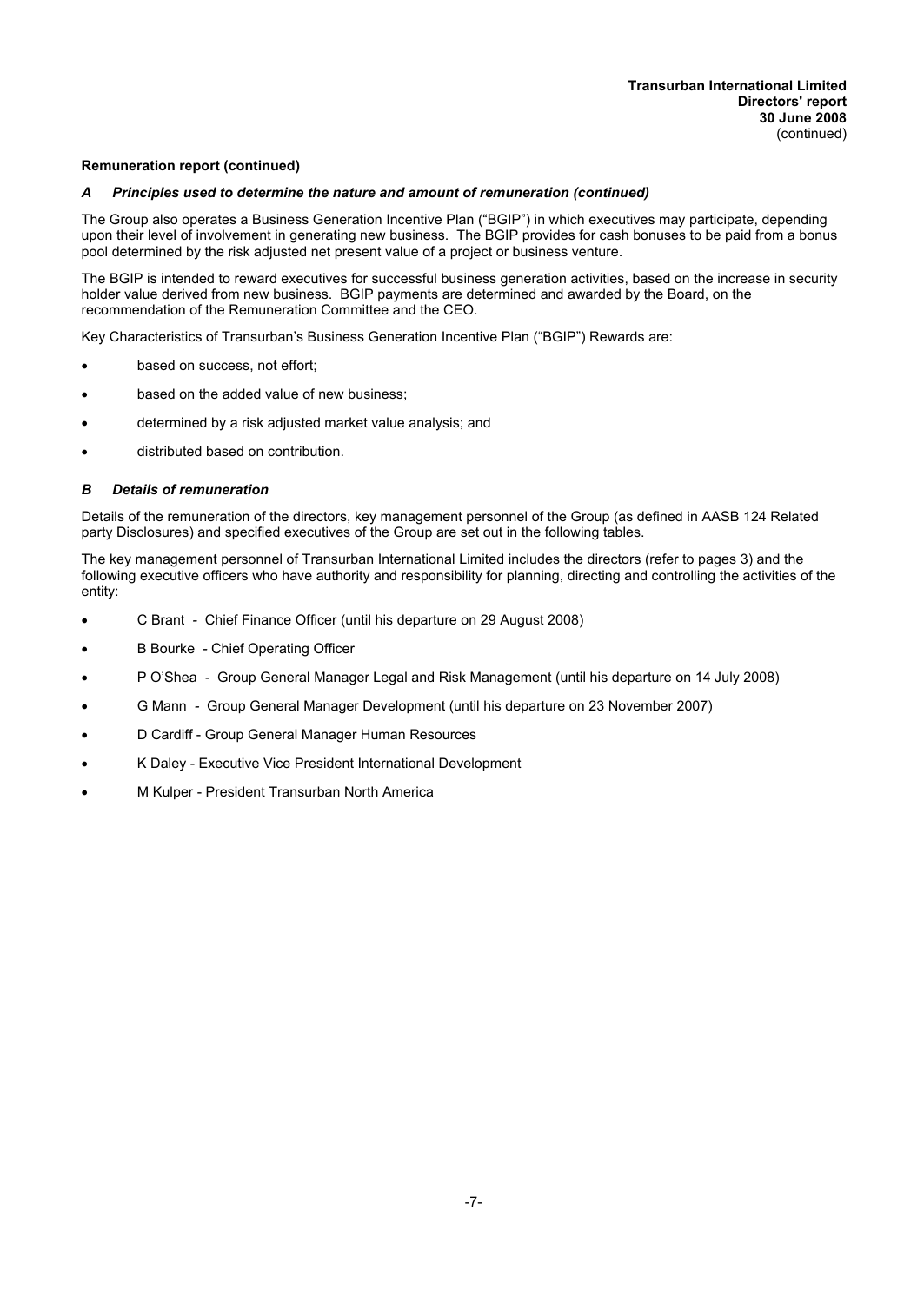## Remuneration report (continued)

### *A Principles used to determine the nature and amount of remuneration (continued)*

The Group also operates a Business Generation Incentive Plan ("BGIP") in which executives may participate, depending upon their level of involvement in generating new business. The BGIP provides for cash bonuses to be paid from a bonus pool determined by the risk adjusted net present value of a project or business venture.

The BGIP is intended to reward executives for successful business generation activities, based on the increase in security holder value derived from new business. BGIP payments are determined and awarded by the Board, on the recommendation of the Remuneration Committee and the CEO.

Key Characteristics of Transurban's Business Generation Incentive Plan ("BGIP") Rewards are:

- based on success, not effort;
- based on the added value of new business;
- determined by a risk adjusted market value analysis; and
- distributed based on contribution.

### *B Details of remuneration*

Details of the remuneration of the directors, key management personnel of the Group (as defined in AASB 124 Related party Disclosures) and specified executives of the Group are set out in the following tables.

The key management personnel of Transurban International Limited includes the directors (refer to pages 3) and the following executive officers who have authority and responsibility for planning, directing and controlling the activities of the entity:

- C Brant - Chief Finance Officer (until his departure on 29 August 2008)
- B Bourke - Chief Operating Officer
- P O'Shea - Group General Manager Legal and Risk Management (until his departure on 14 July 2008)
- G Mann - Group General Manager Development (until his departure on 23 November 2007)
- D Cardiff - Group General Manager Human Resources
- K Daley - Executive Vice President International Development
- M Kulper - President Transurban North America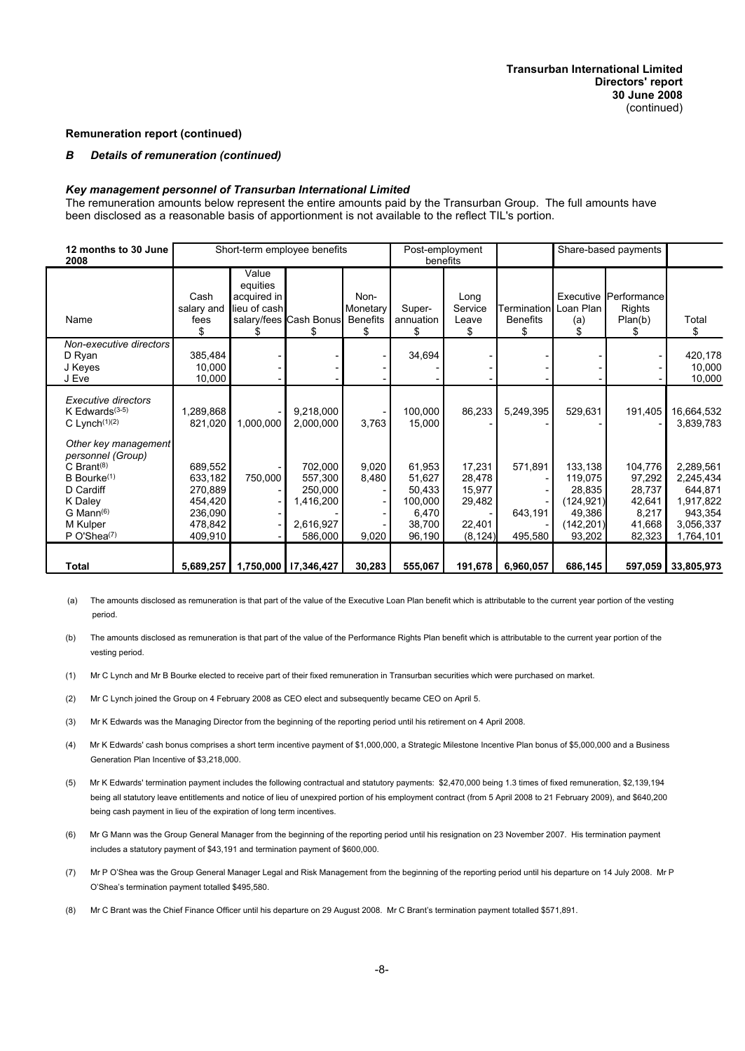**Transurban International Limited**
**Directors' report**
**30 June 2008**
(continued)

**Remuneration report (continued)**

### *B Details of remuneration (continued)*

***Key management personnel of Transurban International Limited***

The remuneration amounts below represent the entire amounts paid by the Transurban Group. The full amounts have been disclosed as a reasonable basis of apportionment is not available to the reflect TIL's portion.

| 12 months to 30 June 2008 | Short-term employee benefits | | | | Post-employment benefits | | | Share-based payments | | |
|---|---|---|---|---|---|---|---|---|---|---|
| Name | Cash salary and fees $ | Value equities acquired in lieu of cash salary/fees $ | Cash Bonus $ | Non-Monetary Benefits $ | Super-annuation $ | Long Service Leave $ | Termination Benefits $ | Executive Loan Plan (a) $ | Performance Rights Plan(b) $ | Total $ |
| *Non-executive directors* | | | | | | | | | | |
| D Ryan | 385,484 | - | - | - | 34,694 | - | - | - | - | 420,178 |
| J Keyes | 10,000 | - | - | - | - | - | - | - | - | 10,000 |
| J Eve | 10,000 | - | - | - | - | - | - | - | - | 10,000 |
| *Executive directors* | | | | | | | | | | |
| K Edwards[(3-5)] | 1,289,868 | - | 9,218,000 | - | 100,000 | 86,233 | 5,249,395 | 529,631 | 191,405 | 16,664,532 |
| C Lynch[(1)(2)] | 821,020 | 1,000,000 | 2,000,000 | 3,763 | 15,000 | - | - | - | - | 3,839,783 |
| *Other key management personnel (Group)* | | | | | | | | | | |
| C Brant[(8)] | 689,552 | - | 702,000 | 9,020 | 61,953 | 17,231 | 571,891 | 133,138 | 104,776 | 2,289,561 |
| B Bourke[(1)] | 633,182 | 750,000 | 557,300 | 8,480 | 51,627 | 28,478 | - | 119,075 | 97,292 | 2,245,434 |
| D Cardiff | 270,889 | - | 250,000 | - | 50,433 | 15,977 | - | 28,835 | 28,737 | 644,871 |
| K Daley | 454,420 | - | 1,416,200 | - | 100,000 | 29,482 | - | (124,921) | 42,641 | 1,917,822 |
| G Mann[(6)] | 236,090 | - | - | - | 6,470 | - | 643,191 | 49,386 | 8,217 | 943,354 |
| M Kulper | 478,842 | - | 2,616,927 | - | 38,700 | 22,401 | - | (142,201) | 41,668 | 3,056,337 |
| P O'Shea[(7)] | 409,910 | - | 586,000 | 9,020 | 96,190 | (8,124) | 495,580 | 93,202 | 82,323 | 1,764,101 |
| **Total** | **5,689,257** | **1,750,000** | **17,346,427** | **30,283** | **555,067** | **191,678** | **6,960,057** | **686,145** | **597,059** | **33,805,973** |

(a) The amounts disclosed as remuneration is that part of the value of the Executive Loan Plan benefit which is attributable to the current year portion of the vesting period.

(b) The amounts disclosed as remuneration is that part of the value of the Performance Rights Plan benefit which is attributable to the current year portion of the vesting period.

(1) Mr C Lynch and Mr B Bourke elected to receive part of their fixed remuneration in Transurban securities which were purchased on market.

(2) Mr C Lynch joined the Group on 4 February 2008 as CEO elect and subsequently became CEO on April 5.

(3) Mr K Edwards was the Managing Director from the beginning of the reporting period until his retirement on 4 April 2008.

(4) Mr K Edwards' cash bonus comprises a short term incentive payment of $1,000,000, a Strategic Milestone Incentive Plan bonus of $5,000,000 and a Business Generation Plan Incentive of $3,218,000.

(5) Mr K Edwards' termination payment includes the following contractual and statutory payments: $2,470,000 being 1.3 times of fixed remuneration, $2,139,194 being all statutory leave entitlements and notice of lieu of unexpired portion of his employment contract (from 5 April 2008 to 21 February 2009), and $640,200 being cash payment in lieu of the expiration of long term incentives.

(6) Mr G Mann was the Group General Manager from the beginning of the reporting period until his resignation on 23 November 2007. His termination payment includes a statutory payment of $43,191 and termination payment of $600,000.

(7) Mr P O'Shea was the Group General Manager Legal and Risk Management from the beginning of the reporting period until his departure on 14 July 2008. Mr P O'Shea's termination payment totalled $495,580.

(8) Mr C Brant was the Chief Finance Officer until his departure on 29 August 2008. Mr C Brant's termination payment totalled $571,891.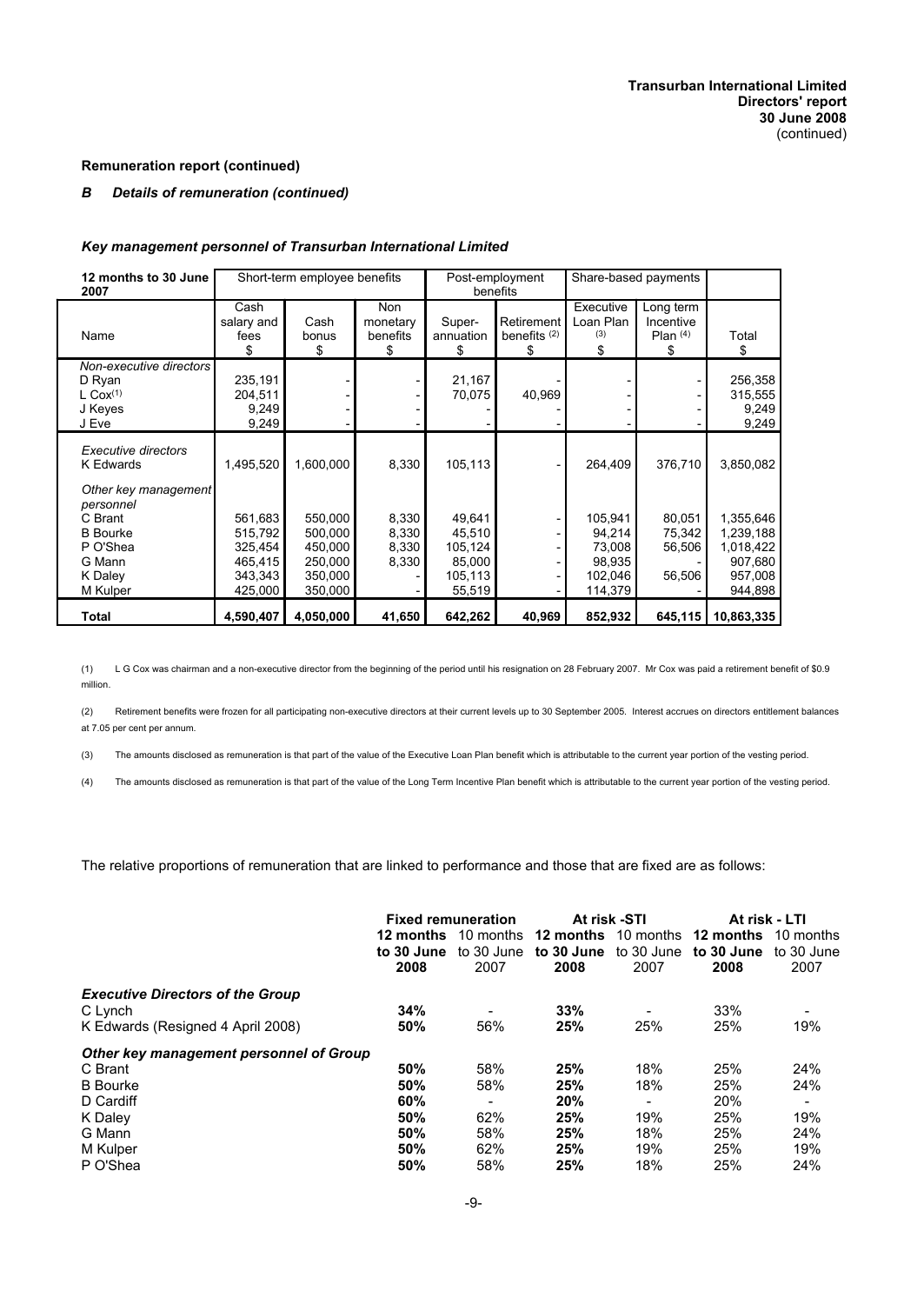**Remuneration report (continued)**

***B Details of remuneration (continued)***

***Key management personnel of Transurban International Limited***

| 12 months to 30 June 2007 | Short-term employee benefits | | | Post-employment benefits | | Share-based payments | | |
|---|---|---|---|---|---|---|---|---|
| Name | Cash salary and fees $ | Cash bonus $ | Non monetary benefits $ | Super-annuation $ | Retirement benefits (2) $ | Executive Loan Plan (3) $ | Long term Incentive Plan (4) $ | Total $ |
| *Non-executive directors* | | | | | | | | |
| D Ryan | 235,191 | - | - | 21,167 | - | - | - | 256,358 |
| L Cox(1) | 204,511 | - | - | 70,075 | 40,969 | - | - | 315,555 |
| J Keyes | 9,249 | - | - | - | - | - | - | 9,249 |
| J Eve | 9,249 | - | - | - | - | - | - | 9,249 |
| *Executive directors* | | | | | | | | |
| K Edwards | 1,495,520 | 1,600,000 | 8,330 | 105,113 | - | 264,409 | 376,710 | 3,850,082 |
| *Other key management personnel* | | | | | | | | |
| C Brant | 561,683 | 550,000 | 8,330 | 49,641 | - | 105,941 | 80,051 | 1,355,646 |
| B Bourke | 515,792 | 500,000 | 8,330 | 45,510 | - | 94,214 | 75,342 | 1,239,188 |
| P O'Shea | 325,454 | 450,000 | 8,330 | 105,124 | - | 73,008 | 56,506 | 1,018,422 |
| G Mann | 465,415 | 250,000 | 8,330 | 85,000 | - | 98,935 | - | 907,680 |
| K Daley | 343,343 | 350,000 | - | 105,113 | - | 102,046 | 56,506 | 957,008 |
| M Kulper | 425,000 | 350,000 | - | 55,519 | - | 114,379 | - | 944,898 |
| **Total** | **4,590,407** | **4,050,000** | **41,650** | **642,262** | **40,969** | **852,932** | **645,115** | **10,863,335** |

(1) L G Cox was chairman and a non-executive director from the beginning of the period until his resignation on 28 February 2007. Mr Cox was paid a retirement benefit of $0.9 million.

(2) Retirement benefits were frozen for all participating non-executive directors at their current levels up to 30 September 2005. Interest accrues on directors entitlement balances at 7.05 per cent per annum.

(3) The amounts disclosed as remuneration is that part of the value of the Executive Loan Plan benefit which is attributable to the current year portion of the vesting period.

(4) The amounts disclosed as remuneration is that part of the value of the Long Term Incentive Plan benefit which is attributable to the current year portion of the vesting period.

The relative proportions of remuneration that are linked to performance and those that are fixed are as follows:

| | Fixed remuneration | | At risk -STI | | At risk - LTI | |
|---|---|---|---|---|---|---|
| | **12 months to 30 June 2008** | 10 months to 30 June 2007 | **12 months to 30 June 2008** | 10 months to 30 June 2007 | **12 months to 30 June 2008** | 10 months to 30 June 2007 |
| ***Executive Directors of the Group*** | | | | | | |
| C Lynch | **34%** | - | **33%** | - | 33% | - |
| K Edwards (Resigned 4 April 2008) | **50%** | 56% | **25%** | 25% | 25% | 19% |
| ***Other key management personnel of Group*** | | | | | | |
| C Brant | **50%** | 58% | **25%** | 18% | 25% | 24% |
| B Bourke | **50%** | 58% | **25%** | 18% | 25% | 24% |
| D Cardiff | **60%** | - | **20%** | - | 20% | - |
| K Daley | **50%** | 62% | **25%** | 19% | 25% | 19% |
| G Mann | **50%** | 58% | **25%** | 18% | 25% | 24% |
| M Kulper | **50%** | 62% | **25%** | 19% | 25% | 19% |
| P O'Shea | **50%** | 58% | **25%** | 18% | 25% | 24% |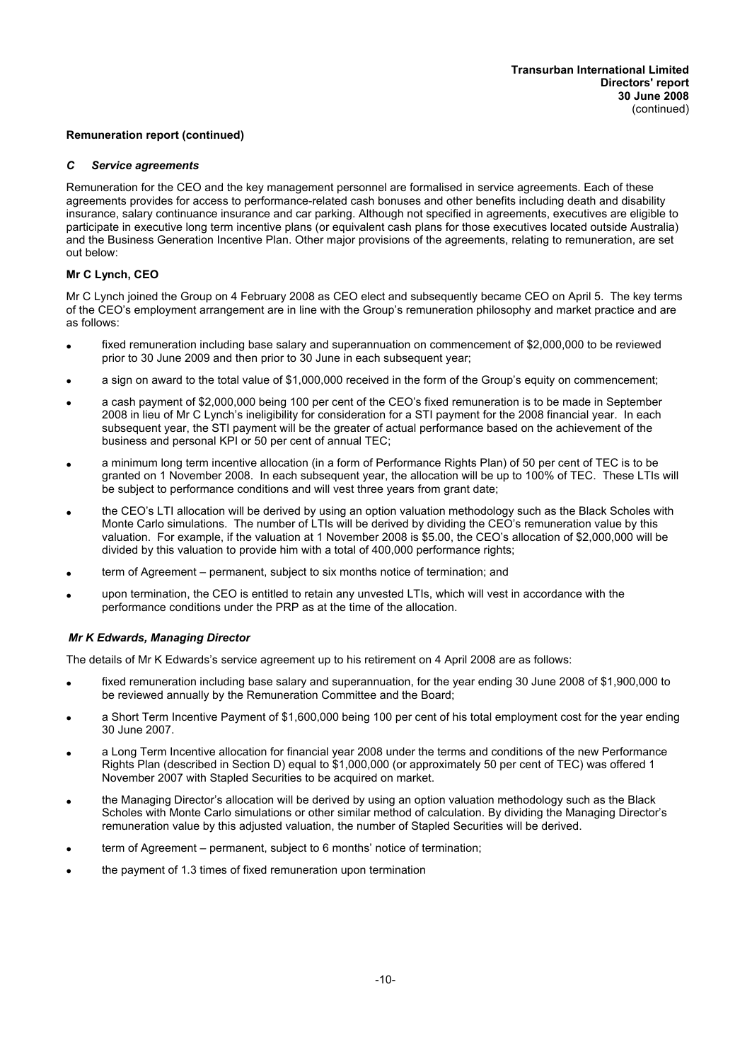**Remuneration report (continued)**

### *C Service agreements*

Remuneration for the CEO and the key management personnel are formalised in service agreements. Each of these agreements provides for access to performance-related cash bonuses and other benefits including death and disability insurance, salary continuance insurance and car parking. Although not specified in agreements, executives are eligible to participate in executive long term incentive plans (or equivalent cash plans for those executives located outside Australia) and the Business Generation Incentive Plan. Other major provisions of the agreements, relating to remuneration, are set out below:

**Mr C Lynch, CEO**

Mr C Lynch joined the Group on 4 February 2008 as CEO elect and subsequently became CEO on April 5. The key terms of the CEO's employment arrangement are in line with the Group's remuneration philosophy and market practice and are as follows:

- fixed remuneration including base salary and superannuation on commencement of $2,000,000 to be reviewed prior to 30 June 2009 and then prior to 30 June in each subsequent year;
- a sign on award to the total value of $1,000,000 received in the form of the Group's equity on commencement;
- a cash payment of $2,000,000 being 100 per cent of the CEO's fixed remuneration is to be made in September 2008 in lieu of Mr C Lynch's ineligibility for consideration for a STI payment for the 2008 financial year. In each subsequent year, the STI payment will be the greater of actual performance based on the achievement of the business and personal KPI or 50 per cent of annual TEC;
- a minimum long term incentive allocation (in a form of Performance Rights Plan) of 50 per cent of TEC is to be granted on 1 November 2008. In each subsequent year, the allocation will be up to 100% of TEC. These LTIs will be subject to performance conditions and will vest three years from grant date;
- the CEO's LTI allocation will be derived by using an option valuation methodology such as the Black Scholes with Monte Carlo simulations. The number of LTIs will be derived by dividing the CEO's remuneration value by this valuation. For example, if the valuation at 1 November 2008 is $5.00, the CEO's allocation of $2,000,000 will be divided by this valuation to provide him with a total of 400,000 performance rights;
- term of Agreement – permanent, subject to six months notice of termination; and
- upon termination, the CEO is entitled to retain any unvested LTIs, which will vest in accordance with the performance conditions under the PRP as at the time of the allocation.

***Mr K Edwards, Managing Director***

The details of Mr K Edwards's service agreement up to his retirement on 4 April 2008 are as follows:

- fixed remuneration including base salary and superannuation, for the year ending 30 June 2008 of $1,900,000 to be reviewed annually by the Remuneration Committee and the Board;
- a Short Term Incentive Payment of $1,600,000 being 100 per cent of his total employment cost for the year ending 30 June 2007.
- a Long Term Incentive allocation for financial year 2008 under the terms and conditions of the new Performance Rights Plan (described in Section D) equal to $1,000,000 (or approximately 50 per cent of TEC) was offered 1 November 2007 with Stapled Securities to be acquired on market.
- the Managing Director's allocation will be derived by using an option valuation methodology such as the Black Scholes with Monte Carlo simulations or other similar method of calculation. By dividing the Managing Director's remuneration value by this adjusted valuation, the number of Stapled Securities will be derived.
- term of Agreement – permanent, subject to 6 months' notice of termination;
- the payment of 1.3 times of fixed remuneration upon termination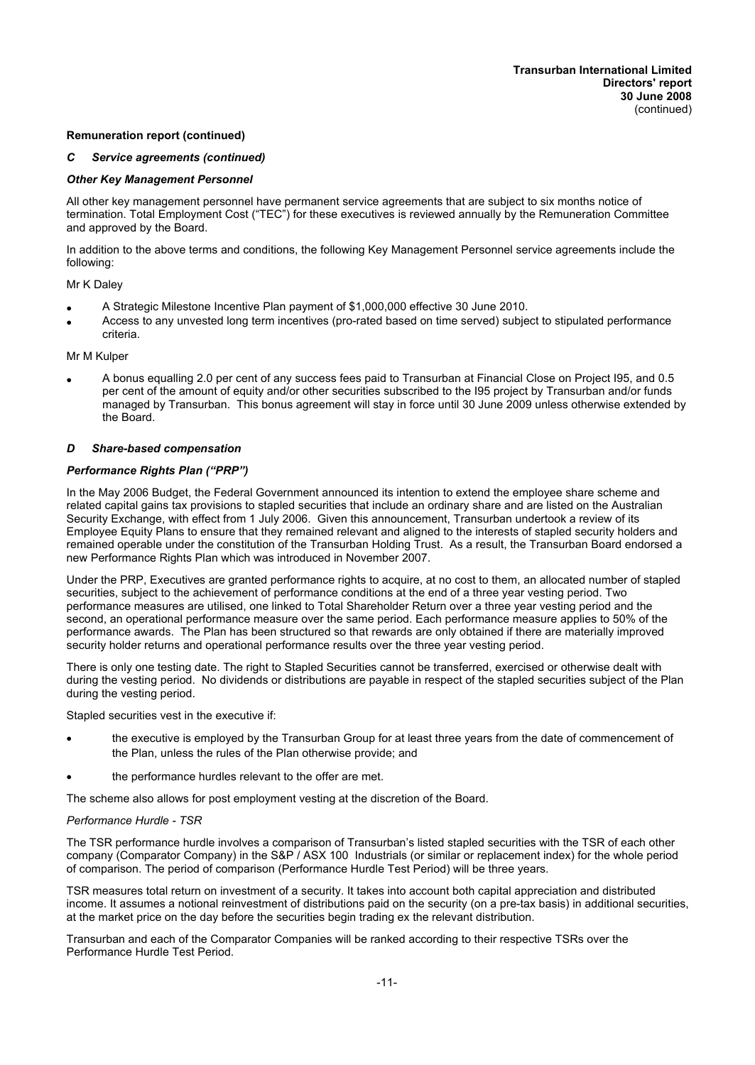**Remuneration report (continued)**

## *C Service agreements (continued)*

### *Other Key Management Personnel*

All other key management personnel have permanent service agreements that are subject to six months notice of termination. Total Employment Cost ("TEC") for these executives is reviewed annually by the Remuneration Committee and approved by the Board.

In addition to the above terms and conditions, the following Key Management Personnel service agreements include the following:

Mr K Daley

- A Strategic Milestone Incentive Plan payment of $1,000,000 effective 30 June 2010.
- Access to any unvested long term incentives (pro-rated based on time served) subject to stipulated performance criteria.

Mr M Kulper

- A bonus equalling 2.0 per cent of any success fees paid to Transurban at Financial Close on Project I95, and 0.5 per cent of the amount of equity and/or other securities subscribed to the I95 project by Transurban and/or funds managed by Transurban. This bonus agreement will stay in force until 30 June 2009 unless otherwise extended by the Board.

## *D Share-based compensation*

### *Performance Rights Plan ("PRP")*

In the May 2006 Budget, the Federal Government announced its intention to extend the employee share scheme and related capital gains tax provisions to stapled securities that include an ordinary share and are listed on the Australian Security Exchange, with effect from 1 July 2006. Given this announcement, Transurban undertook a review of its Employee Equity Plans to ensure that they remained relevant and aligned to the interests of stapled security holders and remained operable under the constitution of the Transurban Holding Trust. As a result, the Transurban Board endorsed a new Performance Rights Plan which was introduced in November 2007.

Under the PRP, Executives are granted performance rights to acquire, at no cost to them, an allocated number of stapled securities, subject to the achievement of performance conditions at the end of a three year vesting period. Two performance measures are utilised, one linked to Total Shareholder Return over a three year vesting period and the second, an operational performance measure over the same period. Each performance measure applies to 50% of the performance awards. The Plan has been structured so that rewards are only obtained if there are materially improved security holder returns and operational performance results over the three year vesting period.

There is only one testing date. The right to Stapled Securities cannot be transferred, exercised or otherwise dealt with during the vesting period. No dividends or distributions are payable in respect of the stapled securities subject of the Plan during the vesting period.

Stapled securities vest in the executive if:

- the executive is employed by the Transurban Group for at least three years from the date of commencement of the Plan, unless the rules of the Plan otherwise provide; and
- the performance hurdles relevant to the offer are met.

The scheme also allows for post employment vesting at the discretion of the Board.

*Performance Hurdle - TSR*

The TSR performance hurdle involves a comparison of Transurban's listed stapled securities with the TSR of each other company (Comparator Company) in the S&P / ASX 100 Industrials (or similar or replacement index) for the whole period of comparison. The period of comparison (Performance Hurdle Test Period) will be three years.

TSR measures total return on investment of a security. It takes into account both capital appreciation and distributed income. It assumes a notional reinvestment of distributions paid on the security (on a pre-tax basis) in additional securities, at the market price on the day before the securities begin trading ex the relevant distribution.

Transurban and each of the Comparator Companies will be ranked according to their respective TSRs over the Performance Hurdle Test Period.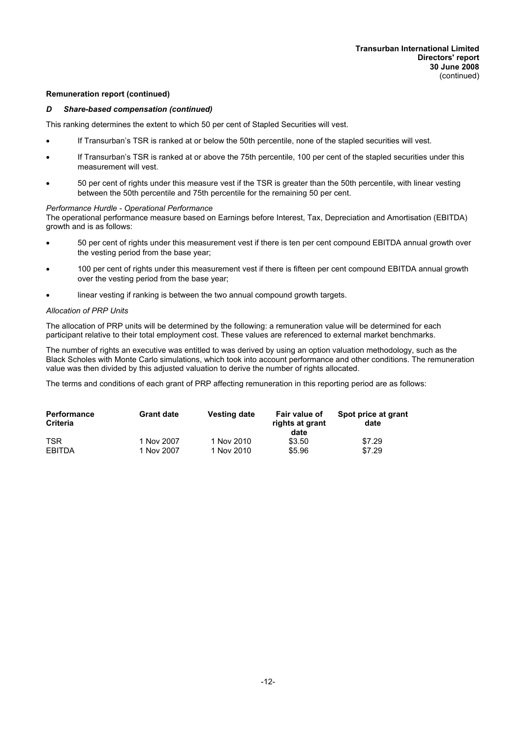**Remuneration report (continued)**

***D Share-based compensation (continued)***

This ranking determines the extent to which 50 per cent of Stapled Securities will vest.

- If Transurban's TSR is ranked at or below the 50th percentile, none of the stapled securities will vest.
- If Transurban's TSR is ranked at or above the 75th percentile, 100 per cent of the stapled securities under this measurement will vest.
- 50 per cent of rights under this measure vest if the TSR is greater than the 50th percentile, with linear vesting between the 50th percentile and 75th percentile for the remaining 50 per cent.

*Performance Hurdle - Operational Performance*

The operational performance measure based on Earnings before Interest, Tax, Depreciation and Amortisation (EBITDA) growth and is as follows:

- 50 per cent of rights under this measurement vest if there is ten per cent compound EBITDA annual growth over the vesting period from the base year;
- 100 per cent of rights under this measurement vest if there is fifteen per cent compound EBITDA annual growth over the vesting period from the base year;
- linear vesting if ranking is between the two annual compound growth targets.

*Allocation of PRP Units*

The allocation of PRP units will be determined by the following: a remuneration value will be determined for each participant relative to their total employment cost. These values are referenced to external market benchmarks.

The number of rights an executive was entitled to was derived by using an option valuation methodology, such as the Black Scholes with Monte Carlo simulations, which took into account performance and other conditions. The remuneration value was then divided by this adjusted valuation to derive the number of rights allocated.

The terms and conditions of each grant of PRP affecting remuneration in this reporting period are as follows:

| Performance Criteria | Grant date | Vesting date | Fair value of rights at grant date | Spot price at grant date |
|---|---|---|---|---|
| TSR | 1 Nov 2007 | 1 Nov 2010 | $3.50 | $7.29 |
| EBITDA | 1 Nov 2007 | 1 Nov 2010 | $5.96 | $7.29 |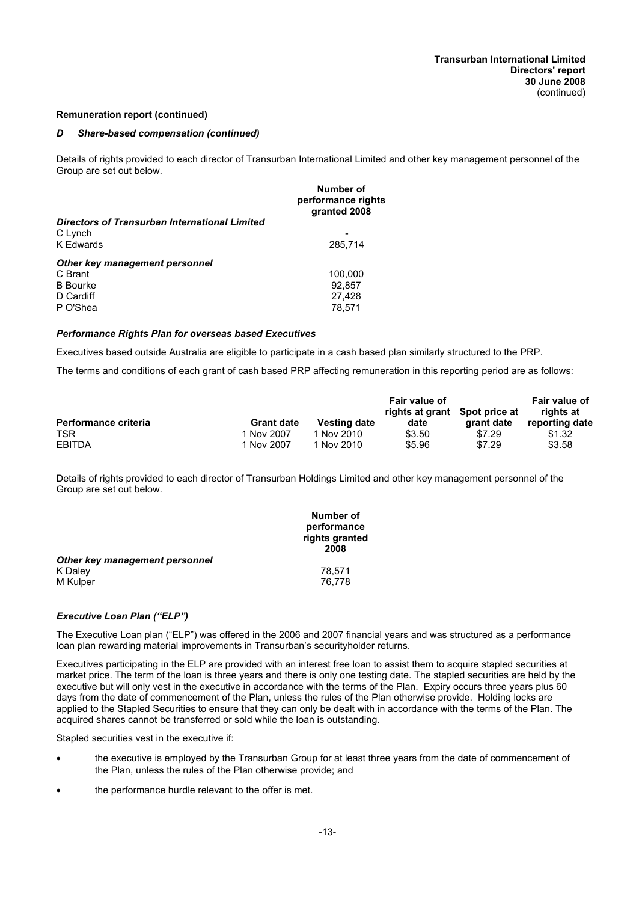## Remuneration report (continued)

### *D Share-based compensation (continued)*

Details of rights provided to each director of Transurban International Limited and other key management personnel of the Group are set out below.

| | Number of performance rights granted 2008 |
|---|---|
| ***Directors of Transurban International Limited*** | |
| C Lynch | - |
| K Edwards | 285,714 |
| ***Other key management personnel*** | |
| C Brant | 100,000 |
| B Bourke | 92,857 |
| D Cardiff | 27,428 |
| P O'Shea | 78,571 |

### *Performance Rights Plan for overseas based Executives*

Executives based outside Australia are eligible to participate in a cash based plan similarly structured to the PRP.

The terms and conditions of each grant of cash based PRP affecting remuneration in this reporting period are as follows:

| Performance criteria | Grant date | Vesting date | Fair value of rights at grant date | Spot price at grant date | Fair value of rights at reporting date |
|---|---|---|---|---|---|
| TSR | 1 Nov 2007 | 1 Nov 2010 | $3.50 | $7.29 | $1.32 |
| EBITDA | 1 Nov 2007 | 1 Nov 2010 | $5.96 | $7.29 | $3.58 |

Details of rights provided to each director of Transurban Holdings Limited and other key management personnel of the Group are set out below.

| | Number of performance rights granted 2008 |
|---|---|
| ***Other key management personnel*** | |
| K Daley | 78,571 |
| M Kulper | 76,778 |

### *Executive Loan Plan ("ELP")*

The Executive Loan plan ("ELP") was offered in the 2006 and 2007 financial years and was structured as a performance loan plan rewarding material improvements in Transurban's securityholder returns.

Executives participating in the ELP are provided with an interest free loan to assist them to acquire stapled securities at market price. The term of the loan is three years and there is only one testing date. The stapled securities are held by the executive but will only vest in the executive in accordance with the terms of the Plan. Expiry occurs three years plus 60 days from the date of commencement of the Plan, unless the rules of the Plan otherwise provide. Holding locks are applied to the Stapled Securities to ensure that they can only be dealt with in accordance with the terms of the Plan. The acquired shares cannot be transferred or sold while the loan is outstanding.

Stapled securities vest in the executive if:

- the executive is employed by the Transurban Group for at least three years from the date of commencement of the Plan, unless the rules of the Plan otherwise provide; and
- the performance hurdle relevant to the offer is met.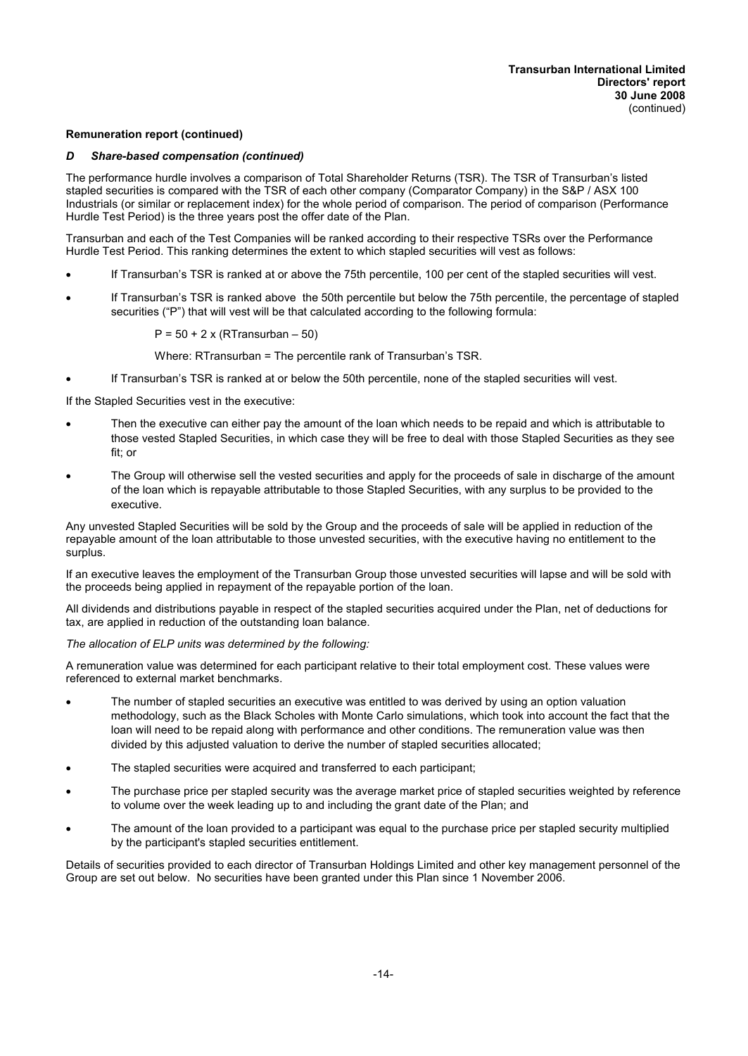**Remuneration report (continued)**

***D Share-based compensation (continued)***

The performance hurdle involves a comparison of Total Shareholder Returns (TSR). The TSR of Transurban's listed stapled securities is compared with the TSR of each other company (Comparator Company) in the S&P / ASX 100 Industrials (or similar or replacement index) for the whole period of comparison. The period of comparison (Performance Hurdle Test Period) is the three years post the offer date of the Plan.

Transurban and each of the Test Companies will be ranked according to their respective TSRs over the Performance Hurdle Test Period. This ranking determines the extent to which stapled securities will vest as follows:

- If Transurban's TSR is ranked at or above the 75th percentile, 100 per cent of the stapled securities will vest.
- If Transurban's TSR is ranked above the 50th percentile but below the 75th percentile, the percentage of stapled securities ("P") that will vest will be that calculated according to the following formula:

  $P = 50 + 2 \times (R_{Transurban} - 50)$

  Where: $R_{Transurban}$ = The percentile rank of Transurban's TSR.

- If Transurban's TSR is ranked at or below the 50th percentile, none of the stapled securities will vest.

If the Stapled Securities vest in the executive:

- Then the executive can either pay the amount of the loan which needs to be repaid and which is attributable to those vested Stapled Securities, in which case they will be free to deal with those Stapled Securities as they see fit; or
- The Group will otherwise sell the vested securities and apply for the proceeds of sale in discharge of the amount of the loan which is repayable attributable to those Stapled Securities, with any surplus to be provided to the executive.

Any unvested Stapled Securities will be sold by the Group and the proceeds of sale will be applied in reduction of the repayable amount of the loan attributable to those unvested securities, with the executive having no entitlement to the surplus.

If an executive leaves the employment of the Transurban Group those unvested securities will lapse and will be sold with the proceeds being applied in repayment of the repayable portion of the loan.

All dividends and distributions payable in respect of the stapled securities acquired under the Plan, net of deductions for tax, are applied in reduction of the outstanding loan balance.

*The allocation of ELP units was determined by the following:*

A remuneration value was determined for each participant relative to their total employment cost. These values were referenced to external market benchmarks.

- The number of stapled securities an executive was entitled to was derived by using an option valuation methodology, such as the Black Scholes with Monte Carlo simulations, which took into account the fact that the loan will need to be repaid along with performance and other conditions. The remuneration value was then divided by this adjusted valuation to derive the number of stapled securities allocated;
- The stapled securities were acquired and transferred to each participant;
- The purchase price per stapled security was the average market price of stapled securities weighted by reference to volume over the week leading up to and including the grant date of the Plan; and
- The amount of the loan provided to a participant was equal to the purchase price per stapled security multiplied by the participant's stapled securities entitlement.

Details of securities provided to each director of Transurban Holdings Limited and other key management personnel of the Group are set out below. No securities have been granted under this Plan since 1 November 2006.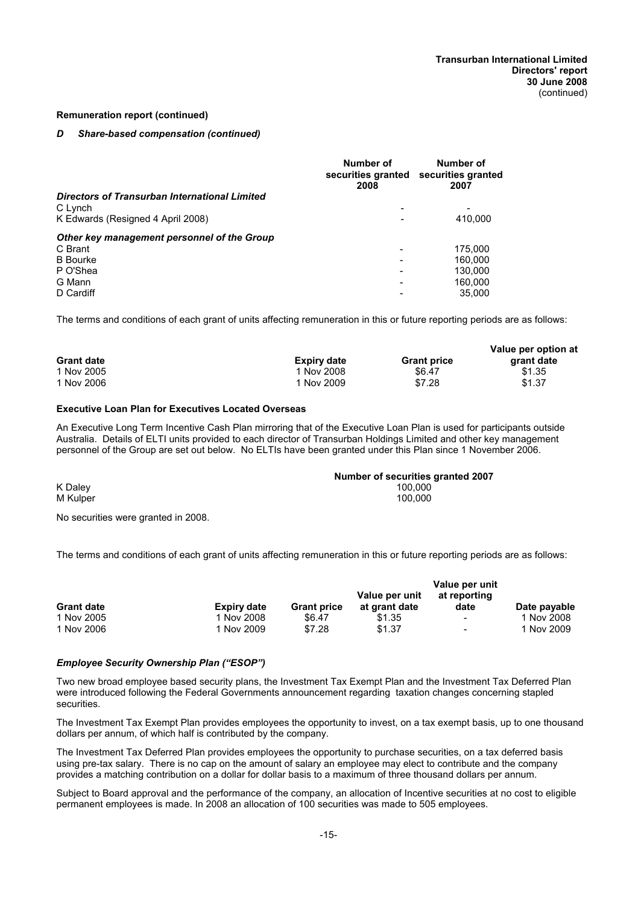**Remuneration report (continued)**

***D Share-based compensation (continued)***

| | Number of securities granted 2008 | Number of securities granted 2007 |
|---|---|---|
| ***Directors of Transurban International Limited*** | | |
| C Lynch | - | - |
| K Edwards (Resigned 4 April 2008) | - | 410,000 |
| ***Other key management personnel of the Group*** | | |
| C Brant | - | 175,000 |
| B Bourke | - | 160,000 |
| P O'Shea | - | 130,000 |
| G Mann | - | 160,000 |
| D Cardiff | - | 35,000 |

The terms and conditions of each grant of units affecting remuneration in this or future reporting periods are as follows:

| Grant date | Expiry date | Grant price | Value per option at grant date |
|---|---|---|---|
| 1 Nov 2005 | 1 Nov 2008 | $6.47 | $1.35 |
| 1 Nov 2006 | 1 Nov 2009 | $7.28 | $1.37 |

**Executive Loan Plan for Executives Located Overseas**

An Executive Long Term Incentive Cash Plan mirroring that of the Executive Loan Plan is used for participants outside Australia. Details of ELTI units provided to each director of Transurban Holdings Limited and other key management personnel of the Group are set out below. No ELTIs have been granted under this Plan since 1 November 2006.

| | Number of securities granted 2007 |
|---|---|
| K Daley | 100,000 |
| M Kulper | 100,000 |

No securities were granted in 2008.

The terms and conditions of each grant of units affecting remuneration in this or future reporting periods are as follows:

| Grant date | Expiry date | Grant price | Value per unit at grant date | Value per unit at reporting date | Date payable |
|---|---|---|---|---|---|
| 1 Nov 2005 | 1 Nov 2008 | $6.47 | $1.35 | - | 1 Nov 2008 |
| 1 Nov 2006 | 1 Nov 2009 | $7.28 | $1.37 | - | 1 Nov 2009 |

***Employee Security Ownership Plan ("ESOP")***

Two new broad employee based security plans, the Investment Tax Exempt Plan and the Investment Tax Deferred Plan were introduced following the Federal Governments announcement regarding taxation changes concerning stapled securities.

The Investment Tax Exempt Plan provides employees the opportunity to invest, on a tax exempt basis, up to one thousand dollars per annum, of which half is contributed by the company.

The Investment Tax Deferred Plan provides employees the opportunity to purchase securities, on a tax deferred basis using pre-tax salary. There is no cap on the amount of salary an employee may elect to contribute and the company provides a matching contribution on a dollar for dollar basis to a maximum of three thousand dollars per annum.

Subject to Board approval and the performance of the company, an allocation of Incentive securities at no cost to eligible permanent employees is made. In 2008 an allocation of 100 securities was made to 505 employees.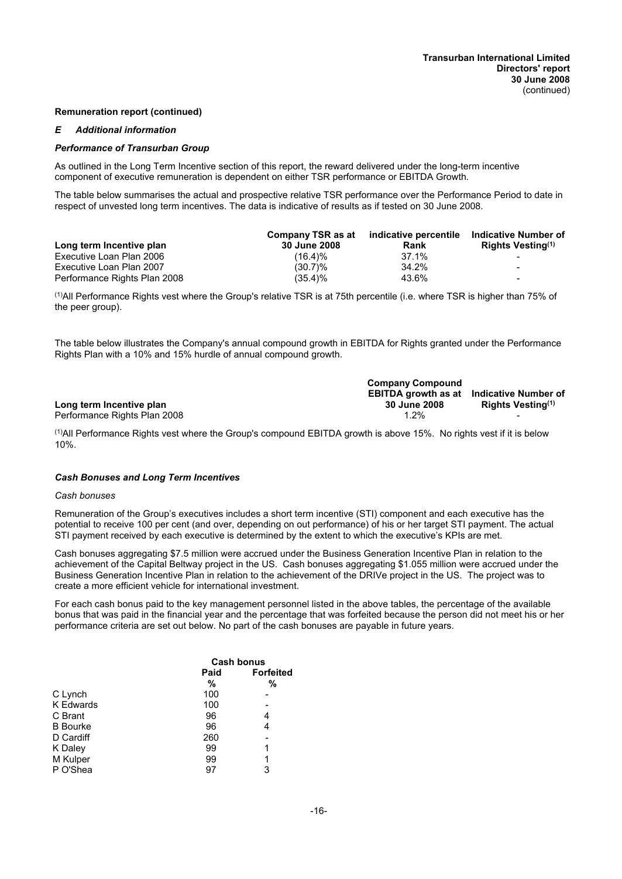**Remuneration report (continued)**

## *E Additional information*

### *Performance of Transurban Group*

As outlined in the Long Term Incentive section of this report, the reward delivered under the long-term incentive component of executive remuneration is dependent on either TSR performance or EBITDA Growth.

The table below summarises the actual and prospective relative TSR performance over the Performance Period to date in respect of unvested long term incentives. The data is indicative of results as if tested on 30 June 2008.

| Long term Incentive plan | Company TSR as at 30 June 2008 | indicative percentile Rank | Indicative Number of Rights Vesting[(1)] |
|---|---|---|---|
| Executive Loan Plan 2006 | (16.4)% | 37.1% | - |
| Executive Loan Plan 2007 | (30.7)% | 34.2% | - |
| Performance Rights Plan 2008 | (35.4)% | 43.6% | - |

[(1)]All Performance Rights vest where the Group's relative TSR is at 75th percentile (i.e. where TSR is higher than 75% of the peer group).

The table below illustrates the Company's annual compound growth in EBITDA for Rights granted under the Performance Rights Plan with a 10% and 15% hurdle of annual compound growth.

| Long term Incentive plan | Company Compound EBITDA growth as at 30 June 2008 | Indicative Number of Rights Vesting[(1)] |
|---|---|---|
| Performance Rights Plan 2008 | 1.2% | - |

[(1)]All Performance Rights vest where the Group's compound EBITDA growth is above 15%. No rights vest if it is below 10%.

### *Cash Bonuses and Long Term Incentives*

*Cash bonuses*

Remuneration of the Group's executives includes a short term incentive (STI) component and each executive has the potential to receive 100 per cent (and over, depending on out performance) of his or her target STI payment. The actual STI payment received by each executive is determined by the extent to which the executive's KPIs are met.

Cash bonuses aggregating $7.5 million were accrued under the Business Generation Incentive Plan in relation to the achievement of the Capital Beltway project in the US. Cash bonuses aggregating $1.055 million were accrued under the Business Generation Incentive Plan in relation to the achievement of the DRIVe project in the US. The project was to create a more efficient vehicle for international investment.

For each cash bonus paid to the key management personnel listed in the above tables, the percentage of the available bonus that was paid in the financial year and the percentage that was forfeited because the person did not meet his or her performance criteria are set out below. No part of the cash bonuses are payable in future years.

| | Cash bonus | |
|---|---|---|
| | Paid % | Forfeited % |
| C Lynch | 100 | - |
| K Edwards | 100 | - |
| C Brant | 96 | 4 |
| B Bourke | 96 | 4 |
| D Cardiff | 260 | - |
| K Daley | 99 | 1 |
| M Kulper | 99 | 1 |
| P O'Shea | 97 | 3 |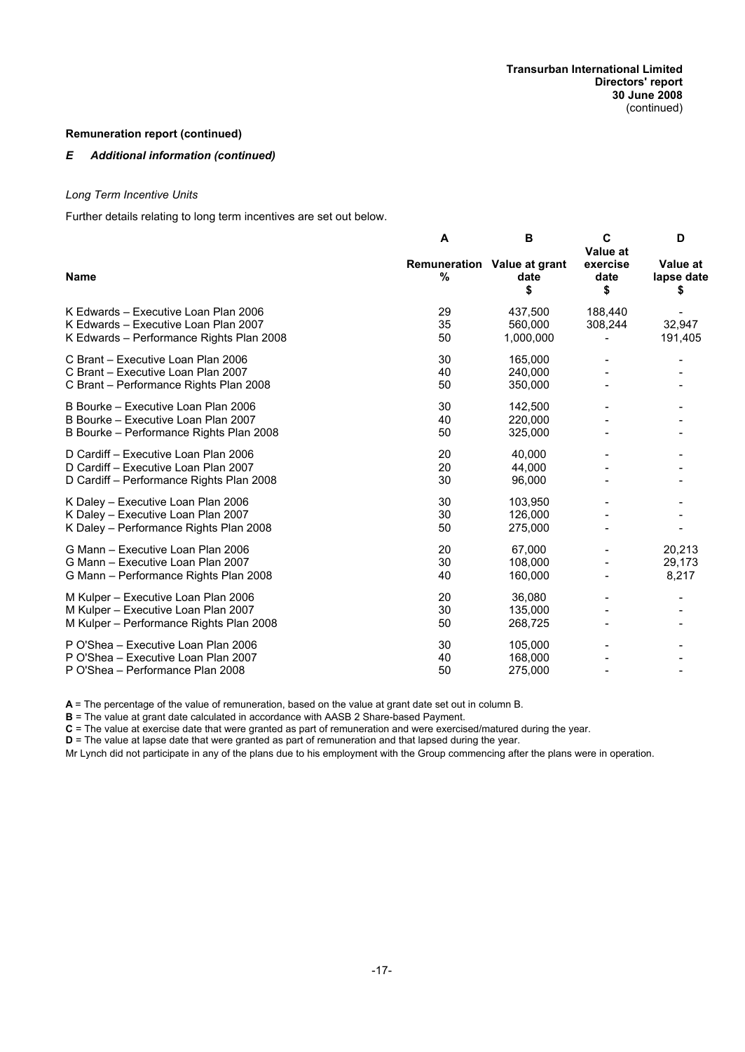**Remuneration report (continued)**

***E Additional information (continued)***

*Long Term Incentive Units*

Further details relating to long term incentives are set out below.

| | A | B | C | D |
|---|---|---|---|---|
| **Name** | **Remuneration %** | **Value at grant date $** | **Value at exercise date $** | **Value at lapse date $** |
| K Edwards – Executive Loan Plan 2006 | 29 | 437,500 | 188,440 | - |
| K Edwards – Executive Loan Plan 2007 | 35 | 560,000 | 308,244 | 32,947 |
| K Edwards – Performance Rights Plan 2008 | 50 | 1,000,000 | - | 191,405 |
| C Brant – Executive Loan Plan 2006 | 30 | 165,000 | - | - |
| C Brant – Executive Loan Plan 2007 | 40 | 240,000 | - | - |
| C Brant – Performance Rights Plan 2008 | 50 | 350,000 | - | - |
| B Bourke – Executive Loan Plan 2006 | 30 | 142,500 | - | - |
| B Bourke – Executive Loan Plan 2007 | 40 | 220,000 | - | - |
| B Bourke – Performance Rights Plan 2008 | 50 | 325,000 | - | - |
| D Cardiff – Executive Loan Plan 2006 | 20 | 40,000 | - | - |
| D Cardiff – Executive Loan Plan 2007 | 20 | 44,000 | - | - |
| D Cardiff – Performance Rights Plan 2008 | 30 | 96,000 | - | - |
| K Daley – Executive Loan Plan 2006 | 30 | 103,950 | - | - |
| K Daley – Executive Loan Plan 2007 | 30 | 126,000 | - | - |
| K Daley – Performance Rights Plan 2008 | 50 | 275,000 | - | - |
| G Mann – Executive Loan Plan 2006 | 20 | 67,000 | - | 20,213 |
| G Mann – Executive Loan Plan 2007 | 30 | 108,000 | - | 29,173 |
| G Mann – Performance Rights Plan 2008 | 40 | 160,000 | - | 8,217 |
| M Kulper – Executive Loan Plan 2006 | 20 | 36,080 | - | - |
| M Kulper – Executive Loan Plan 2007 | 30 | 135,000 | - | - |
| M Kulper – Performance Rights Plan 2008 | 50 | 268,725 | - | - |
| P O'Shea – Executive Loan Plan 2006 | 30 | 105,000 | - | - |
| P O'Shea – Executive Loan Plan 2007 | 40 | 168,000 | - | - |
| P O'Shea – Performance Plan 2008 | 50 | 275,000 | - | - |

**A** = The percentage of the value of remuneration, based on the value at grant date set out in column B.

**B** = The value at grant date calculated in accordance with AASB 2 Share-based Payment.

**C** = The value at exercise date that were granted as part of remuneration and were exercised/matured during the year.

**D** = The value at lapse date that were granted as part of remuneration and that lapsed during the year.

Mr Lynch did not participate in any of the plans due to his employment with the Group commencing after the plans were in operation.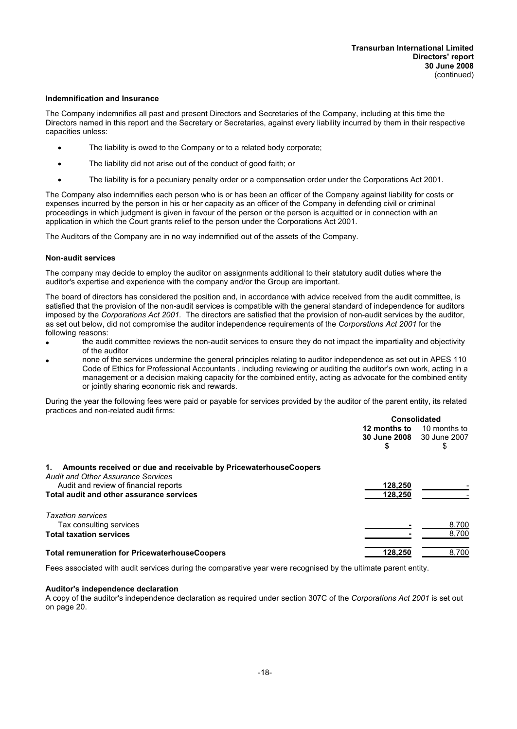## Indemnification and Insurance

The Company indemnifies all past and present Directors and Secretaries of the Company, including at this time the Directors named in this report and the Secretary or Secretaries, against every liability incurred by them in their respective capacities unless:

- The liability is owed to the Company or to a related body corporate;
- The liability did not arise out of the conduct of good faith; or
- The liability is for a pecuniary penalty order or a compensation order under the Corporations Act 2001.

The Company also indemnifies each person who is or has been an officer of the Company against liability for costs or expenses incurred by the person in his or her capacity as an officer of the Company in defending civil or criminal proceedings in which judgment is given in favour of the person or the person is acquitted or in connection with an application in which the Court grants relief to the person under the Corporations Act 2001.

The Auditors of the Company are in no way indemnified out of the assets of the Company.

## Non-audit services

The company may decide to employ the auditor on assignments additional to their statutory audit duties where the auditor's expertise and experience with the company and/or the Group are important.

The board of directors has considered the position and, in accordance with advice received from the audit committee, is satisfied that the provision of the non-audit services is compatible with the general standard of independence for auditors imposed by the *Corporations Act 2001*. The directors are satisfied that the provision of non-audit services by the auditor, as set out below, did not compromise the auditor independence requirements of the *Corporations Act 2001* for the following reasons:

- the audit committee reviews the non-audit services to ensure they do not impact the impartiality and objectivity of the auditor
- none of the services undermine the general principles relating to auditor independence as set out in APES 110 Code of Ethics for Professional Accountants , including reviewing or auditing the auditor's own work, acting in a management or a decision making capacity for the combined entity, acting as advocate for the combined entity or jointly sharing economic risk and rewards.

During the year the following fees were paid or payable for services provided by the auditor of the parent entity, its related practices and non-related audit firms:

| | Consolidated | |
|---|---|---|
| | **12 months to 30 June 2008** **$** | 10 months to 30 June 2007 $ |
| **1. Amounts received or due and receivable by PricewaterhouseCoopers** | | |
| *Audit and Other Assurance Services* | | |
| Audit and review of financial reports | **128,250** | - |
| **Total audit and other assurance services** | **128,250** | - |
| *Taxation services* | | |
| Tax consulting services | **-** | 8,700 |
| **Total taxation services** | **-** | 8,700 |
| **Total remuneration for PricewaterhouseCoopers** | **128,250** | 8,700 |

Fees associated with audit services during the comparative year were recognised by the ultimate parent entity.

## Auditor's independence declaration

A copy of the auditor's independence declaration as required under section 307C of the *Corporations Act 2001* is set out on page 20.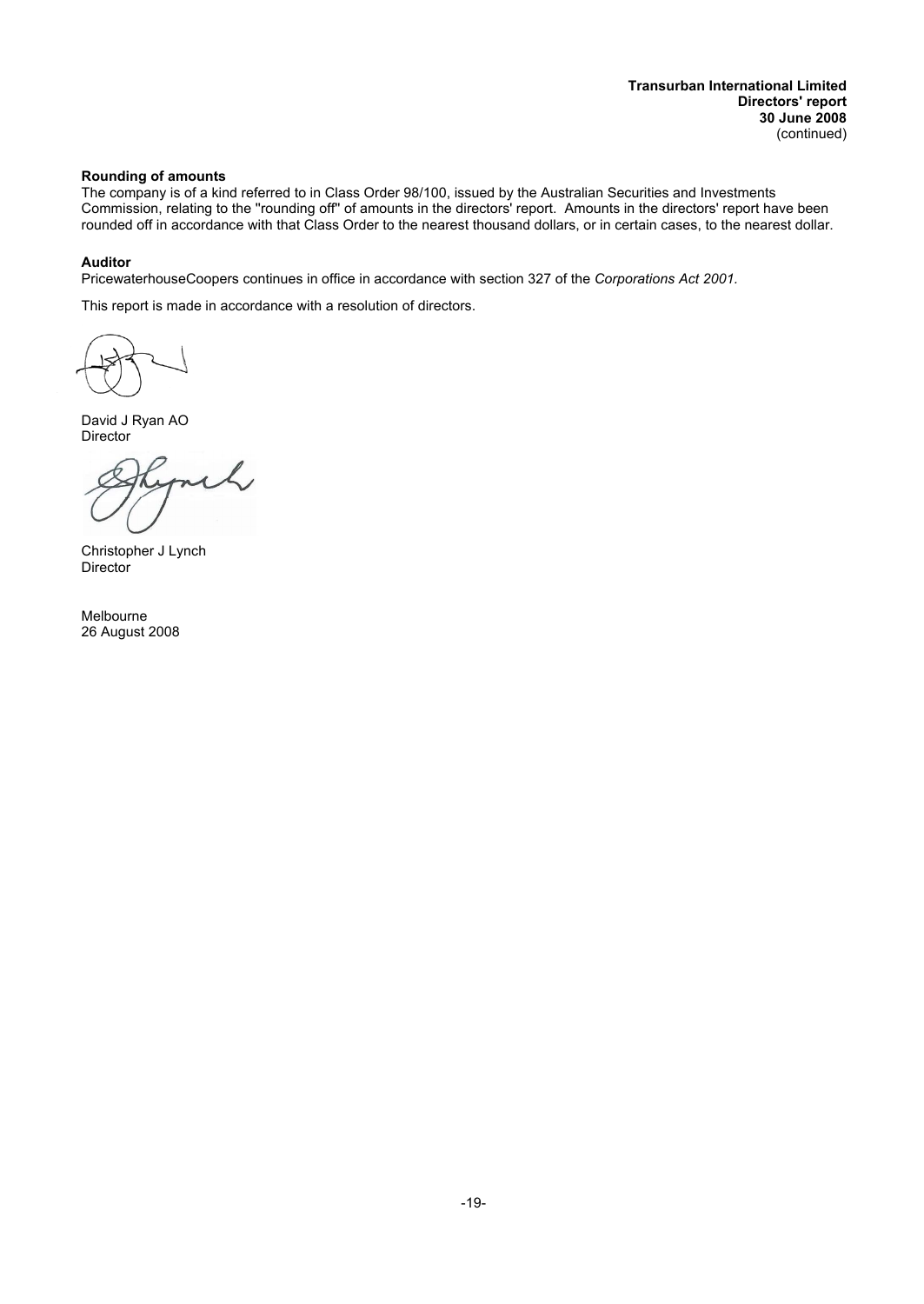**Rounding of amounts**

The company is of a kind referred to in Class Order 98/100, issued by the Australian Securities and Investments Commission, relating to the ''rounding off'' of amounts in the directors' report. Amounts in the directors' report have been rounded off in accordance with that Class Order to the nearest thousand dollars, or in certain cases, to the nearest dollar.

**Auditor**

PricewaterhouseCoopers continues in office in accordance with section 327 of the *Corporations Act 2001.*

This report is made in accordance with a resolution of directors.

David J Ryan AO
Director

Christopher J Lynch
Director

Melbourne
26 August 2008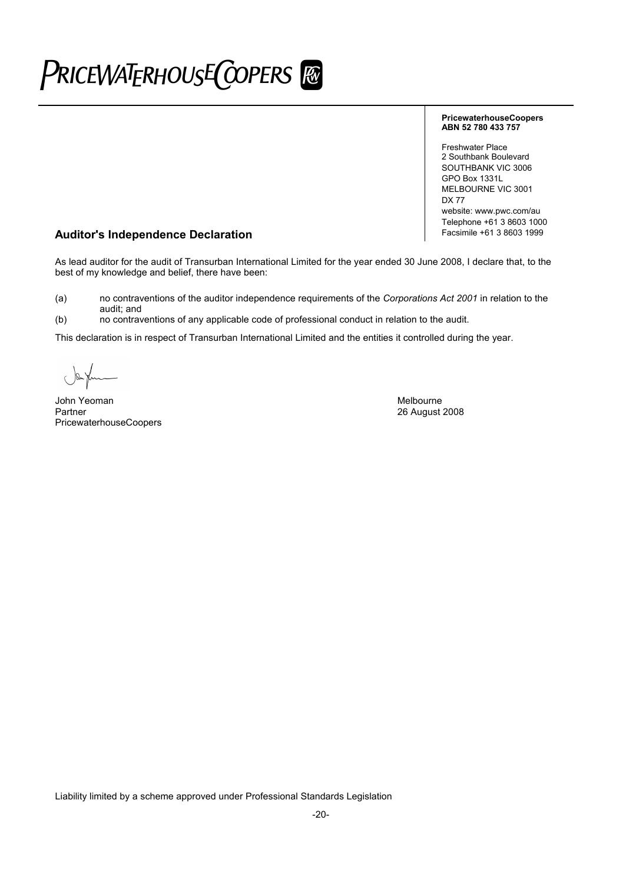PRICEWATERHOUSECOOPERS

**PricewaterhouseCoopers**
**ABN 52 780 433 757**

Freshwater Place
2 Southbank Boulevard
SOUTHBANK VIC 3006
GPO Box 1331L
MELBOURNE VIC 3001
DX 77
website: www.pwc.com/au
Telephone +61 3 8603 1000
Facsimile +61 3 8603 1999

## Auditor's Independence Declaration

As lead auditor for the audit of Transurban International Limited for the year ended 30 June 2008, I declare that, to the best of my knowledge and belief, there have been:

(a) no contraventions of the auditor independence requirements of the *Corporations Act 2001* in relation to the audit; and

(b) no contraventions of any applicable code of professional conduct in relation to the audit.

This declaration is in respect of Transurban International Limited and the entities it controlled during the year.

John Yeoman
Partner
PricewaterhouseCoopers

Melbourne
26 August 2008

Liability limited by a scheme approved under Professional Standards Legislation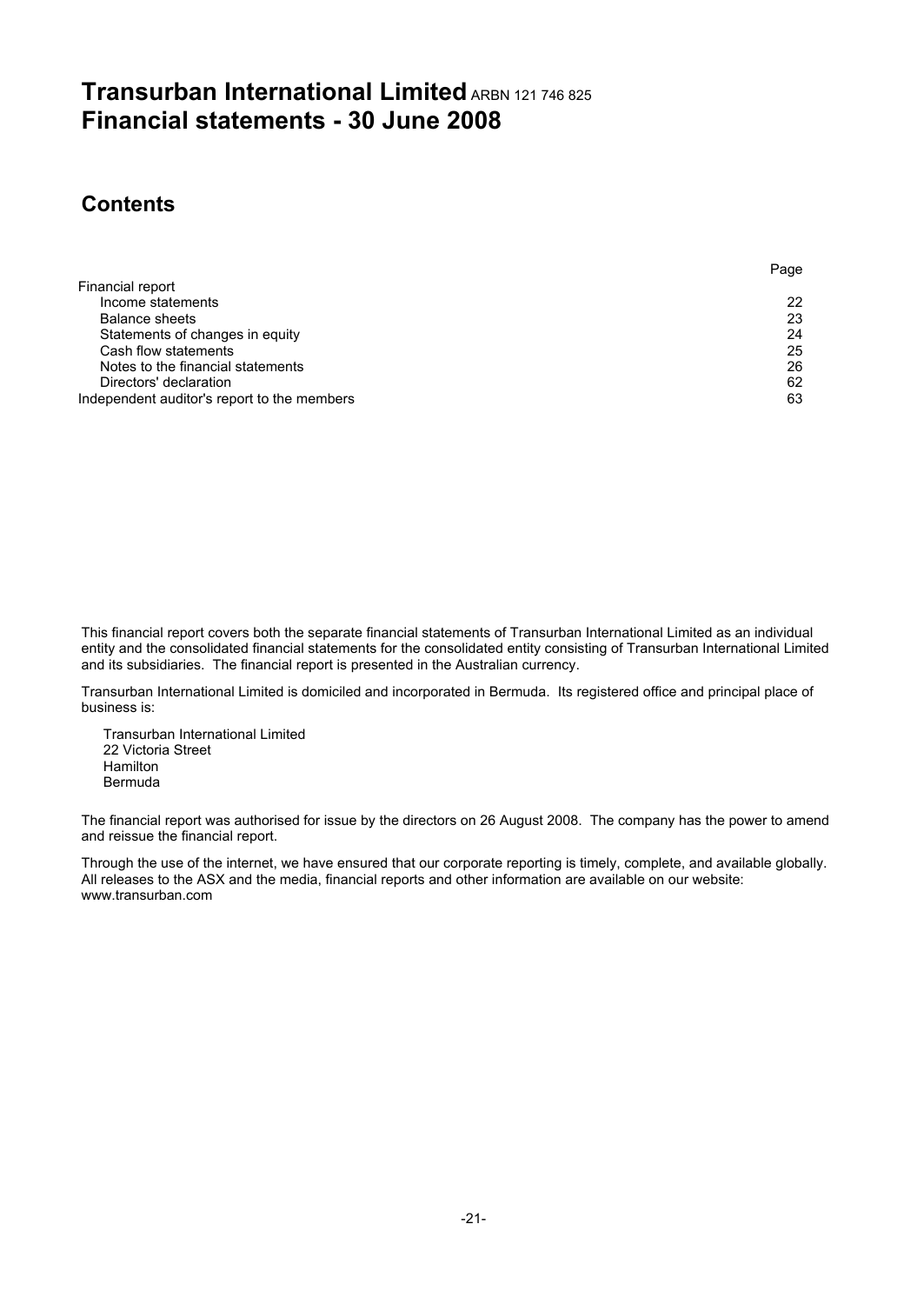# Transurban International Limited ARBN 121 746 825
# Financial statements - 30 June 2008

## Contents

| | Page |
|---|---|
| Financial report | |
| Income statements | 22 |
| Balance sheets | 23 |
| Statements of changes in equity | 24 |
| Cash flow statements | 25 |
| Notes to the financial statements | 26 |
| Directors' declaration | 62 |
| Independent auditor's report to the members | 63 |

This financial report covers both the separate financial statements of Transurban International Limited as an individual entity and the consolidated financial statements for the consolidated entity consisting of Transurban International Limited and its subsidiaries. The financial report is presented in the Australian currency.

Transurban International Limited is domiciled and incorporated in Bermuda. Its registered office and principal place of business is:

Transurban International Limited
22 Victoria Street
Hamilton
Bermuda

The financial report was authorised for issue by the directors on 26 August 2008. The company has the power to amend and reissue the financial report.

Through the use of the internet, we have ensured that our corporate reporting is timely, complete, and available globally. All releases to the ASX and the media, financial reports and other information are available on our website: www.transurban.com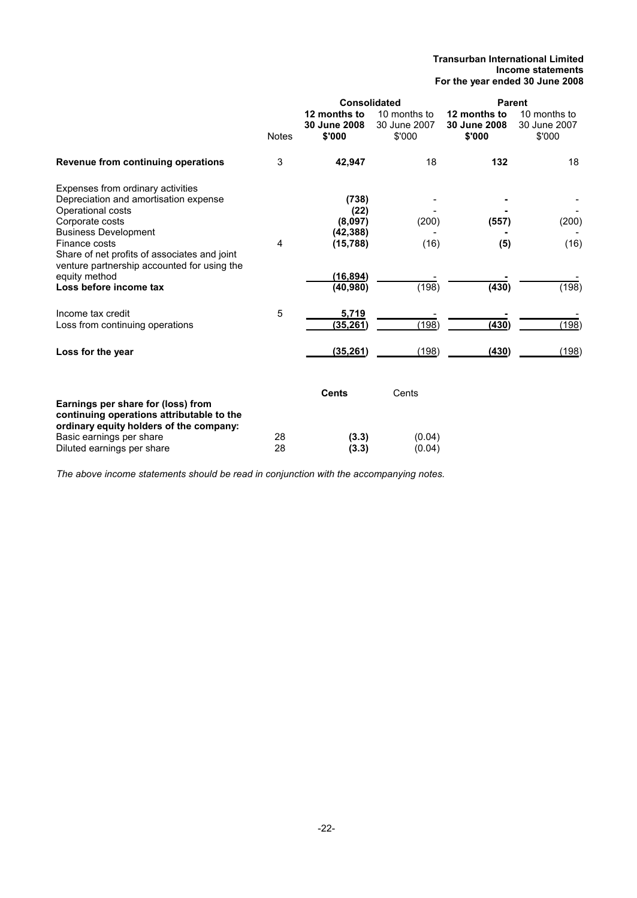**Transurban International Limited**
**Income statements**
**For the year ended 30 June 2008**

| | | Consolidated | | Parent | |
|---|---|---|---|---|---|
| | Notes | **12 months to 30 June 2008 $'000** | 10 months to 30 June 2007 $'000 | **12 months to 30 June 2008 $'000** | 10 months to 30 June 2007 $'000 |
| **Revenue from continuing operations** | 3 | **42,947** | 18 | **132** | 18 |
| Expenses from ordinary activities | | | | | |
| Depreciation and amortisation expense | | **(738)** | - | **-** | - |
| Operational costs | | **(22)** | - | **-** | - |
| Corporate costs | | **(8,097)** | (200) | **(557)** | (200) |
| Business Development | | **(42,388)** | - | **-** | - |
| Finance costs | 4 | **(15,788)** | (16) | **(5)** | (16) |
| Share of net profits of associates and joint venture partnership accounted for using the equity method | | **(16,894)** | - | **-** | - |
| **Loss before income tax** | | **(40,980)** | (198) | **(430)** | (198) |
| Income tax credit | 5 | **5,719** | - | **-** | - |
| Loss from continuing operations | | **(35,261)** | (198) | **(430)** | (198) |
| **Loss for the year** | | **(35,261)** | (198) | **(430)** | (198) |

| | | **Cents** | Cents |
|---|---|---|---|
| **Earnings per share for (loss) from continuing operations attributable to the ordinary equity holders of the company:** | | | |
| Basic earnings per share | 28 | **(3.3)** | (0.04) |
| Diluted earnings per share | 28 | **(3.3)** | (0.04) |

*The above income statements should be read in conjunction with the accompanying notes.*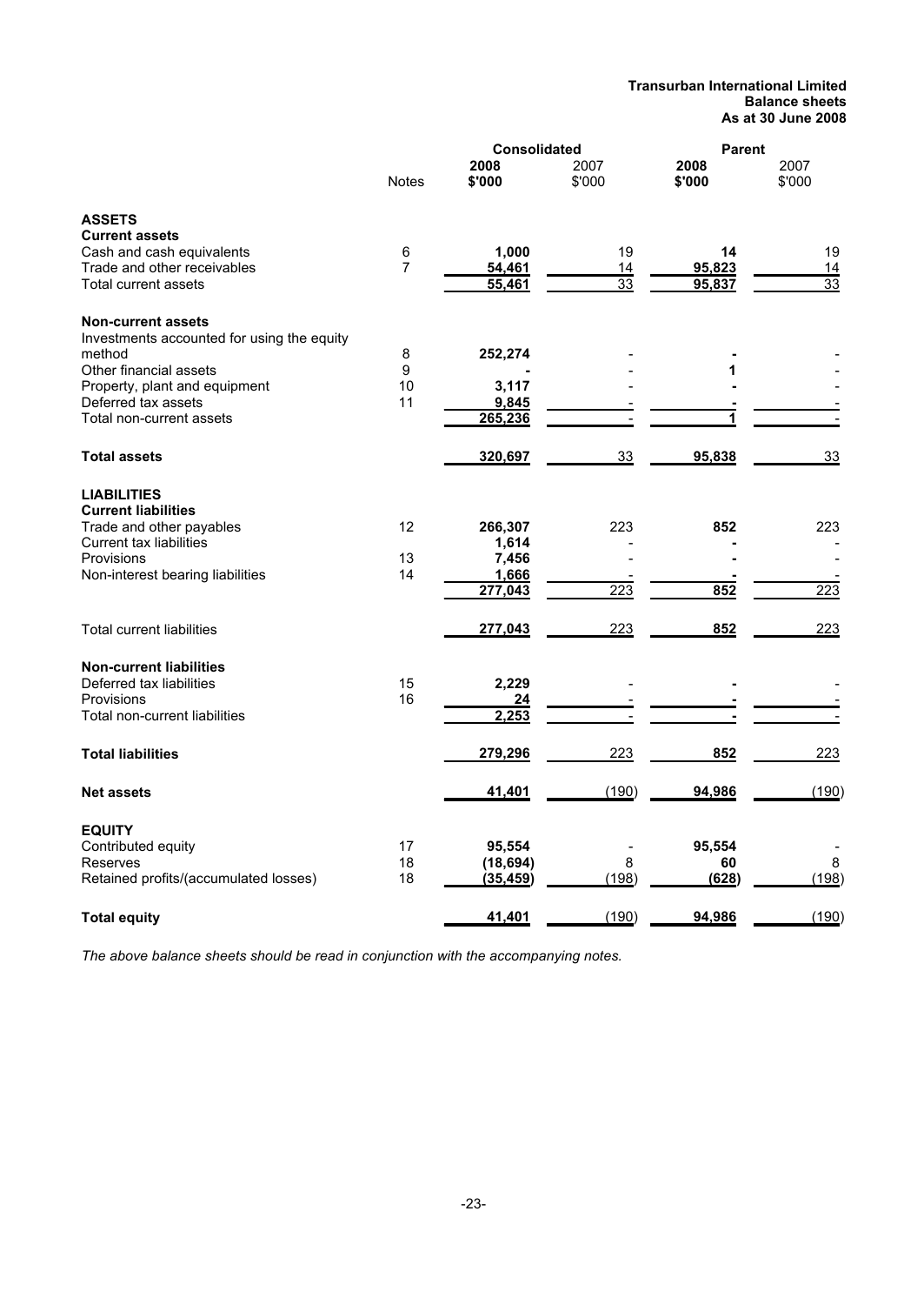**Transurban International Limited**
**Balance sheets**
**As at 30 June 2008**

| | Notes | Consolidated | | Parent | |
|---|---|---|---|---|---|
| | | **2008** | 2007 | **2008** | 2007 |
| | | **$'000** | $'000 | **$'000** | $'000 |
| **ASSETS** | | | | | |
| **Current assets** | | | | | |
| Cash and cash equivalents | 6 | **1,000** | 19 | **14** | 19 |
| Trade and other receivables | 7 | **54,461** | 14 | **95,823** | 14 |
| Total current assets | | **55,461** | 33 | **95,837** | 33 |
| **Non-current assets** | | | | | |
| Investments accounted for using the equity method | 8 | **252,274** | - | **-** | - |
| Other financial assets | 9 | **-** | - | **1** | - |
| Property, plant and equipment | 10 | **3,117** | - | **-** | - |
| Deferred tax assets | 11 | **9,845** | - | **-** | - |
| Total non-current assets | | **265,236** | - | **1** | - |
| **Total assets** | | **320,697** | 33 | **95,838** | 33 |
| **LIABILITIES** | | | | | |
| **Current liabilities** | | | | | |
| Trade and other payables | 12 | **266,307** | 223 | **852** | 223 |
| Current tax liabilities | | **1,614** | - | **-** | - |
| Provisions | 13 | **7,456** | - | **-** | - |
| Non-interest bearing liabilities | 14 | **1,666** | - | **-** | - |
| | | **277,043** | 223 | **852** | 223 |
| Total current liabilities | | **277,043** | 223 | **852** | 223 |
| **Non-current liabilities** | | | | | |
| Deferred tax liabilities | 15 | **2,229** | - | **-** | - |
| Provisions | 16 | **24** | - | **-** | - |
| Total non-current liabilities | | **2,253** | - | **-** | - |
| **Total liabilities** | | **279,296** | 223 | **852** | 223 |
| **Net assets** | | **41,401** | (190) | **94,986** | (190) |
| **EQUITY** | | | | | |
| Contributed equity | 17 | **95,554** | - | **95,554** | - |
| Reserves | 18 | **(18,694)** | 8 | **60** | 8 |
| Retained profits/(accumulated losses) | 18 | **(35,459)** | (198) | **(628)** | (198) |
| **Total equity** | | **41,401** | (190) | **94,986** | (190) |

*The above balance sheets should be read in conjunction with the accompanying notes.*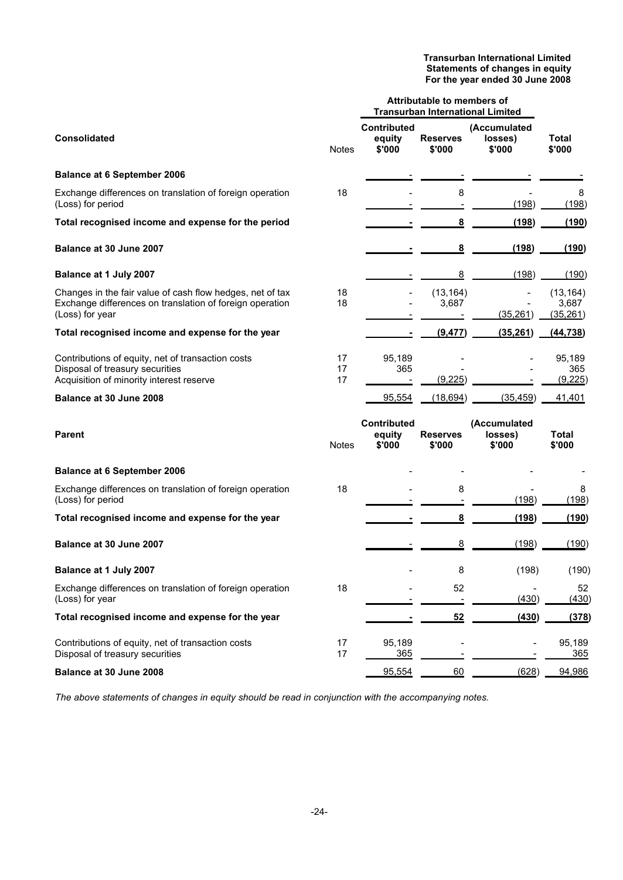**Transurban International Limited**
**Statements of changes in equity**
**For the year ended 30 June 2008**

| **Consolidated** | Notes | Attributable to members of Transurban International Limited | | | |
|---|---|---|---|---|---|
| | | **Contributed equity $'000** | **Reserves $'000** | **(Accumulated losses) $'000** | **Total $'000** |
| **Balance at 6 September 2006** | | - | - | - | - |
| Exchange differences on translation of foreign operation | 18 | - | 8 | - | 8 |
| (Loss) for period | | - | - | (198) | (198) |
| **Total recognised income and expense for the period** | | **-** | **8** | **(198)** | **(190)** |
| **Balance at 30 June 2007** | | **-** | **8** | **(198)** | **(190)** |
| **Balance at 1 July 2007** | | - | 8 | (198) | (190) |
| Changes in the fair value of cash flow hedges, net of tax | 18 | - | (13,164) | - | (13,164) |
| Exchange differences on translation of foreign operation | 18 | - | 3,687 | - | 3,687 |
| (Loss) for year | | - | - | (35,261) | (35,261) |
| **Total recognised income and expense for the year** | | **-** | **(9,477)** | **(35,261)** | **(44,738)** |
| Contributions of equity, net of transaction costs | 17 | 95,189 | - | - | 95,189 |
| Disposal of treasury securities | 17 | 365 | - | - | 365 |
| Acquisition of minority interest reserve | 17 | - | (9,225) | - | (9,225) |
| **Balance at 30 June 2008** | | 95,554 | (18,694) | (35,459) | 41,401 |

| **Parent** | Notes | **Contributed equity $'000** | **Reserves $'000** | **(Accumulated losses) $'000** | **Total $'000** |
|---|---|---|---|---|---|
| **Balance at 6 September 2006** | | - | - | - | - |
| Exchange differences on translation of foreign operation | 18 | - | 8 | - | 8 |
| (Loss) for period | | - | - | (198) | (198) |
| **Total recognised income and expense for the year** | | **-** | **8** | **(198)** | **(190)** |
| **Balance at 30 June 2007** | | - | 8 | (198) | (190) |
| **Balance at 1 July 2007** | | - | 8 | (198) | (190) |
| Exchange differences on translation of foreign operation | 18 | - | 52 | - | 52 |
| (Loss) for year | | - | - | (430) | (430) |
| **Total recognised income and expense for the year** | | **-** | **52** | **(430)** | **(378)** |
| Contributions of equity, net of transaction costs | 17 | 95,189 | - | - | 95,189 |
| Disposal of treasury securities | 17 | 365 | - | - | 365 |
| **Balance at 30 June 2008** | | 95,554 | 60 | (628) | 94,986 |

*The above statements of changes in equity should be read in conjunction with the accompanying notes.*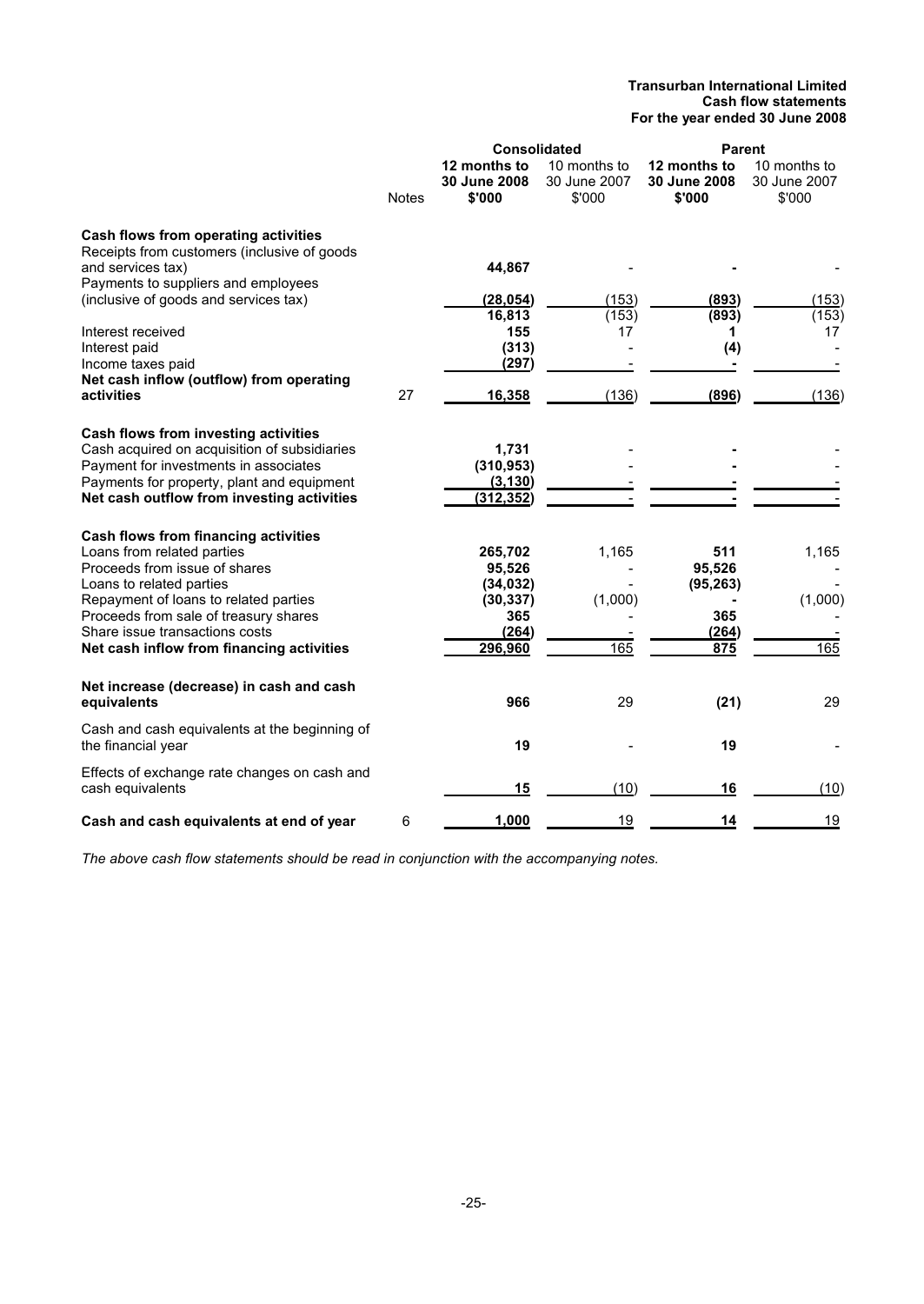**Transurban International Limited**
**Cash flow statements**
**For the year ended 30 June 2008**

| | Notes | Consolidated | | Parent | |
|---|---|---|---|---|---|
| | | **12 months to 30 June 2008 $'000** | 10 months to 30 June 2007 $'000 | **12 months to 30 June 2008 $'000** | 10 months to 30 June 2007 $'000 |
| **Cash flows from operating activities** | | | | | |
| Receipts from customers (inclusive of goods and services tax) | | **44,867** | - | **-** | - |
| Payments to suppliers and employees (inclusive of goods and services tax) | | **(28,054)** | (153) | **(893)** | (153) |
| | | **16,813** | (153) | **(893)** | (153) |
| Interest received | | **155** | 17 | **1** | 17 |
| Interest paid | | **(313)** | - | **(4)** | - |
| Income taxes paid | | **(297)** | - | **-** | - |
| **Net cash inflow (outflow) from operating activities** | 27 | **16,358** | (136) | **(896)** | (136) |
| **Cash flows from investing activities** | | | | | |
| Cash acquired on acquisition of subsidiaries | | **1,731** | - | **-** | - |
| Payment for investments in associates | | **(310,953)** | - | **-** | - |
| Payments for property, plant and equipment | | **(3,130)** | - | **-** | - |
| **Net cash outflow from investing activities** | | **(312,352)** | - | **-** | - |
| **Cash flows from financing activities** | | | | | |
| Loans from related parties | | **265,702** | 1,165 | **511** | 1,165 |
| Proceeds from issue of shares | | **95,526** | - | **95,526** | - |
| Loans to related parties | | **(34,032)** | - | **(95,263)** | - |
| Repayment of loans to related parties | | **(30,337)** | (1,000) | **-** | (1,000) |
| Proceeds from sale of treasury shares | | **365** | - | **365** | - |
| Share issue transactions costs | | **(264)** | - | **(264)** | - |
| **Net cash inflow from financing activities** | | **296,960** | 165 | **875** | 165 |
| **Net increase (decrease) in cash and cash equivalents** | | **966** | 29 | **(21)** | 29 |
| Cash and cash equivalents at the beginning of the financial year | | **19** | - | **19** | - |
| Effects of exchange rate changes on cash and cash equivalents | | **15** | (10) | **16** | (10) |
| **Cash and cash equivalents at end of year** | 6 | **1,000** | 19 | **14** | 19 |

*The above cash flow statements should be read in conjunction with the accompanying notes.*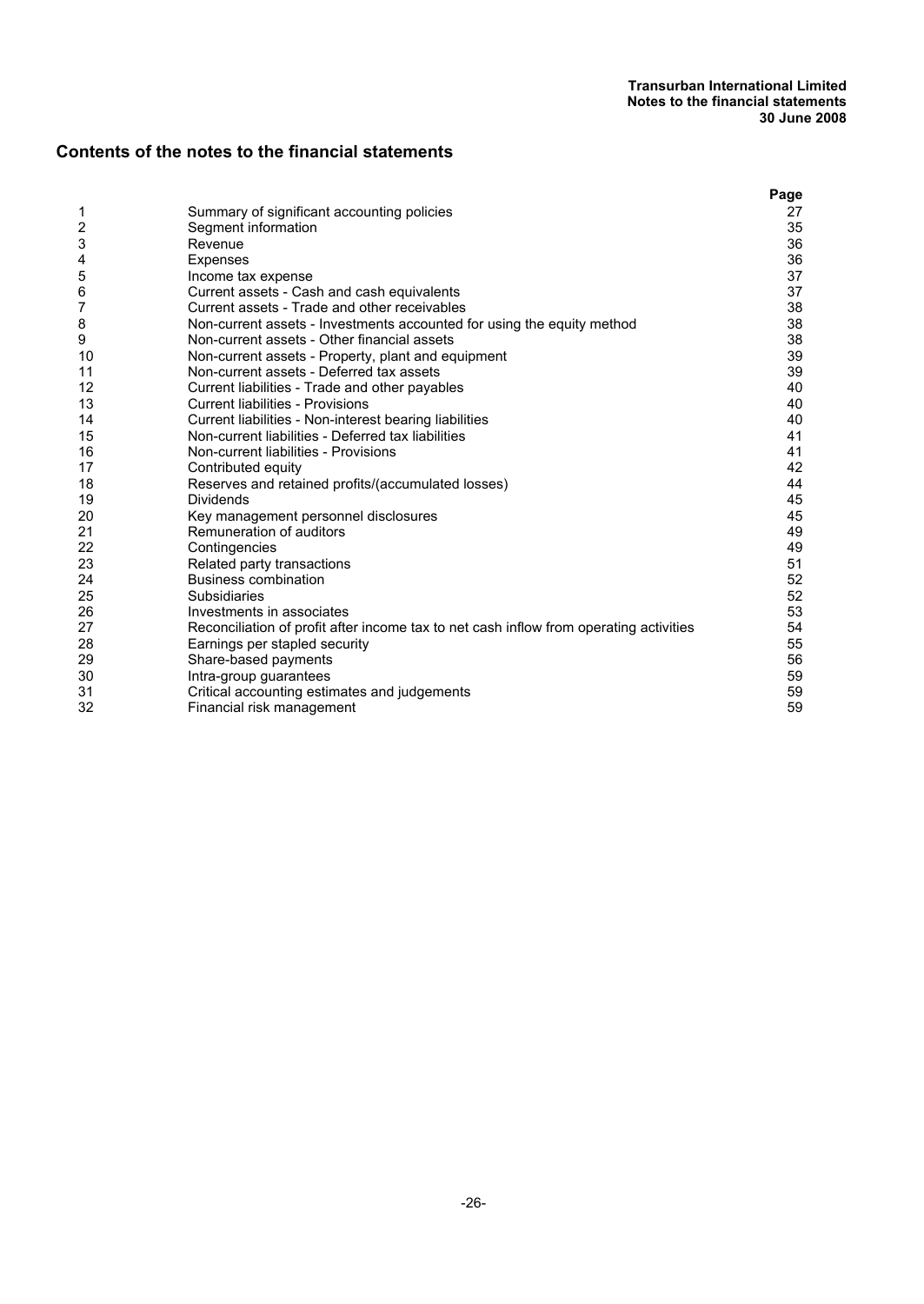# Contents of the notes to the financial statements

| | | Page |
|---|---|---|
| 1 | Summary of significant accounting policies | 27 |
| 2 | Segment information | 35 |
| 3 | Revenue | 36 |
| 4 | Expenses | 36 |
| 5 | Income tax expense | 37 |
| 6 | Current assets - Cash and cash equivalents | 37 |
| 7 | Current assets - Trade and other receivables | 38 |
| 8 | Non-current assets - Investments accounted for using the equity method | 38 |
| 9 | Non-current assets - Other financial assets | 38 |
| 10 | Non-current assets - Property, plant and equipment | 39 |
| 11 | Non-current assets - Deferred tax assets | 39 |
| 12 | Current liabilities - Trade and other payables | 40 |
| 13 | Current liabilities - Provisions | 40 |
| 14 | Current liabilities - Non-interest bearing liabilities | 40 |
| 15 | Non-current liabilities - Deferred tax liabilities | 41 |
| 16 | Non-current liabilities - Provisions | 41 |
| 17 | Contributed equity | 42 |
| 18 | Reserves and retained profits/(accumulated losses) | 44 |
| 19 | Dividends | 45 |
| 20 | Key management personnel disclosures | 45 |
| 21 | Remuneration of auditors | 49 |
| 22 | Contingencies | 49 |
| 23 | Related party transactions | 51 |
| 24 | Business combination | 52 |
| 25 | Subsidiaries | 52 |
| 26 | Investments in associates | 53 |
| 27 | Reconciliation of profit after income tax to net cash inflow from operating activities | 54 |
| 28 | Earnings per stapled security | 55 |
| 29 | Share-based payments | 56 |
| 30 | Intra-group guarantees | 59 |
| 31 | Critical accounting estimates and judgements | 59 |
| 32 | Financial risk management | 59 |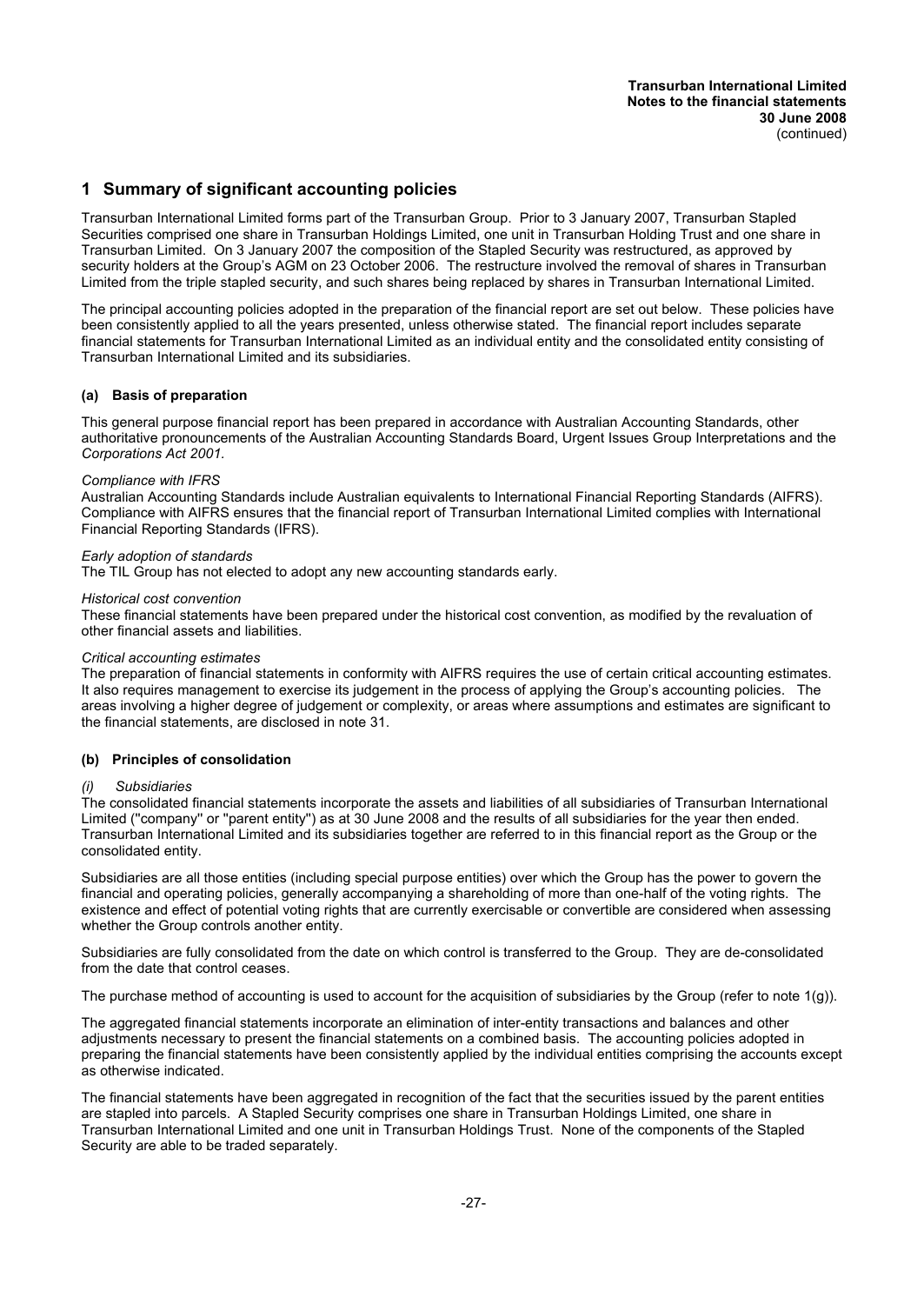## 1 Summary of significant accounting policies

Transurban International Limited forms part of the Transurban Group. Prior to 3 January 2007, Transurban Stapled Securities comprised one share in Transurban Holdings Limited, one unit in Transurban Holding Trust and one share in Transurban Limited. On 3 January 2007 the composition of the Stapled Security was restructured, as approved by security holders at the Group's AGM on 23 October 2006. The restructure involved the removal of shares in Transurban Limited from the triple stapled security, and such shares being replaced by shares in Transurban International Limited.

The principal accounting policies adopted in the preparation of the financial report are set out below. These policies have been consistently applied to all the years presented, unless otherwise stated. The financial report includes separate financial statements for Transurban International Limited as an individual entity and the consolidated entity consisting of Transurban International Limited and its subsidiaries.

### (a) Basis of preparation

This general purpose financial report has been prepared in accordance with Australian Accounting Standards, other authoritative pronouncements of the Australian Accounting Standards Board, Urgent Issues Group Interpretations and the *Corporations Act 2001.*

*Compliance with IFRS*
Australian Accounting Standards include Australian equivalents to International Financial Reporting Standards (AIFRS). Compliance with AIFRS ensures that the financial report of Transurban International Limited complies with International Financial Reporting Standards (IFRS).

*Early adoption of standards*
The TIL Group has not elected to adopt any new accounting standards early.

*Historical cost convention*
These financial statements have been prepared under the historical cost convention, as modified by the revaluation of other financial assets and liabilities.

*Critical accounting estimates*
The preparation of financial statements in conformity with AIFRS requires the use of certain critical accounting estimates. It also requires management to exercise its judgement in the process of applying the Group's accounting policies. The areas involving a higher degree of judgement or complexity, or areas where assumptions and estimates are significant to the financial statements, are disclosed in note 31.

### (b) Principles of consolidation

*(i) Subsidiaries*
The consolidated financial statements incorporate the assets and liabilities of all subsidiaries of Transurban International Limited ("company" or "parent entity") as at 30 June 2008 and the results of all subsidiaries for the year then ended. Transurban International Limited and its subsidiaries together are referred to in this financial report as the Group or the consolidated entity.

Subsidiaries are all those entities (including special purpose entities) over which the Group has the power to govern the financial and operating policies, generally accompanying a shareholding of more than one-half of the voting rights. The existence and effect of potential voting rights that are currently exercisable or convertible are considered when assessing whether the Group controls another entity.

Subsidiaries are fully consolidated from the date on which control is transferred to the Group. They are de-consolidated from the date that control ceases.

The purchase method of accounting is used to account for the acquisition of subsidiaries by the Group (refer to note 1(g)).

The aggregated financial statements incorporate an elimination of inter-entity transactions and balances and other adjustments necessary to present the financial statements on a combined basis. The accounting policies adopted in preparing the financial statements have been consistently applied by the individual entities comprising the accounts except as otherwise indicated.

The financial statements have been aggregated in recognition of the fact that the securities issued by the parent entities are stapled into parcels. A Stapled Security comprises one share in Transurban Holdings Limited, one share in Transurban International Limited and one unit in Transurban Holdings Trust. None of the components of the Stapled Security are able to be traded separately.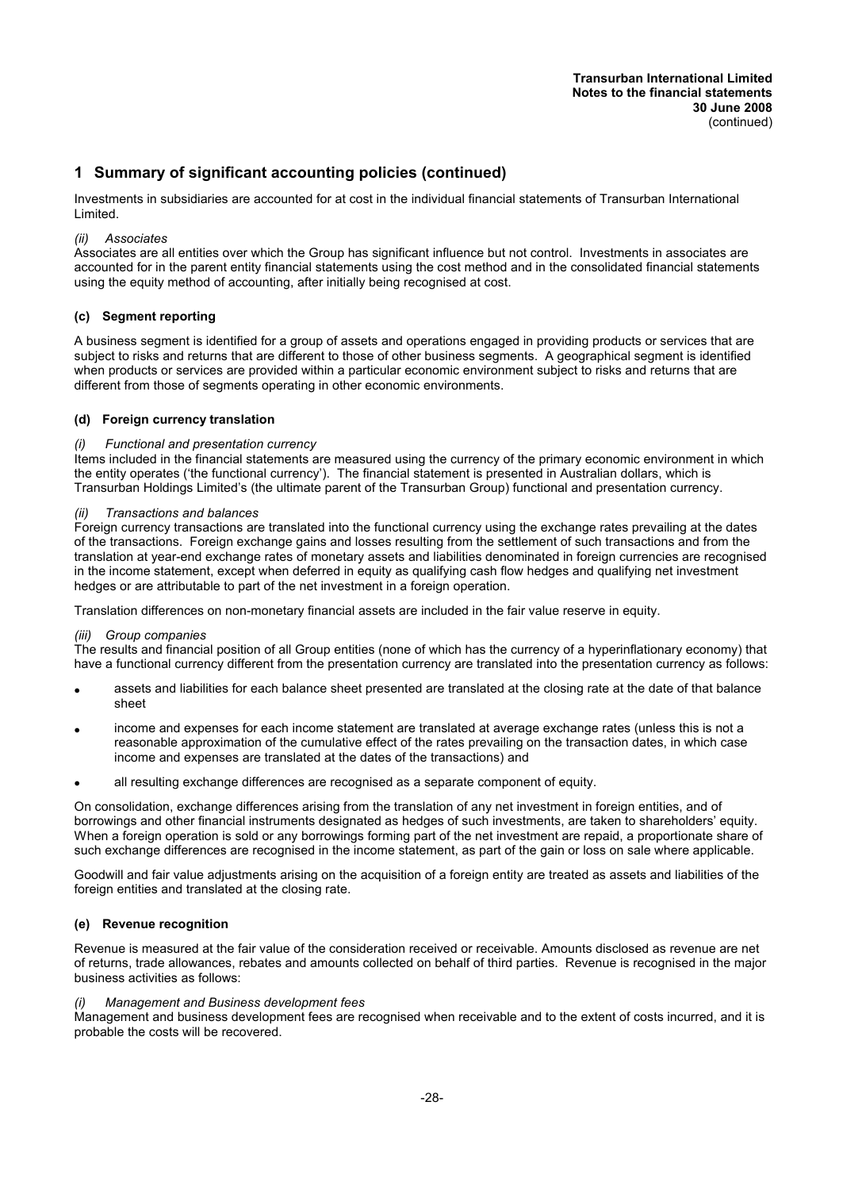## 1 Summary of significant accounting policies (continued)

Investments in subsidiaries are accounted for at cost in the individual financial statements of Transurban International Limited.

*(ii) Associates*

Associates are all entities over which the Group has significant influence but not control. Investments in associates are accounted for in the parent entity financial statements using the cost method and in the consolidated financial statements using the equity method of accounting, after initially being recognised at cost.

### (c) Segment reporting

A business segment is identified for a group of assets and operations engaged in providing products or services that are subject to risks and returns that are different to those of other business segments. A geographical segment is identified when products or services are provided within a particular economic environment subject to risks and returns that are different from those of segments operating in other economic environments.

### (d) Foreign currency translation

*(i) Functional and presentation currency*

Items included in the financial statements are measured using the currency of the primary economic environment in which the entity operates ('the functional currency'). The financial statement is presented in Australian dollars, which is Transurban Holdings Limited's (the ultimate parent of the Transurban Group) functional and presentation currency.

*(ii) Transactions and balances*

Foreign currency transactions are translated into the functional currency using the exchange rates prevailing at the dates of the transactions. Foreign exchange gains and losses resulting from the settlement of such transactions and from the translation at year-end exchange rates of monetary assets and liabilities denominated in foreign currencies are recognised in the income statement, except when deferred in equity as qualifying cash flow hedges and qualifying net investment hedges or are attributable to part of the net investment in a foreign operation.

Translation differences on non-monetary financial assets are included in the fair value reserve in equity.

*(iii) Group companies*

The results and financial position of all Group entities (none of which has the currency of a hyperinflationary economy) that have a functional currency different from the presentation currency are translated into the presentation currency as follows:

- assets and liabilities for each balance sheet presented are translated at the closing rate at the date of that balance sheet
- income and expenses for each income statement are translated at average exchange rates (unless this is not a reasonable approximation of the cumulative effect of the rates prevailing on the transaction dates, in which case income and expenses are translated at the dates of the transactions) and
- all resulting exchange differences are recognised as a separate component of equity.

On consolidation, exchange differences arising from the translation of any net investment in foreign entities, and of borrowings and other financial instruments designated as hedges of such investments, are taken to shareholders' equity. When a foreign operation is sold or any borrowings forming part of the net investment are repaid, a proportionate share of such exchange differences are recognised in the income statement, as part of the gain or loss on sale where applicable.

Goodwill and fair value adjustments arising on the acquisition of a foreign entity are treated as assets and liabilities of the foreign entities and translated at the closing rate.

### (e) Revenue recognition

Revenue is measured at the fair value of the consideration received or receivable. Amounts disclosed as revenue are net of returns, trade allowances, rebates and amounts collected on behalf of third parties. Revenue is recognised in the major business activities as follows:

*(i) Management and Business development fees*

Management and business development fees are recognised when receivable and to the extent of costs incurred, and it is probable the costs will be recovered.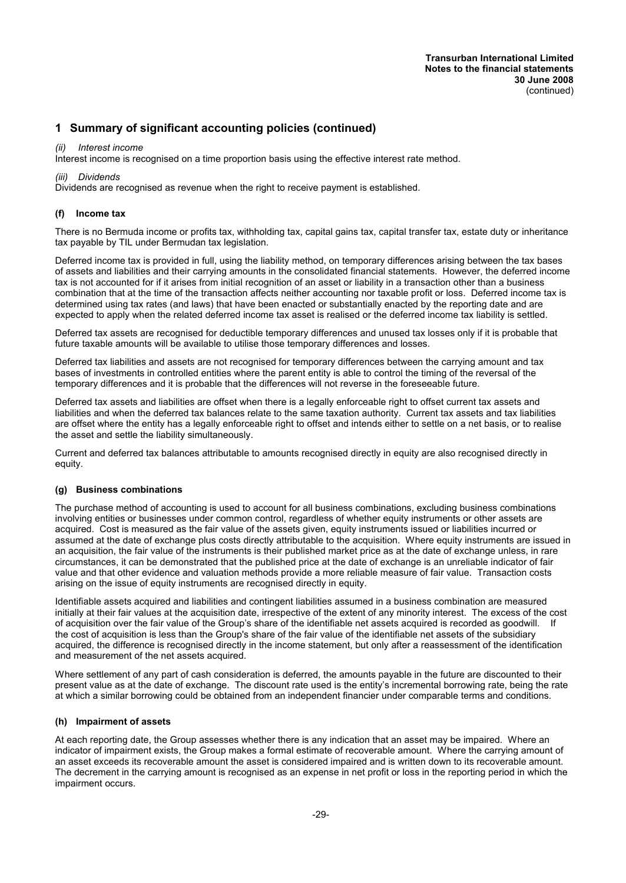## 1 Summary of significant accounting policies (continued)

*(ii) Interest income*

Interest income is recognised on a time proportion basis using the effective interest rate method.

*(iii) Dividends*

Dividends are recognised as revenue when the right to receive payment is established.

### (f) Income tax

There is no Bermuda income or profits tax, withholding tax, capital gains tax, capital transfer tax, estate duty or inheritance tax payable by TIL under Bermudan tax legislation.

Deferred income tax is provided in full, using the liability method, on temporary differences arising between the tax bases of assets and liabilities and their carrying amounts in the consolidated financial statements. However, the deferred income tax is not accounted for if it arises from initial recognition of an asset or liability in a transaction other than a business combination that at the time of the transaction affects neither accounting nor taxable profit or loss. Deferred income tax is determined using tax rates (and laws) that have been enacted or substantially enacted by the reporting date and are expected to apply when the related deferred income tax asset is realised or the deferred income tax liability is settled.

Deferred tax assets are recognised for deductible temporary differences and unused tax losses only if it is probable that future taxable amounts will be available to utilise those temporary differences and losses.

Deferred tax liabilities and assets are not recognised for temporary differences between the carrying amount and tax bases of investments in controlled entities where the parent entity is able to control the timing of the reversal of the temporary differences and it is probable that the differences will not reverse in the foreseeable future.

Deferred tax assets and liabilities are offset when there is a legally enforceable right to offset current tax assets and liabilities and when the deferred tax balances relate to the same taxation authority. Current tax assets and tax liabilities are offset where the entity has a legally enforceable right to offset and intends either to settle on a net basis, or to realise the asset and settle the liability simultaneously.

Current and deferred tax balances attributable to amounts recognised directly in equity are also recognised directly in equity.

### (g) Business combinations

The purchase method of accounting is used to account for all business combinations, excluding business combinations involving entities or businesses under common control, regardless of whether equity instruments or other assets are acquired. Cost is measured as the fair value of the assets given, equity instruments issued or liabilities incurred or assumed at the date of exchange plus costs directly attributable to the acquisition. Where equity instruments are issued in an acquisition, the fair value of the instruments is their published market price as at the date of exchange unless, in rare circumstances, it can be demonstrated that the published price at the date of exchange is an unreliable indicator of fair value and that other evidence and valuation methods provide a more reliable measure of fair value. Transaction costs arising on the issue of equity instruments are recognised directly in equity.

Identifiable assets acquired and liabilities and contingent liabilities assumed in a business combination are measured initially at their fair values at the acquisition date, irrespective of the extent of any minority interest. The excess of the cost of acquisition over the fair value of the Group's share of the identifiable net assets acquired is recorded as goodwill. If the cost of acquisition is less than the Group's share of the fair value of the identifiable net assets of the subsidiary acquired, the difference is recognised directly in the income statement, but only after a reassessment of the identification and measurement of the net assets acquired.

Where settlement of any part of cash consideration is deferred, the amounts payable in the future are discounted to their present value as at the date of exchange. The discount rate used is the entity's incremental borrowing rate, being the rate at which a similar borrowing could be obtained from an independent financier under comparable terms and conditions.

### (h) Impairment of assets

At each reporting date, the Group assesses whether there is any indication that an asset may be impaired. Where an indicator of impairment exists, the Group makes a formal estimate of recoverable amount. Where the carrying amount of an asset exceeds its recoverable amount the asset is considered impaired and is written down to its recoverable amount. The decrement in the carrying amount is recognised as an expense in net profit or loss in the reporting period in which the impairment occurs.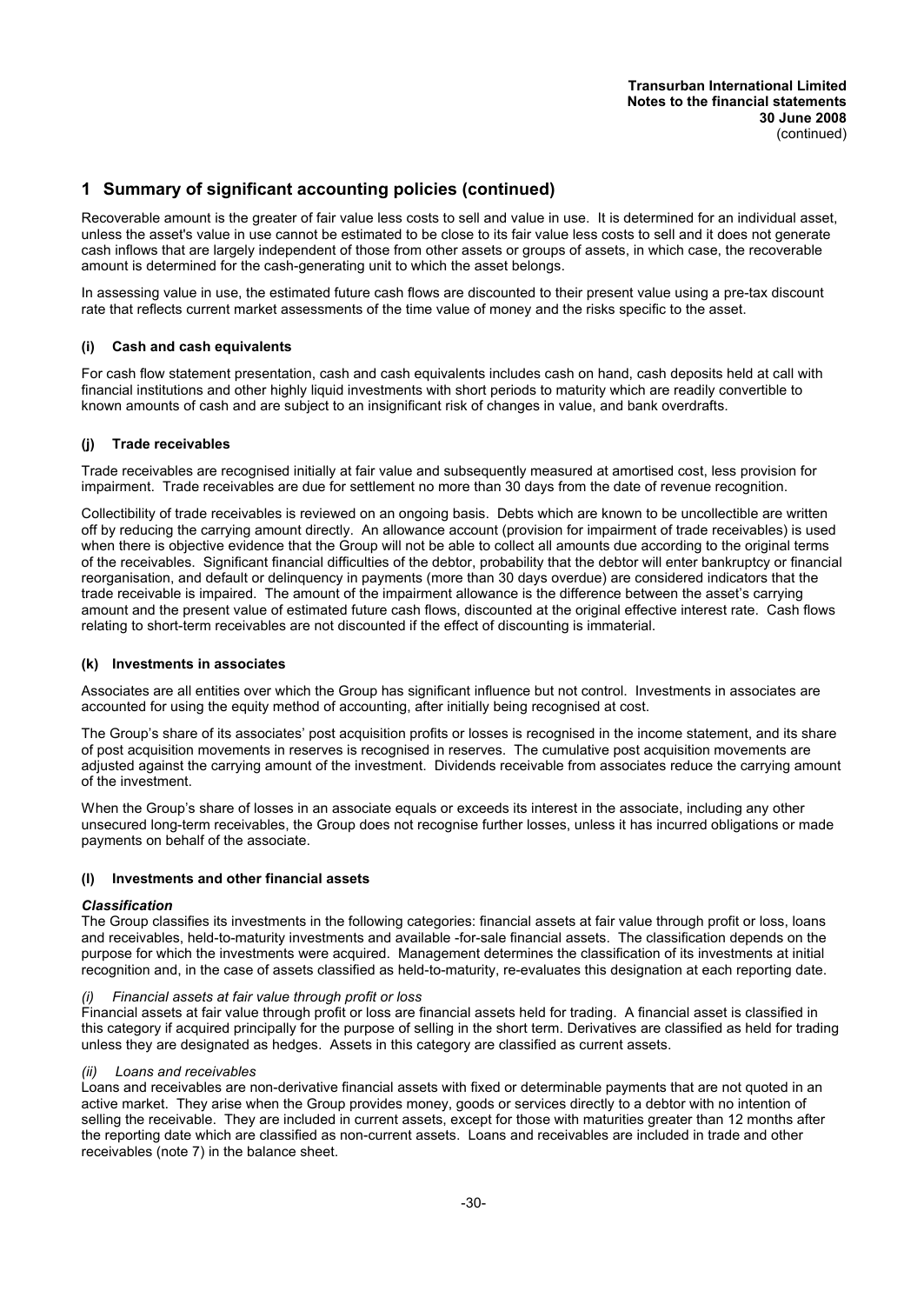## 1 Summary of significant accounting policies (continued)

Recoverable amount is the greater of fair value less costs to sell and value in use. It is determined for an individual asset, unless the asset's value in use cannot be estimated to be close to its fair value less costs to sell and it does not generate cash inflows that are largely independent of those from other assets or groups of assets, in which case, the recoverable amount is determined for the cash-generating unit to which the asset belongs.

In assessing value in use, the estimated future cash flows are discounted to their present value using a pre-tax discount rate that reflects current market assessments of the time value of money and the risks specific to the asset.

### (i) Cash and cash equivalents

For cash flow statement presentation, cash and cash equivalents includes cash on hand, cash deposits held at call with financial institutions and other highly liquid investments with short periods to maturity which are readily convertible to known amounts of cash and are subject to an insignificant risk of changes in value, and bank overdrafts.

### (j) Trade receivables

Trade receivables are recognised initially at fair value and subsequently measured at amortised cost, less provision for impairment. Trade receivables are due for settlement no more than 30 days from the date of revenue recognition.

Collectibility of trade receivables is reviewed on an ongoing basis. Debts which are known to be uncollectible are written off by reducing the carrying amount directly. An allowance account (provision for impairment of trade receivables) is used when there is objective evidence that the Group will not be able to collect all amounts due according to the original terms of the receivables. Significant financial difficulties of the debtor, probability that the debtor will enter bankruptcy or financial reorganisation, and default or delinquency in payments (more than 30 days overdue) are considered indicators that the trade receivable is impaired. The amount of the impairment allowance is the difference between the asset's carrying amount and the present value of estimated future cash flows, discounted at the original effective interest rate. Cash flows relating to short-term receivables are not discounted if the effect of discounting is immaterial.

### (k) Investments in associates

Associates are all entities over which the Group has significant influence but not control. Investments in associates are accounted for using the equity method of accounting, after initially being recognised at cost.

The Group's share of its associates' post acquisition profits or losses is recognised in the income statement, and its share of post acquisition movements in reserves is recognised in reserves. The cumulative post acquisition movements are adjusted against the carrying amount of the investment. Dividends receivable from associates reduce the carrying amount of the investment.

When the Group's share of losses in an associate equals or exceeds its interest in the associate, including any other unsecured long-term receivables, the Group does not recognise further losses, unless it has incurred obligations or made payments on behalf of the associate.

### (l) Investments and other financial assets

***Classification***

The Group classifies its investments in the following categories: financial assets at fair value through profit or loss, loans and receivables, held-to-maturity investments and available -for-sale financial assets. The classification depends on the purpose for which the investments were acquired. Management determines the classification of its investments at initial recognition and, in the case of assets classified as held-to-maturity, re-evaluates this designation at each reporting date.

*(i) Financial assets at fair value through profit or loss*

Financial assets at fair value through profit or loss are financial assets held for trading. A financial asset is classified in this category if acquired principally for the purpose of selling in the short term. Derivatives are classified as held for trading unless they are designated as hedges. Assets in this category are classified as current assets.

*(ii) Loans and receivables*

Loans and receivables are non-derivative financial assets with fixed or determinable payments that are not quoted in an active market. They arise when the Group provides money, goods or services directly to a debtor with no intention of selling the receivable. They are included in current assets, except for those with maturities greater than 12 months after the reporting date which are classified as non-current assets. Loans and receivables are included in trade and other receivables (note 7) in the balance sheet.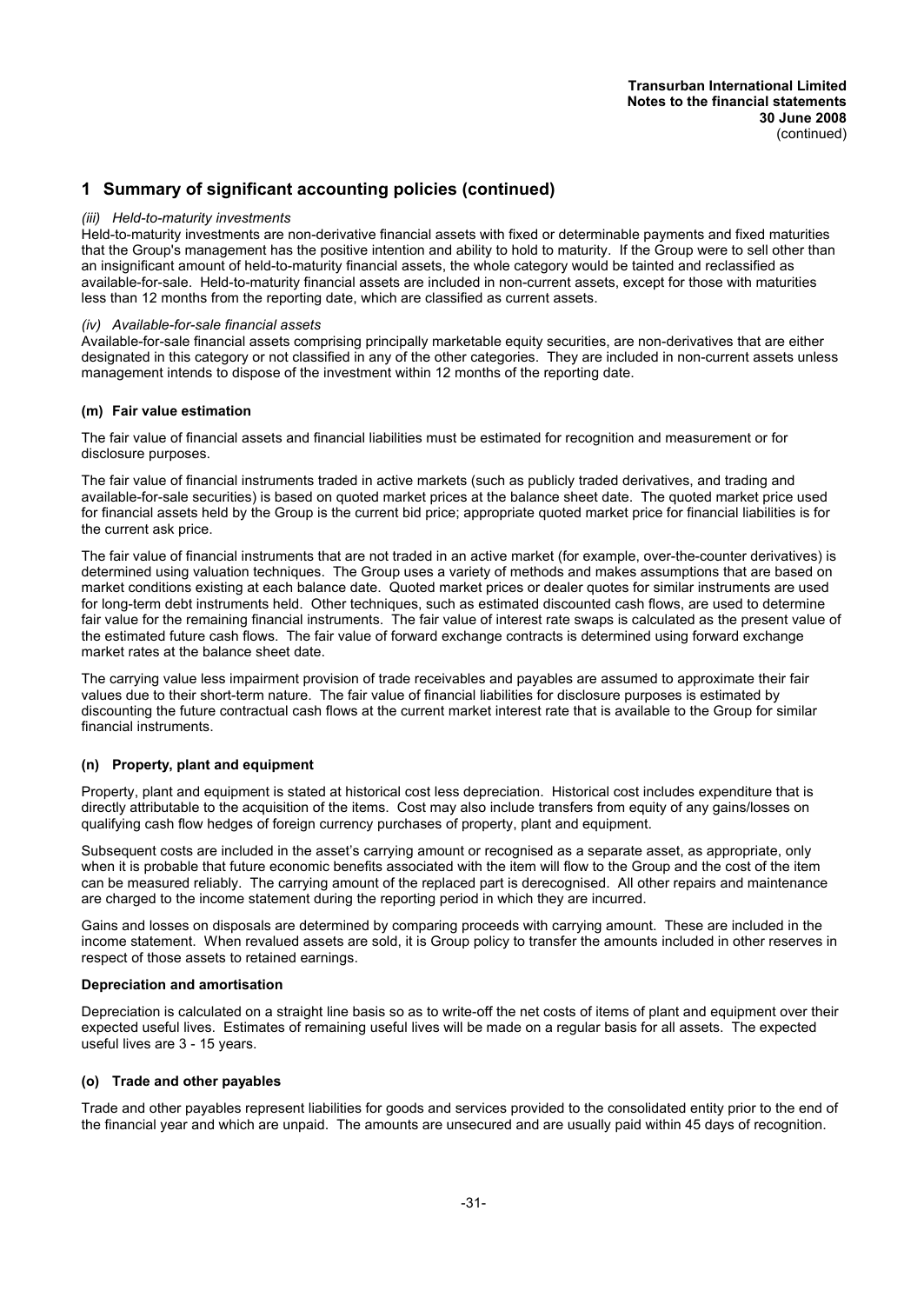## 1 Summary of significant accounting policies (continued)

*(iii) Held-to-maturity investments*

Held-to-maturity investments are non-derivative financial assets with fixed or determinable payments and fixed maturities that the Group's management has the positive intention and ability to hold to maturity. If the Group were to sell other than an insignificant amount of held-to-maturity financial assets, the whole category would be tainted and reclassified as available-for-sale. Held-to-maturity financial assets are included in non-current assets, except for those with maturities less than 12 months from the reporting date, which are classified as current assets.

*(iv) Available-for-sale financial assets*

Available-for-sale financial assets comprising principally marketable equity securities, are non-derivatives that are either designated in this category or not classified in any of the other categories. They are included in non-current assets unless management intends to dispose of the investment within 12 months of the reporting date.

### (m) Fair value estimation

The fair value of financial assets and financial liabilities must be estimated for recognition and measurement or for disclosure purposes.

The fair value of financial instruments traded in active markets (such as publicly traded derivatives, and trading and available-for-sale securities) is based on quoted market prices at the balance sheet date. The quoted market price used for financial assets held by the Group is the current bid price; appropriate quoted market price for financial liabilities is for the current ask price.

The fair value of financial instruments that are not traded in an active market (for example, over-the-counter derivatives) is determined using valuation techniques. The Group uses a variety of methods and makes assumptions that are based on market conditions existing at each balance date. Quoted market prices or dealer quotes for similar instruments are used for long-term debt instruments held. Other techniques, such as estimated discounted cash flows, are used to determine fair value for the remaining financial instruments. The fair value of interest rate swaps is calculated as the present value of the estimated future cash flows. The fair value of forward exchange contracts is determined using forward exchange market rates at the balance sheet date.

The carrying value less impairment provision of trade receivables and payables are assumed to approximate their fair values due to their short-term nature. The fair value of financial liabilities for disclosure purposes is estimated by discounting the future contractual cash flows at the current market interest rate that is available to the Group for similar financial instruments.

### (n) Property, plant and equipment

Property, plant and equipment is stated at historical cost less depreciation. Historical cost includes expenditure that is directly attributable to the acquisition of the items. Cost may also include transfers from equity of any gains/losses on qualifying cash flow hedges of foreign currency purchases of property, plant and equipment.

Subsequent costs are included in the asset's carrying amount or recognised as a separate asset, as appropriate, only when it is probable that future economic benefits associated with the item will flow to the Group and the cost of the item can be measured reliably. The carrying amount of the replaced part is derecognised. All other repairs and maintenance are charged to the income statement during the reporting period in which they are incurred.

Gains and losses on disposals are determined by comparing proceeds with carrying amount. These are included in the income statement. When revalued assets are sold, it is Group policy to transfer the amounts included in other reserves in respect of those assets to retained earnings.

**Depreciation and amortisation**

Depreciation is calculated on a straight line basis so as to write-off the net costs of items of plant and equipment over their expected useful lives. Estimates of remaining useful lives will be made on a regular basis for all assets. The expected useful lives are 3 - 15 years.

### (o) Trade and other payables

Trade and other payables represent liabilities for goods and services provided to the consolidated entity prior to the end of the financial year and which are unpaid. The amounts are unsecured and are usually paid within 45 days of recognition.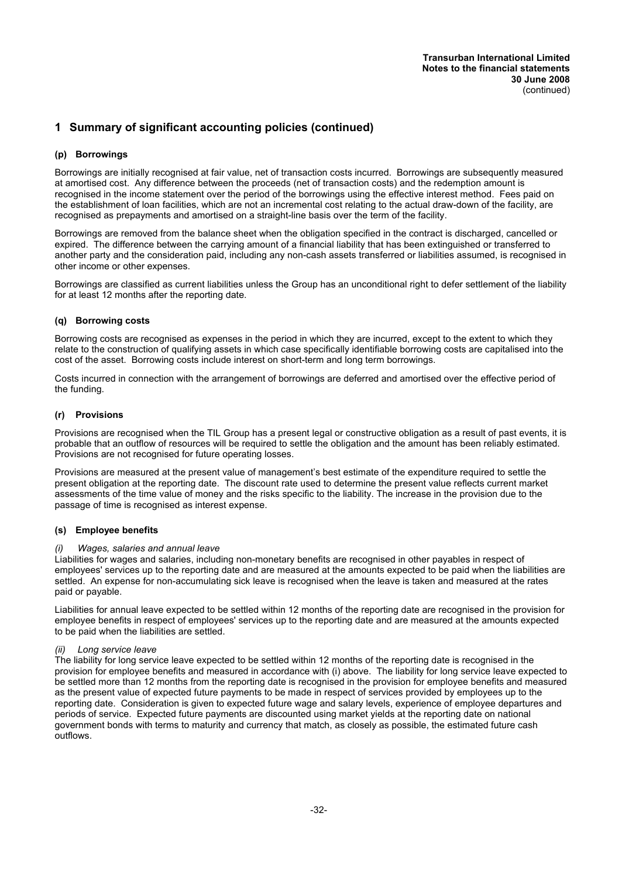## 1 Summary of significant accounting policies (continued)

### (p) Borrowings

Borrowings are initially recognised at fair value, net of transaction costs incurred. Borrowings are subsequently measured at amortised cost. Any difference between the proceeds (net of transaction costs) and the redemption amount is recognised in the income statement over the period of the borrowings using the effective interest method. Fees paid on the establishment of loan facilities, which are not an incremental cost relating to the actual draw-down of the facility, are recognised as prepayments and amortised on a straight-line basis over the term of the facility.

Borrowings are removed from the balance sheet when the obligation specified in the contract is discharged, cancelled or expired. The difference between the carrying amount of a financial liability that has been extinguished or transferred to another party and the consideration paid, including any non-cash assets transferred or liabilities assumed, is recognised in other income or other expenses.

Borrowings are classified as current liabilities unless the Group has an unconditional right to defer settlement of the liability for at least 12 months after the reporting date.

### (q) Borrowing costs

Borrowing costs are recognised as expenses in the period in which they are incurred, except to the extent to which they relate to the construction of qualifying assets in which case specifically identifiable borrowing costs are capitalised into the cost of the asset. Borrowing costs include interest on short-term and long term borrowings.

Costs incurred in connection with the arrangement of borrowings are deferred and amortised over the effective period of the funding.

### (r) Provisions

Provisions are recognised when the TIL Group has a present legal or constructive obligation as a result of past events, it is probable that an outflow of resources will be required to settle the obligation and the amount has been reliably estimated. Provisions are not recognised for future operating losses.

Provisions are measured at the present value of management's best estimate of the expenditure required to settle the present obligation at the reporting date. The discount rate used to determine the present value reflects current market assessments of the time value of money and the risks specific to the liability. The increase in the provision due to the passage of time is recognised as interest expense.

### (s) Employee benefits

*(i) Wages, salaries and annual leave*

Liabilities for wages and salaries, including non-monetary benefits are recognised in other payables in respect of employees' services up to the reporting date and are measured at the amounts expected to be paid when the liabilities are settled. An expense for non-accumulating sick leave is recognised when the leave is taken and measured at the rates paid or payable.

Liabilities for annual leave expected to be settled within 12 months of the reporting date are recognised in the provision for employee benefits in respect of employees' services up to the reporting date and are measured at the amounts expected to be paid when the liabilities are settled.

*(ii) Long service leave*

The liability for long service leave expected to be settled within 12 months of the reporting date is recognised in the provision for employee benefits and measured in accordance with (i) above. The liability for long service leave expected to be settled more than 12 months from the reporting date is recognised in the provision for employee benefits and measured as the present value of expected future payments to be made in respect of services provided by employees up to the reporting date. Consideration is given to expected future wage and salary levels, experience of employee departures and periods of service. Expected future payments are discounted using market yields at the reporting date on national government bonds with terms to maturity and currency that match, as closely as possible, the estimated future cash outflows.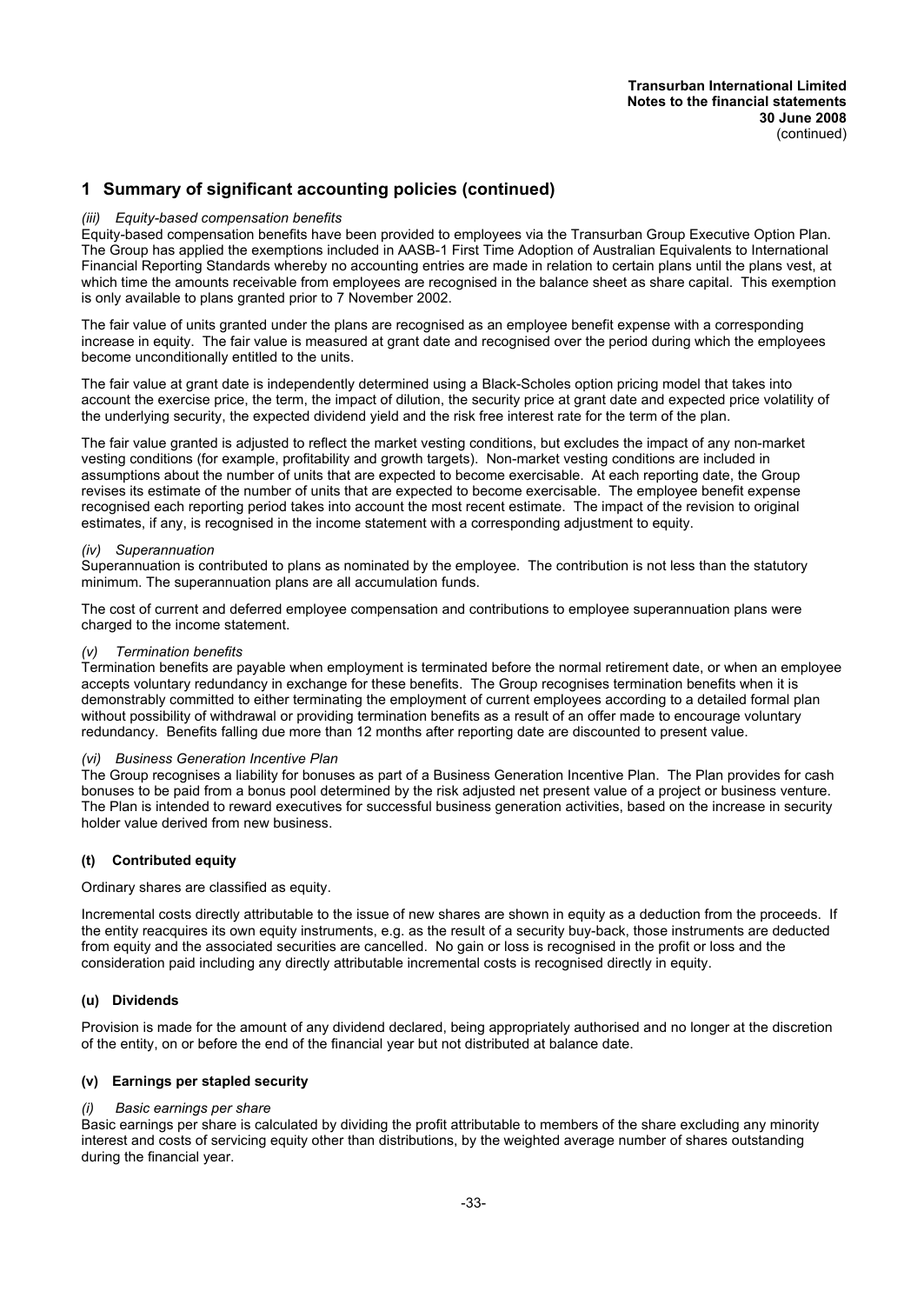## 1 Summary of significant accounting policies (continued)

*(iii) Equity-based compensation benefits*

Equity-based compensation benefits have been provided to employees via the Transurban Group Executive Option Plan. The Group has applied the exemptions included in AASB-1 First Time Adoption of Australian Equivalents to International Financial Reporting Standards whereby no accounting entries are made in relation to certain plans until the plans vest, at which time the amounts receivable from employees are recognised in the balance sheet as share capital. This exemption is only available to plans granted prior to 7 November 2002.

The fair value of units granted under the plans are recognised as an employee benefit expense with a corresponding increase in equity. The fair value is measured at grant date and recognised over the period during which the employees become unconditionally entitled to the units.

The fair value at grant date is independently determined using a Black-Scholes option pricing model that takes into account the exercise price, the term, the impact of dilution, the security price at grant date and expected price volatility of the underlying security, the expected dividend yield and the risk free interest rate for the term of the plan.

The fair value granted is adjusted to reflect the market vesting conditions, but excludes the impact of any non-market vesting conditions (for example, profitability and growth targets). Non-market vesting conditions are included in assumptions about the number of units that are expected to become exercisable. At each reporting date, the Group revises its estimate of the number of units that are expected to become exercisable. The employee benefit expense recognised each reporting period takes into account the most recent estimate. The impact of the revision to original estimates, if any, is recognised in the income statement with a corresponding adjustment to equity.

*(iv) Superannuation*

Superannuation is contributed to plans as nominated by the employee. The contribution is not less than the statutory minimum. The superannuation plans are all accumulation funds.

The cost of current and deferred employee compensation and contributions to employee superannuation plans were charged to the income statement.

*(v) Termination benefits*

Termination benefits are payable when employment is terminated before the normal retirement date, or when an employee accepts voluntary redundancy in exchange for these benefits. The Group recognises termination benefits when it is demonstrably committed to either terminating the employment of current employees according to a detailed formal plan without possibility of withdrawal or providing termination benefits as a result of an offer made to encourage voluntary redundancy. Benefits falling due more than 12 months after reporting date are discounted to present value.

*(vi) Business Generation Incentive Plan*

The Group recognises a liability for bonuses as part of a Business Generation Incentive Plan. The Plan provides for cash bonuses to be paid from a bonus pool determined by the risk adjusted net present value of a project or business venture. The Plan is intended to reward executives for successful business generation activities, based on the increase in security holder value derived from new business.

### (t) Contributed equity

Ordinary shares are classified as equity.

Incremental costs directly attributable to the issue of new shares are shown in equity as a deduction from the proceeds. If the entity reacquires its own equity instruments, e.g. as the result of a security buy-back, those instruments are deducted from equity and the associated securities are cancelled. No gain or loss is recognised in the profit or loss and the consideration paid including any directly attributable incremental costs is recognised directly in equity.

### (u) Dividends

Provision is made for the amount of any dividend declared, being appropriately authorised and no longer at the discretion of the entity, on or before the end of the financial year but not distributed at balance date.

### (v) Earnings per stapled security

*(i) Basic earnings per share*

Basic earnings per share is calculated by dividing the profit attributable to members of the share excluding any minority interest and costs of servicing equity other than distributions, by the weighted average number of shares outstanding during the financial year.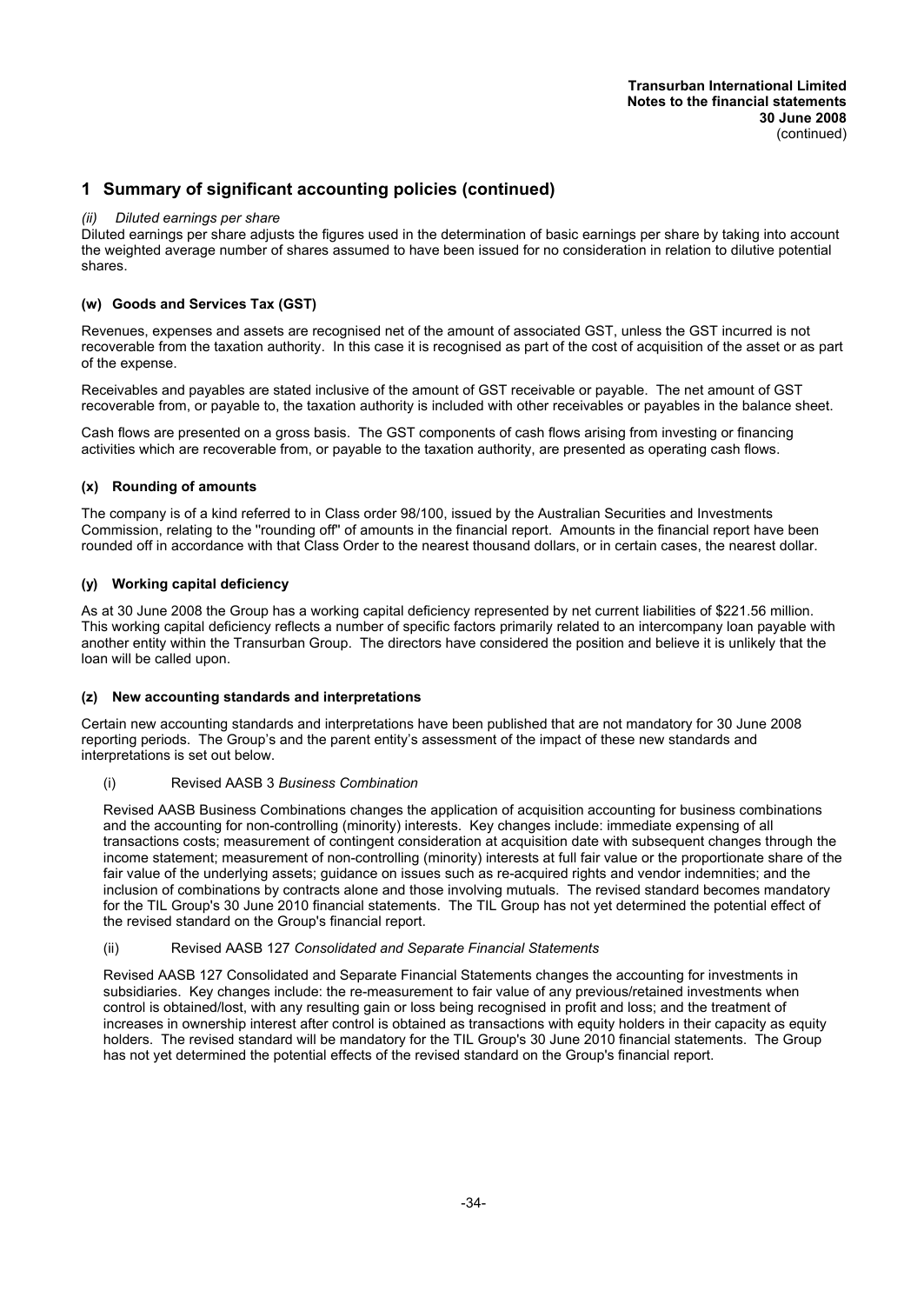# 1 Summary of significant accounting policies (continued)

*(ii) Diluted earnings per share*

Diluted earnings per share adjusts the figures used in the determination of basic earnings per share by taking into account the weighted average number of shares assumed to have been issued for no consideration in relation to dilutive potential shares.

### (w) Goods and Services Tax (GST)

Revenues, expenses and assets are recognised net of the amount of associated GST, unless the GST incurred is not recoverable from the taxation authority. In this case it is recognised as part of the cost of acquisition of the asset or as part of the expense.

Receivables and payables are stated inclusive of the amount of GST receivable or payable. The net amount of GST recoverable from, or payable to, the taxation authority is included with other receivables or payables in the balance sheet.

Cash flows are presented on a gross basis. The GST components of cash flows arising from investing or financing activities which are recoverable from, or payable to the taxation authority, are presented as operating cash flows.

### (x) Rounding of amounts

The company is of a kind referred to in Class order 98/100, issued by the Australian Securities and Investments Commission, relating to the ''rounding off'' of amounts in the financial report. Amounts in the financial report have been rounded off in accordance with that Class Order to the nearest thousand dollars, or in certain cases, the nearest dollar.

### (y) Working capital deficiency

As at 30 June 2008 the Group has a working capital deficiency represented by net current liabilities of $221.56 million. This working capital deficiency reflects a number of specific factors primarily related to an intercompany loan payable with another entity within the Transurban Group. The directors have considered the position and believe it is unlikely that the loan will be called upon.

### (z) New accounting standards and interpretations

Certain new accounting standards and interpretations have been published that are not mandatory for 30 June 2008 reporting periods. The Group's and the parent entity's assessment of the impact of these new standards and interpretations is set out below.

(i) Revised AASB 3 *Business Combination*

Revised AASB Business Combinations changes the application of acquisition accounting for business combinations and the accounting for non-controlling (minority) interests. Key changes include: immediate expensing of all transactions costs; measurement of contingent consideration at acquisition date with subsequent changes through the income statement; measurement of non-controlling (minority) interests at full fair value or the proportionate share of the fair value of the underlying assets; guidance on issues such as re-acquired rights and vendor indemnities; and the inclusion of combinations by contracts alone and those involving mutuals. The revised standard becomes mandatory for the TIL Group's 30 June 2010 financial statements. The TIL Group has not yet determined the potential effect of the revised standard on the Group's financial report.

(ii) Revised AASB 127 *Consolidated and Separate Financial Statements*

Revised AASB 127 Consolidated and Separate Financial Statements changes the accounting for investments in subsidiaries. Key changes include: the re-measurement to fair value of any previous/retained investments when control is obtained/lost, with any resulting gain or loss being recognised in profit and loss; and the treatment of increases in ownership interest after control is obtained as transactions with equity holders in their capacity as equity holders. The revised standard will be mandatory for the TIL Group's 30 June 2010 financial statements. The Group has not yet determined the potential effects of the revised standard on the Group's financial report.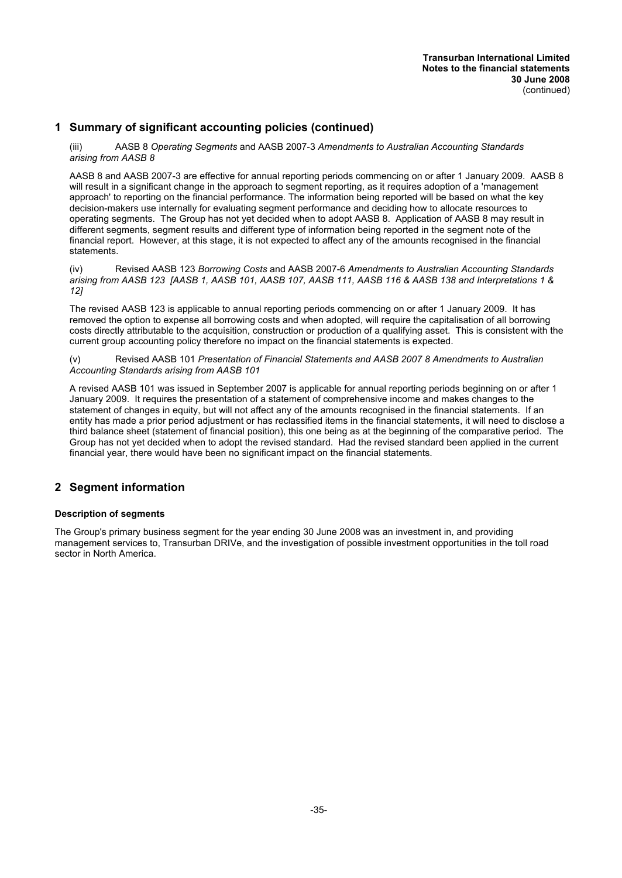## 1 Summary of significant accounting policies (continued)

(iii) AASB 8 *Operating Segments* and AASB 2007-3 *Amendments to Australian Accounting Standards arising from AASB 8*

AASB 8 and AASB 2007-3 are effective for annual reporting periods commencing on or after 1 January 2009. AASB 8 will result in a significant change in the approach to segment reporting, as it requires adoption of a 'management approach' to reporting on the financial performance. The information being reported will be based on what the key decision-makers use internally for evaluating segment performance and deciding how to allocate resources to operating segments. The Group has not yet decided when to adopt AASB 8. Application of AASB 8 may result in different segments, segment results and different type of information being reported in the segment note of the financial report. However, at this stage, it is not expected to affect any of the amounts recognised in the financial statements.

(iv) Revised AASB 123 *Borrowing Costs* and AASB 2007-6 *Amendments to Australian Accounting Standards arising from AASB 123 [AASB 1, AASB 101, AASB 107, AASB 111, AASB 116 & AASB 138 and Interpretations 1 & 12]*

The revised AASB 123 is applicable to annual reporting periods commencing on or after 1 January 2009. It has removed the option to expense all borrowing costs and when adopted, will require the capitalisation of all borrowing costs directly attributable to the acquisition, construction or production of a qualifying asset. This is consistent with the current group accounting policy therefore no impact on the financial statements is expected.

(v) Revised AASB 101 *Presentation of Financial Statements and AASB 2007 8 Amendments to Australian Accounting Standards arising from AASB 101*

A revised AASB 101 was issued in September 2007 is applicable for annual reporting periods beginning on or after 1 January 2009. It requires the presentation of a statement of comprehensive income and makes changes to the statement of changes in equity, but will not affect any of the amounts recognised in the financial statements. If an entity has made a prior period adjustment or has reclassified items in the financial statements, it will need to disclose a third balance sheet (statement of financial position), this one being as at the beginning of the comparative period. The Group has not yet decided when to adopt the revised standard. Had the revised standard been applied in the current financial year, there would have been no significant impact on the financial statements.

## 2 Segment information

**Description of segments**

The Group's primary business segment for the year ending 30 June 2008 was an investment in, and providing management services to, Transurban DRIVe, and the investigation of possible investment opportunities in the toll road sector in North America.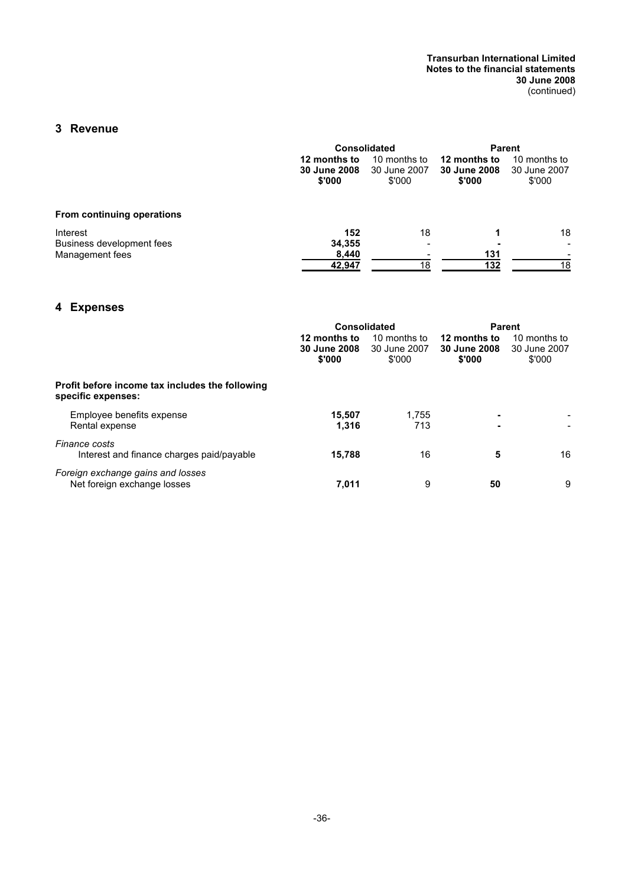## 3 Revenue

| | Consolidated | | Parent | |
|---|---|---|---|---|
| | **12 months to 30 June 2008 $'000** | 10 months to 30 June 2007 $'000 | **12 months to 30 June 2008 $'000** | 10 months to 30 June 2007 $'000 |
| **From continuing operations** | | | | |
| Interest | **152** | 18 | **1** | 18 |
| Business development fees | **34,355** | - | **-** | - |
| Management fees | **8,440** | - | **131** | - |
| | **42,947** | 18 | **132** | 18 |

## 4 Expenses

| | Consolidated | | Parent | |
|---|---|---|---|---|
| | **12 months to 30 June 2008 $'000** | 10 months to 30 June 2007 $'000 | **12 months to 30 June 2008 $'000** | 10 months to 30 June 2007 $'000 |
| **Profit before income tax includes the following specific expenses:** | | | | |
| Employee benefits expense | **15,507** | 1,755 | **-** | - |
| Rental expense | **1,316** | 713 | **-** | - |
| *Finance costs* | | | | |
| Interest and finance charges paid/payable | **15,788** | 16 | **5** | 16 |
| *Foreign exchange gains and losses* | | | | |
| Net foreign exchange losses | **7,011** | 9 | **50** | 9 |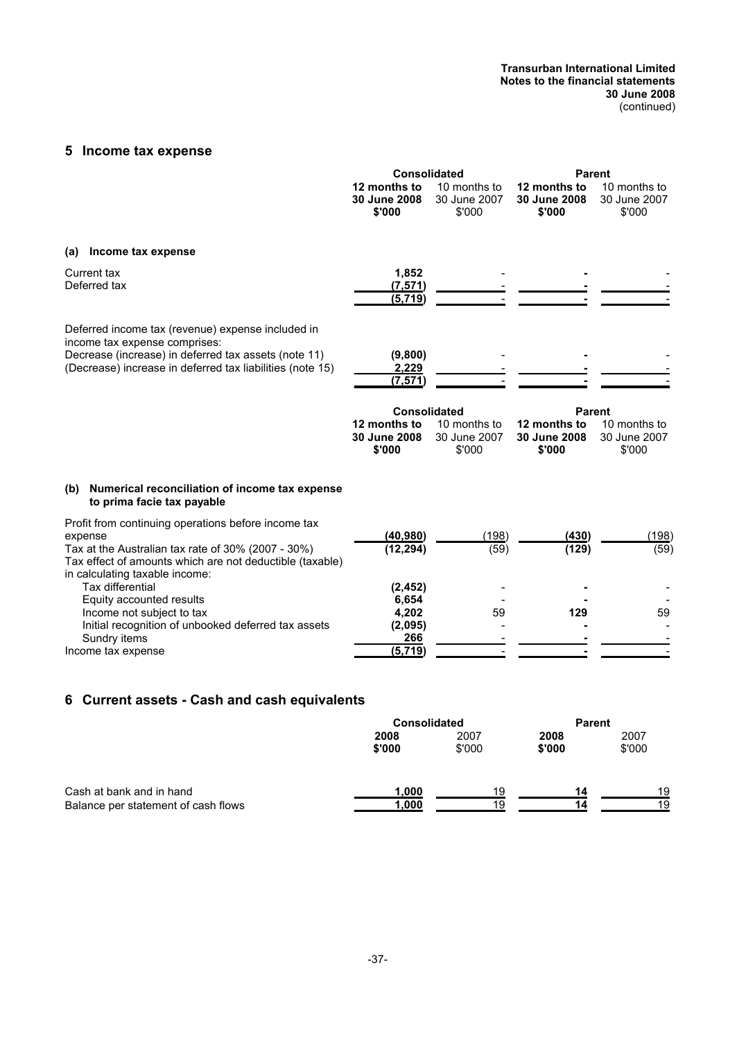## 5 Income tax expense

| | Consolidated | | Parent | |
|---|---|---|---|---|
| | **12 months to 30 June 2008 $'000** | 10 months to 30 June 2007 $'000 | **12 months to 30 June 2008 $'000** | 10 months to 30 June 2007 $'000 |
| **(a) Income tax expense** | | | | |
| Current tax | **1,852** | - | **-** | - |
| Deferred tax | **(7,571)** | - | **-** | - |
| | **(5,719)** | - | **-** | - |
| Deferred income tax (revenue) expense included in income tax expense comprises: | | | | |
| Decrease (increase) in deferred tax assets (note 11) | **(9,800)** | - | **-** | - |
| (Decrease) increase in deferred tax liabilities (note 15) | **2,229** | - | **-** | - |
| | **(7,571)** | - | **-** | - |

| | Consolidated | | Parent | |
|---|---|---|---|---|
| | **12 months to 30 June 2008 $'000** | 10 months to 30 June 2007 $'000 | **12 months to 30 June 2008 $'000** | 10 months to 30 June 2007 $'000 |
| **(b) Numerical reconciliation of income tax expense to prima facie tax payable** | | | | |
| Profit from continuing operations before income tax expense | **(40,980)** | (198) | **(430)** | (198) |
| Tax at the Australian tax rate of 30% (2007 - 30%) | **(12,294)** | (59) | **(129)** | (59) |
| Tax effect of amounts which are not deductible (taxable) in calculating taxable income: | | | | |
| Tax differential | **(2,452)** | - | **-** | - |
| Equity accounted results | **6,654** | - | **-** | - |
| Income not subject to tax | **4,202** | 59 | **129** | 59 |
| Initial recognition of unbooked deferred tax assets | **(2,095)** | - | **-** | - |
| Sundry items | **266** | - | **-** | - |
| Income tax expense | **(5,719)** | - | **-** | - |

## 6 Current assets - Cash and cash equivalents

| | Consolidated | | Parent | |
|---|---|---|---|---|
| | **2008 $'000** | 2007 $'000 | **2008 $'000** | 2007 $'000 |
| Cash at bank and in hand | **1,000** | 19 | **14** | 19 |
| Balance per statement of cash flows | **1,000** | 19 | **14** | 19 |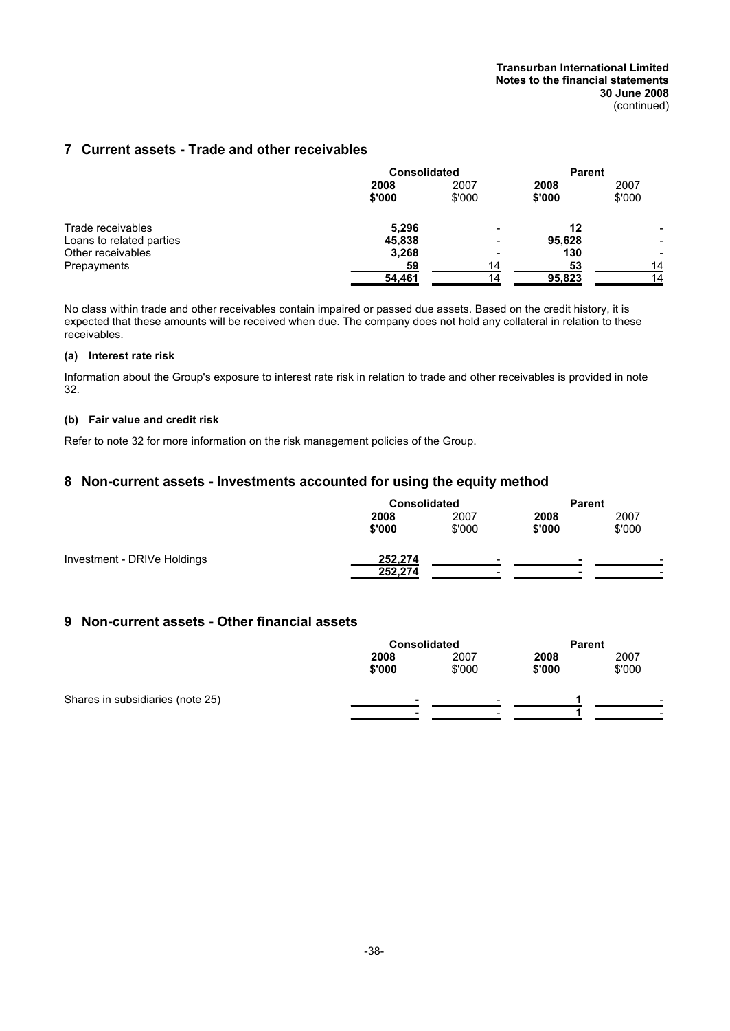## 7 Current assets - Trade and other receivables

| | Consolidated | | Parent | |
|---|---|---|---|---|
| | **2008 $'000** | 2007 $'000 | **2008 $'000** | 2007 $'000 |
| Trade receivables | **5,296** | - | **12** | - |
| Loans to related parties | **45,838** | - | **95,628** | - |
| Other receivables | **3,268** | - | **130** | - |
| Prepayments | **59** | 14 | **53** | 14 |
| | **54,461** | 14 | **95,823** | 14 |

No class within trade and other receivables contain impaired or passed due assets. Based on the credit history, it is expected that these amounts will be received when due. The company does not hold any collateral in relation to these receivables.

### (a) Interest rate risk

Information about the Group's exposure to interest rate risk in relation to trade and other receivables is provided in note 32.

### (b) Fair value and credit risk

Refer to note 32 for more information on the risk management policies of the Group.

## 8 Non-current assets - Investments accounted for using the equity method

| | Consolidated | | Parent | |
|---|---|---|---|---|
| | **2008 $'000** | 2007 $'000 | **2008 $'000** | 2007 $'000 |
| Investment - DRIVe Holdings | **252,274** | - | **-** | - |
| | **252,274** | - | **-** | - |

## 9 Non-current assets - Other financial assets

| | Consolidated | | Parent | |
|---|---|---|---|---|
| | **2008 $'000** | 2007 $'000 | **2008 $'000** | 2007 $'000 |
| Shares in subsidiaries (note 25) | **-** | - | **1** | - |
| | **-** | - | **1** | - |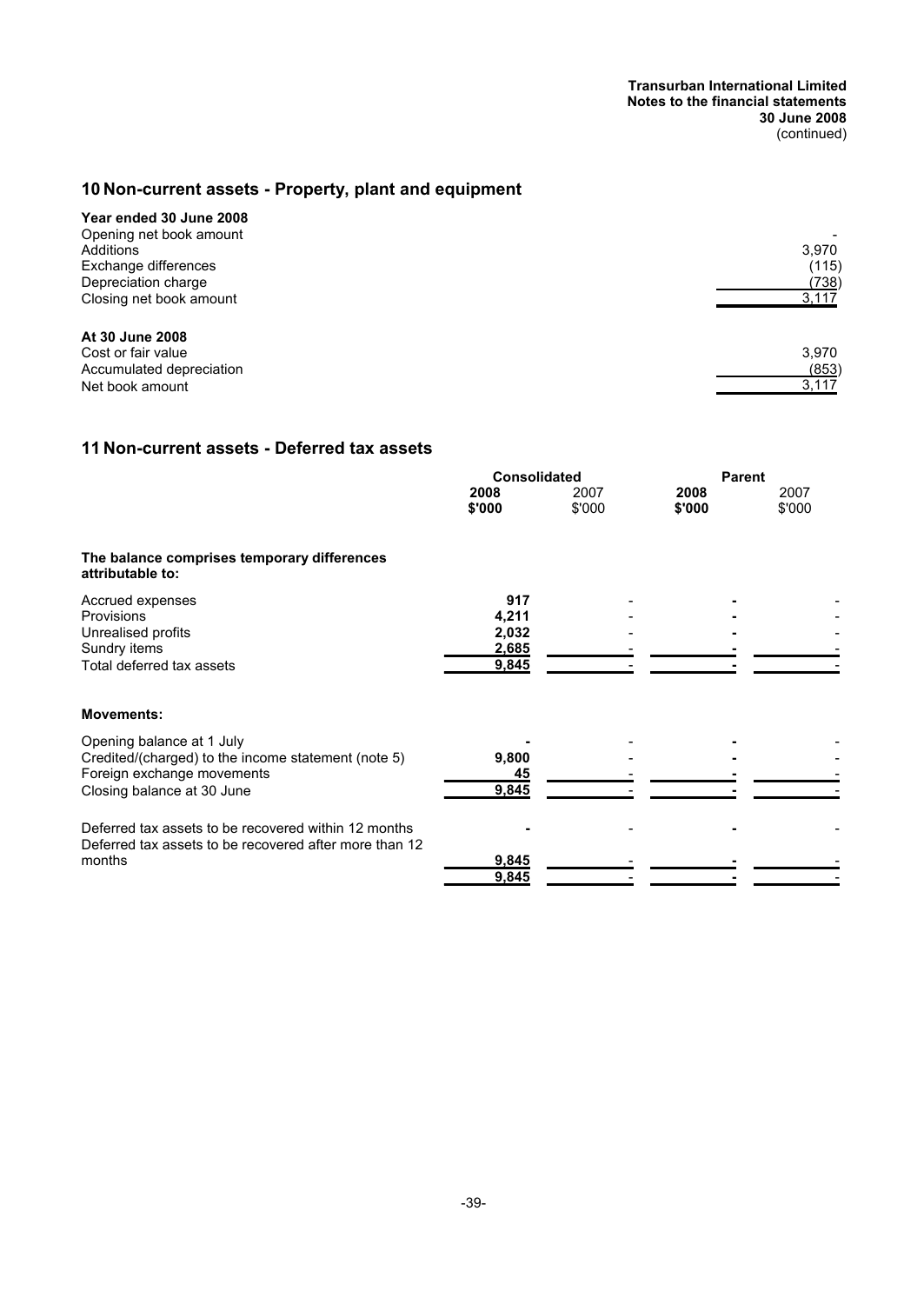## 10 Non-current assets - Property, plant and equipment

| | |
|---|---|
| **Year ended 30 June 2008** | |
| Opening net book amount | - |
| Additions | 3,970 |
| Exchange differences | (115) |
| Depreciation charge | (738) |
| Closing net book amount | 3,117 |
| | |
| **At 30 June 2008** | |
| Cost or fair value | 3,970 |
| Accumulated depreciation | (853) |
| Net book amount | 3,117 |

## 11 Non-current assets - Deferred tax assets

| | Consolidated | | Parent | |
|---|---|---|---|---|
| | **2008 \$'000** | 2007 \$'000 | **2008 \$'000** | 2007 \$'000 |
| **The balance comprises temporary differences attributable to:** | | | | |
| Accrued expenses | **917** | - | **-** | - |
| Provisions | **4,211** | - | **-** | - |
| Unrealised profits | **2,032** | - | **-** | - |
| Sundry items | **2,685** | - | **-** | - |
| Total deferred tax assets | **9,845** | - | **-** | - |
| **Movements:** | | | | |
| Opening balance at 1 July | **-** | - | **-** | - |
| Credited/(charged) to the income statement (note 5) | **9,800** | - | **-** | - |
| Foreign exchange movements | **45** | - | **-** | - |
| Closing balance at 30 June | **9,845** | - | **-** | - |
| Deferred tax assets to be recovered within 12 months | **-** | - | **-** | - |
| Deferred tax assets to be recovered after more than 12 months | **9,845** | - | **-** | - |
| | **9,845** | - | **-** | - |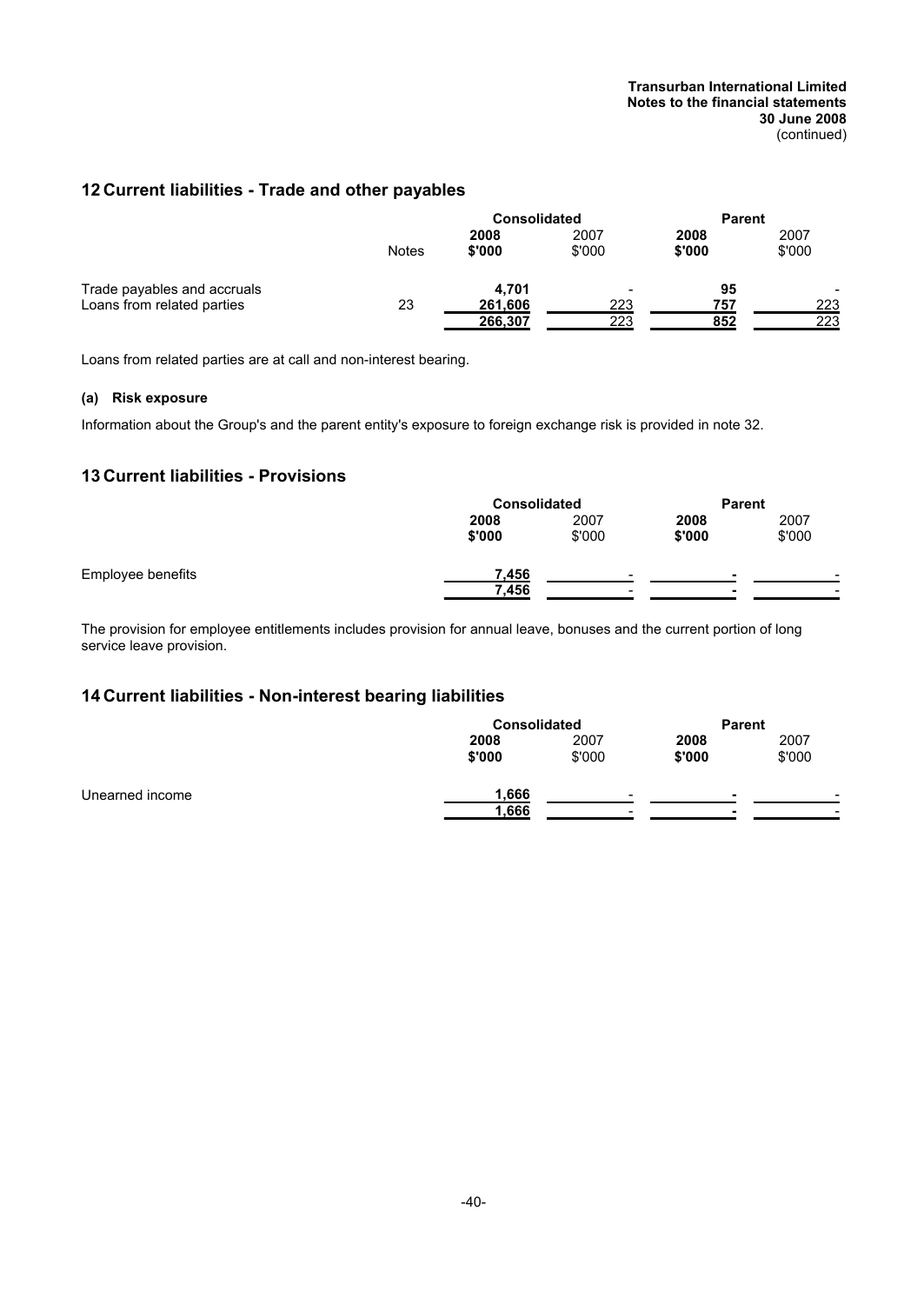## 12 Current liabilities - Trade and other payables

| | Notes | Consolidated 2008 $'000 | Consolidated 2007 $'000 | Parent 2008 $'000 | Parent 2007 $'000 |
|---|---|---|---|---|---|
| Trade payables and accruals | | **4,701** | - | **95** | - |
| Loans from related parties | 23 | **261,606** | 223 | **757** | 223 |
| | | **266,307** | 223 | **852** | 223 |

Loans from related parties are at call and non-interest bearing.

#### (a) Risk exposure

Information about the Group's and the parent entity's exposure to foreign exchange risk is provided in note 32.

## 13 Current liabilities - Provisions

| | Consolidated 2008 $'000 | Consolidated 2007 $'000 | Parent 2008 $'000 | Parent 2007 $'000 |
|---|---|---|---|---|
| Employee benefits | **7,456** | - | **-** | - |
| | **7,456** | - | **-** | - |

The provision for employee entitlements includes provision for annual leave, bonuses and the current portion of long service leave provision.

## 14 Current liabilities - Non-interest bearing liabilities

| | Consolidated 2008 $'000 | Consolidated 2007 $'000 | Parent 2008 $'000 | Parent 2007 $'000 |
|---|---|---|---|---|
| Unearned income | **1,666** | - | **-** | - |
| | **1,666** | - | **-** | - |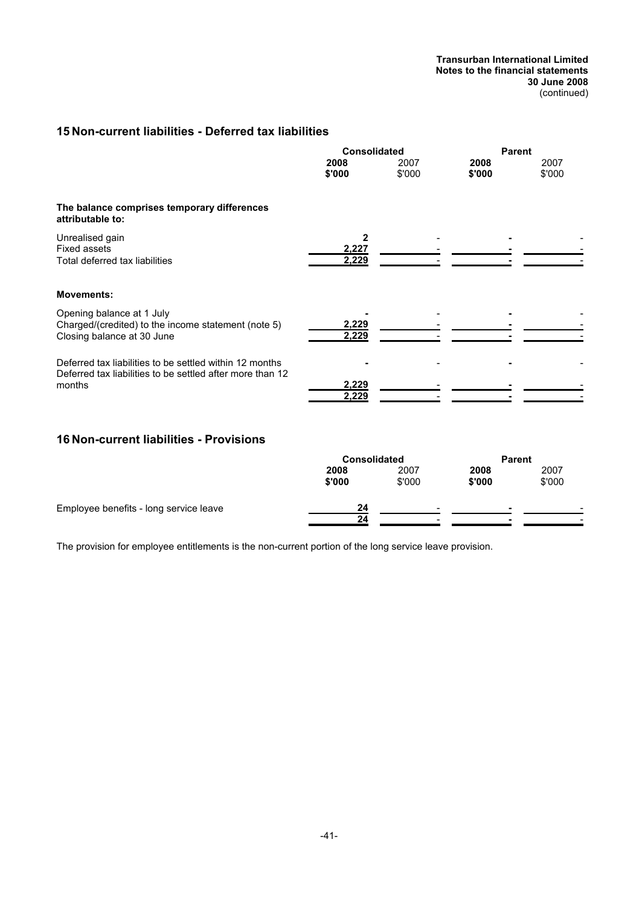## 15 Non-current liabilities - Deferred tax liabilities

| | Consolidated | | Parent | |
|---|---|---|---|---|
| | **2008 $'000** | 2007 $'000 | **2008 $'000** | 2007 $'000 |
| **The balance comprises temporary differences attributable to:** | | | | |
| Unrealised gain | **2** | - | **-** | - |
| Fixed assets | **2,227** | - | **-** | - |
| Total deferred tax liabilities | **2,229** | - | **-** | - |
| **Movements:** | | | | |
| Opening balance at 1 July | **-** | - | **-** | - |
| Charged/(credited) to the income statement (note 5) | **2,229** | - | **-** | - |
| Closing balance at 30 June | **2,229** | - | **-** | - |
| Deferred tax liabilities to be settled within 12 months | **-** | - | **-** | - |
| Deferred tax liabilities to be settled after more than 12 months | **2,229** | - | **-** | - |
| | **2,229** | - | **-** | - |

## 16 Non-current liabilities - Provisions

| | Consolidated | | Parent | |
|---|---|---|---|---|
| | **2008 $'000** | 2007 $'000 | **2008 $'000** | 2007 $'000 |
| Employee benefits - long service leave | **24** | - | **-** | - |
| | **24** | - | **-** | - |

The provision for employee entitlements is the non-current portion of the long service leave provision.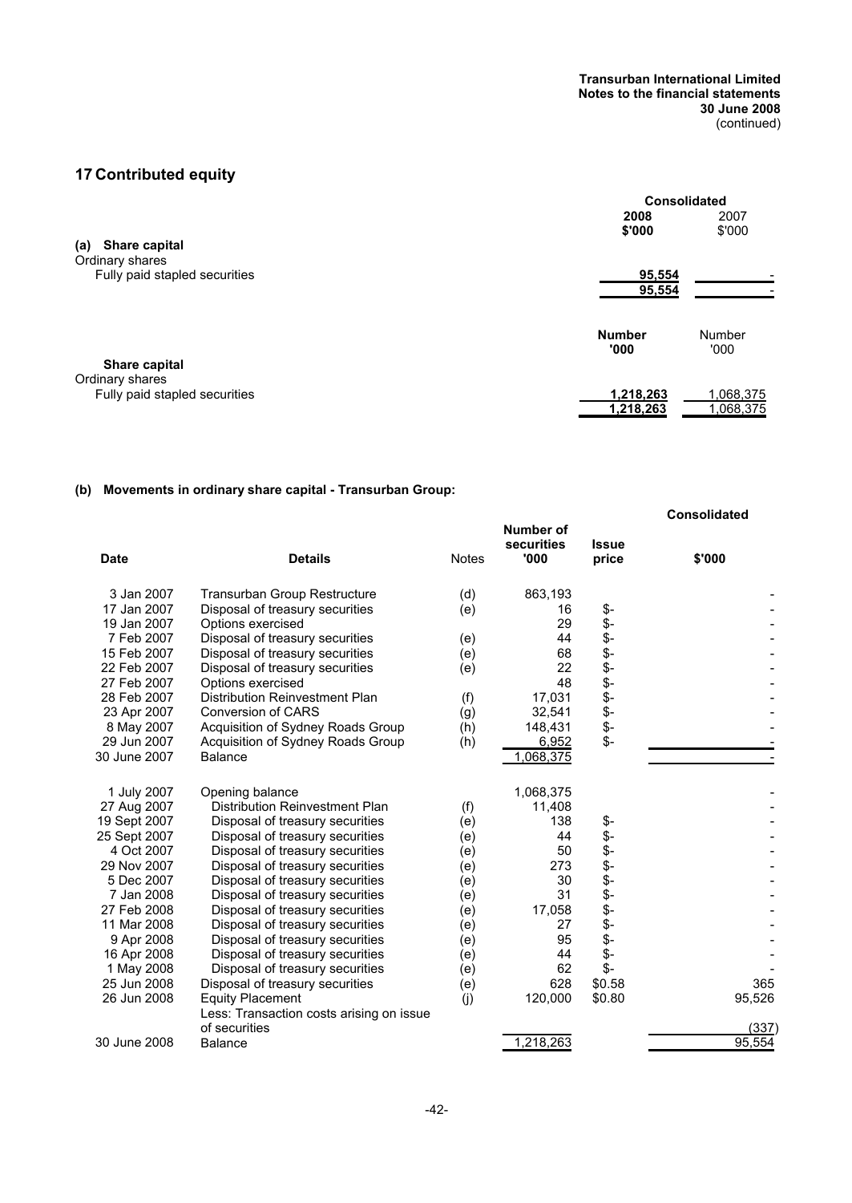## 17 Contributed equity

|  | Consolidated | |
|---|---|---|
|  | **2008** | 2007 |
|  | **$'000** | $'000 |
| **(a) Share capital** | | |
| Ordinary shares | | |
| Fully paid stapled securities | **95,554** | - |
|  | **95,554** | - |

|  | **Number** | Number |
|---|---|---|
|  | **'000** | '000 |
| **Share capital** | | |
| Ordinary shares | | |
| Fully paid stapled securities | **1,218,263** | 1,068,375 |
|  | **1,218,263** | 1,068,375 |

### (b) Movements in ordinary share capital - Transurban Group:

| Date | Details | Notes | Number of securities '000 | Issue price | Consolidated $'000 |
|---|---|---|---|---|---|
| 3 Jan 2007 | Transurban Group Restructure | (d) | 863,193 | | - |
| 17 Jan 2007 | Disposal of treasury securities | (e) | 16 | $- | - |
| 19 Jan 2007 | Options exercised | | 29 | $- | - |
| 7 Feb 2007 | Disposal of treasury securities | (e) | 44 | $- | - |
| 15 Feb 2007 | Disposal of treasury securities | (e) | 68 | $- | - |
| 22 Feb 2007 | Disposal of treasury securities | (e) | 22 | $- | - |
| 27 Feb 2007 | Options exercised | | 48 | $- | - |
| 28 Feb 2007 | Distribution Reinvestment Plan | (f) | 17,031 | $- | - |
| 23 Apr 2007 | Conversion of CARS | (g) | 32,541 | $- | - |
| 8 May 2007 | Acquisition of Sydney Roads Group | (h) | 148,431 | $- | - |
| 29 Jun 2007 | Acquisition of Sydney Roads Group | (h) | 6,952 | $- | - |
| 30 June 2007 | Balance | | 1,068,375 | | - |
| | | | | | |
| 1 July 2007 | Opening balance | | 1,068,375 | | - |
| 27 Aug 2007 | Distribution Reinvestment Plan | (f) | 11,408 | | - |
| 19 Sept 2007 | Disposal of treasury securities | (e) | 138 | $- | - |
| 25 Sept 2007 | Disposal of treasury securities | (e) | 44 | $- | - |
| 4 Oct 2007 | Disposal of treasury securities | (e) | 50 | $- | - |
| 29 Nov 2007 | Disposal of treasury securities | (e) | 273 | $- | - |
| 5 Dec 2007 | Disposal of treasury securities | (e) | 30 | $- | - |
| 7 Jan 2008 | Disposal of treasury securities | (e) | 31 | $- | - |
| 27 Feb 2008 | Disposal of treasury securities | (e) | 17,058 | $- | - |
| 11 Mar 2008 | Disposal of treasury securities | (e) | 27 | $- | - |
| 9 Apr 2008 | Disposal of treasury securities | (e) | 95 | $- | - |
| 16 Apr 2008 | Disposal of treasury securities | (e) | 44 | $- | - |
| 1 May 2008 | Disposal of treasury securities | (e) | 62 | $- | - |
| 25 Jun 2008 | Disposal of treasury securities | (e) | 628 | $0.58 | 365 |
| 26 Jun 2008 | Equity Placement | (j) | 120,000 | $0.80 | 95,526 |
| | Less: Transaction costs arising on issue of securities | | | | (337) |
| 30 June 2008 | Balance | | 1,218,263 | | 95,554 |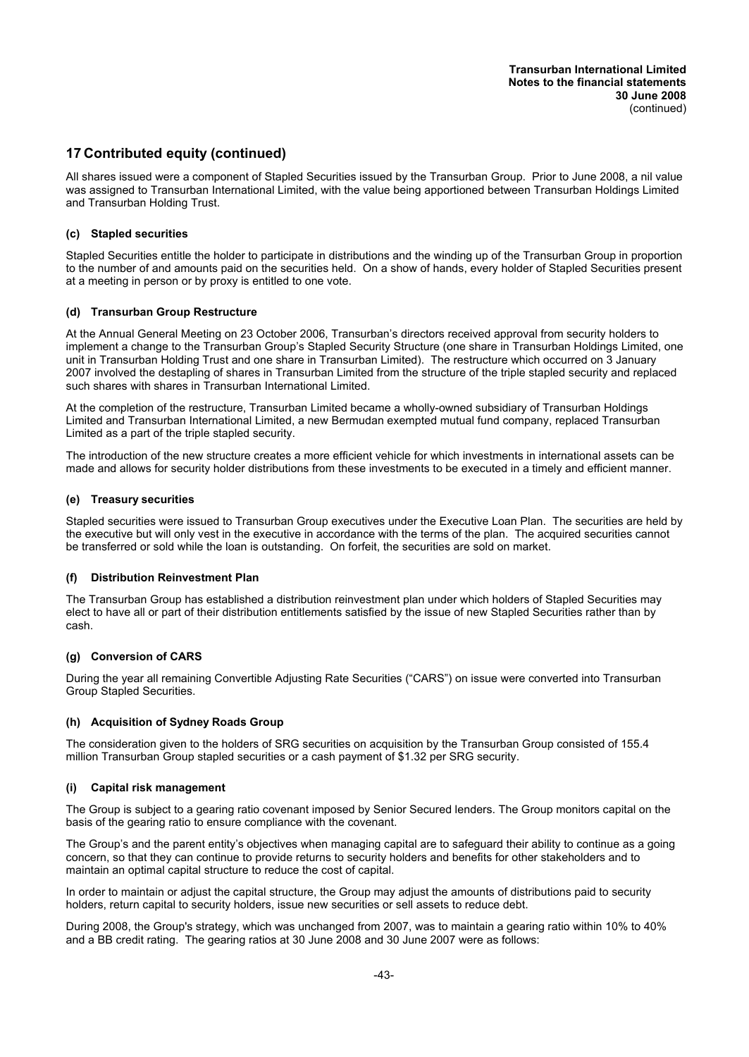## 17 Contributed equity (continued)

All shares issued were a component of Stapled Securities issued by the Transurban Group. Prior to June 2008, a nil value was assigned to Transurban International Limited, with the value being apportioned between Transurban Holdings Limited and Transurban Holding Trust.

### (c) Stapled securities

Stapled Securities entitle the holder to participate in distributions and the winding up of the Transurban Group in proportion to the number of and amounts paid on the securities held. On a show of hands, every holder of Stapled Securities present at a meeting in person or by proxy is entitled to one vote.

### (d) Transurban Group Restructure

At the Annual General Meeting on 23 October 2006, Transurban's directors received approval from security holders to implement a change to the Transurban Group's Stapled Security Structure (one share in Transurban Holdings Limited, one unit in Transurban Holding Trust and one share in Transurban Limited). The restructure which occurred on 3 January 2007 involved the destapling of shares in Transurban Limited from the structure of the triple stapled security and replaced such shares with shares in Transurban International Limited.

At the completion of the restructure, Transurban Limited became a wholly-owned subsidiary of Transurban Holdings Limited and Transurban International Limited, a new Bermudan exempted mutual fund company, replaced Transurban Limited as a part of the triple stapled security.

The introduction of the new structure creates a more efficient vehicle for which investments in international assets can be made and allows for security holder distributions from these investments to be executed in a timely and efficient manner.

### (e) Treasury securities

Stapled securities were issued to Transurban Group executives under the Executive Loan Plan. The securities are held by the executive but will only vest in the executive in accordance with the terms of the plan. The acquired securities cannot be transferred or sold while the loan is outstanding. On forfeit, the securities are sold on market.

### (f) Distribution Reinvestment Plan

The Transurban Group has established a distribution reinvestment plan under which holders of Stapled Securities may elect to have all or part of their distribution entitlements satisfied by the issue of new Stapled Securities rather than by cash.

### (g) Conversion of CARS

During the year all remaining Convertible Adjusting Rate Securities ("CARS") on issue were converted into Transurban Group Stapled Securities.

### (h) Acquisition of Sydney Roads Group

The consideration given to the holders of SRG securities on acquisition by the Transurban Group consisted of 155.4 million Transurban Group stapled securities or a cash payment of $1.32 per SRG security.

### (i) Capital risk management

The Group is subject to a gearing ratio covenant imposed by Senior Secured lenders. The Group monitors capital on the basis of the gearing ratio to ensure compliance with the covenant.

The Group's and the parent entity's objectives when managing capital are to safeguard their ability to continue as a going concern, so that they can continue to provide returns to security holders and benefits for other stakeholders and to maintain an optimal capital structure to reduce the cost of capital.

In order to maintain or adjust the capital structure, the Group may adjust the amounts of distributions paid to security holders, return capital to security holders, issue new securities or sell assets to reduce debt.

During 2008, the Group's strategy, which was unchanged from 2007, was to maintain a gearing ratio within 10% to 40% and a BB credit rating. The gearing ratios at 30 June 2008 and 30 June 2007 were as follows: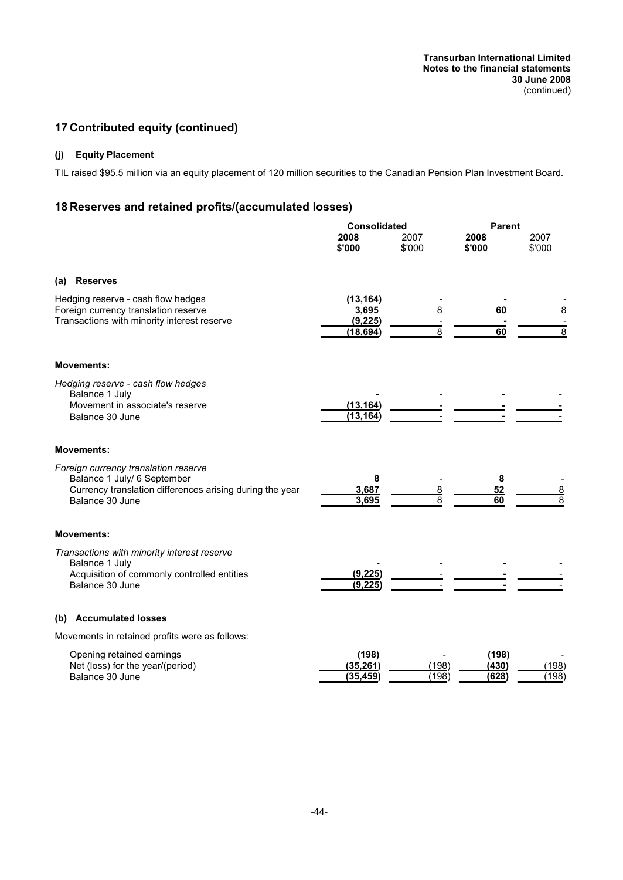## 17 Contributed equity (continued)

### (j) Equity Placement

TIL raised $95.5 million via an equity placement of 120 million securities to the Canadian Pension Plan Investment Board.

## 18 Reserves and retained profits/(accumulated losses)

| | Consolidated | | Parent | |
|---|---|---|---|---|
| | **2008 $'000** | 2007 $'000 | **2008 $'000** | 2007 $'000 |
| **(a) Reserves** | | | | |
| Hedging reserve - cash flow hedges | **(13,164)** | - | **-** | - |
| Foreign currency translation reserve | **3,695** | 8 | **60** | 8 |
| Transactions with minority interest reserve | **(9,225)** | - | **-** | - |
| | **(18,694)** | 8 | **60** | 8 |
| **Movements:** | | | | |
| *Hedging reserve - cash flow hedges* | | | | |
| Balance 1 July | **-** | - | **-** | - |
| Movement in associate's reserve | **(13,164)** | - | **-** | - |
| Balance 30 June | **(13,164)** | - | **-** | - |
| **Movements:** | | | | |
| *Foreign currency translation reserve* | | | | |
| Balance 1 July/ 6 September | **8** | - | **8** | - |
| Currency translation differences arising during the year | **3,687** | 8 | **52** | 8 |
| Balance 30 June | **3,695** | 8 | **60** | 8 |
| **Movements:** | | | | |
| *Transactions with minority interest reserve* | | | | |
| Balance 1 July | **-** | - | **-** | - |
| Acquisition of commonly controlled entities | **(9,225)** | - | **-** | - |
| Balance 30 June | **(9,225)** | - | **-** | - |

### (b) Accumulated losses

Movements in retained profits were as follows:

| | Consolidated 2008 $'000 | Consolidated 2007 $'000 | Parent 2008 $'000 | Parent 2007 $'000 |
|---|---|---|---|---|
| Opening retained earnings | **(198)** | - | **(198)** | - |
| Net (loss) for the year/(period) | **(35,261)** | (198) | **(430)** | (198) |
| Balance 30 June | **(35,459)** | (198) | **(628)** | (198) |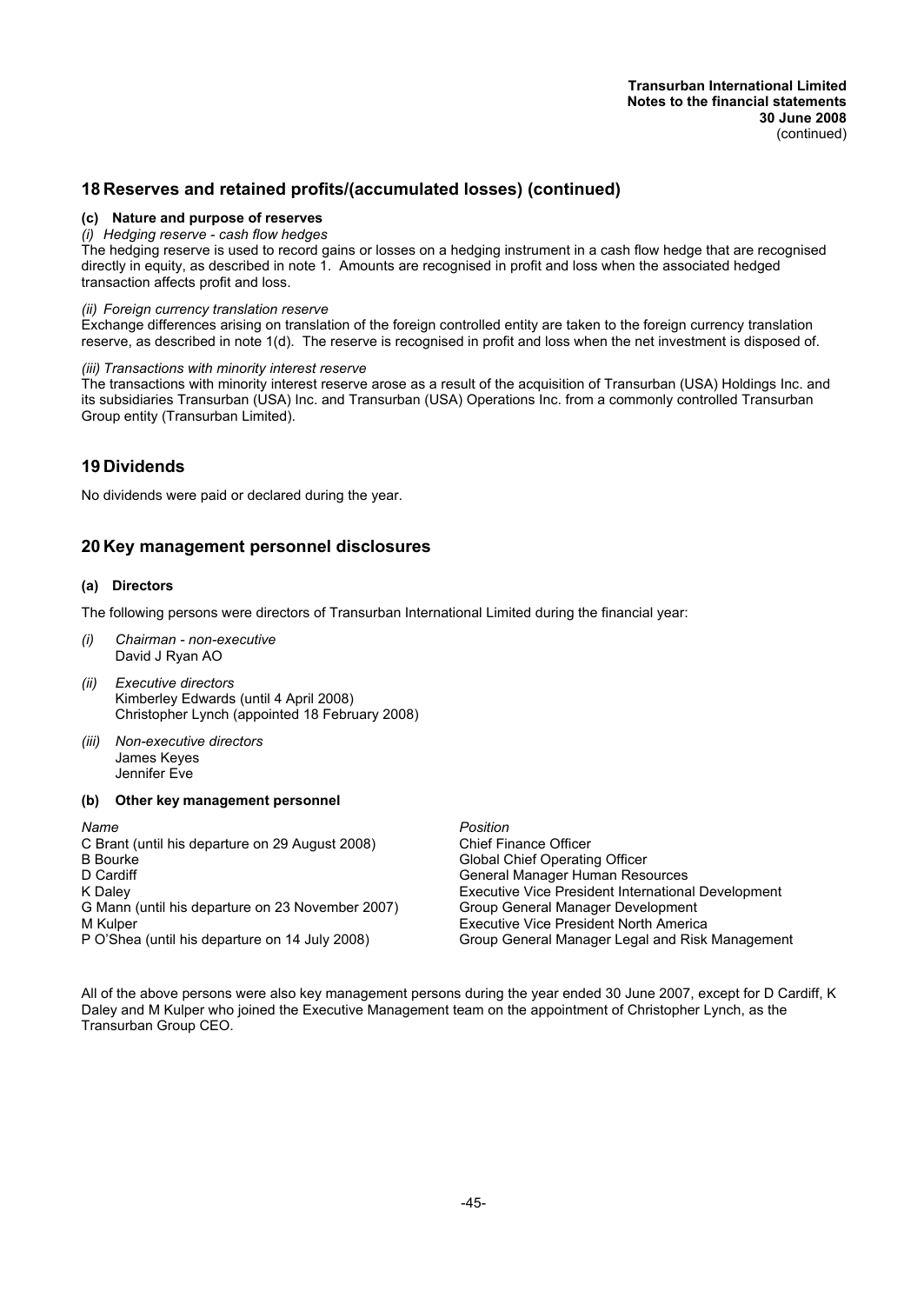## 18 Reserves and retained profits/(accumulated losses) (continued)

### (c) Nature and purpose of reserves

*(i) Hedging reserve - cash flow hedges*

The hedging reserve is used to record gains or losses on a hedging instrument in a cash flow hedge that are recognised directly in equity, as described in note 1. Amounts are recognised in profit and loss when the associated hedged transaction affects profit and loss.

*(ii) Foreign currency translation reserve*

Exchange differences arising on translation of the foreign controlled entity are taken to the foreign currency translation reserve, as described in note 1(d). The reserve is recognised in profit and loss when the net investment is disposed of.

*(iii) Transactions with minority interest reserve*

The transactions with minority interest reserve arose as a result of the acquisition of Transurban (USA) Holdings Inc. and its subsidiaries Transurban (USA) Inc. and Transurban (USA) Operations Inc. from a commonly controlled Transurban Group entity (Transurban Limited).

## 19 Dividends

No dividends were paid or declared during the year.

## 20 Key management personnel disclosures

### (a) Directors

The following persons were directors of Transurban International Limited during the financial year:

*(i) Chairman - non-executive*
David J Ryan AO

*(ii) Executive directors*
Kimberley Edwards (until 4 April 2008)
Christopher Lynch (appointed 18 February 2008)

*(iii) Non-executive directors*
James Keyes
Jennifer Eve

### (b) Other key management personnel

| *Name* | *Position* |
|---|---|
| C Brant (until his departure on 29 August 2008) | Chief Finance Officer |
| B Bourke | Global Chief Operating Officer |
| D Cardiff | General Manager Human Resources |
| K Daley | Executive Vice President International Development |
| G Mann (until his departure on 23 November 2007) | Group General Manager Development |
| M Kulper | Executive Vice President North America |
| P O'Shea (until his departure on 14 July 2008) | Group General Manager Legal and Risk Management |

All of the above persons were also key management persons during the year ended 30 June 2007, except for D Cardiff, K Daley and M Kulper who joined the Executive Management team on the appointment of Christopher Lynch, as the Transurban Group CEO.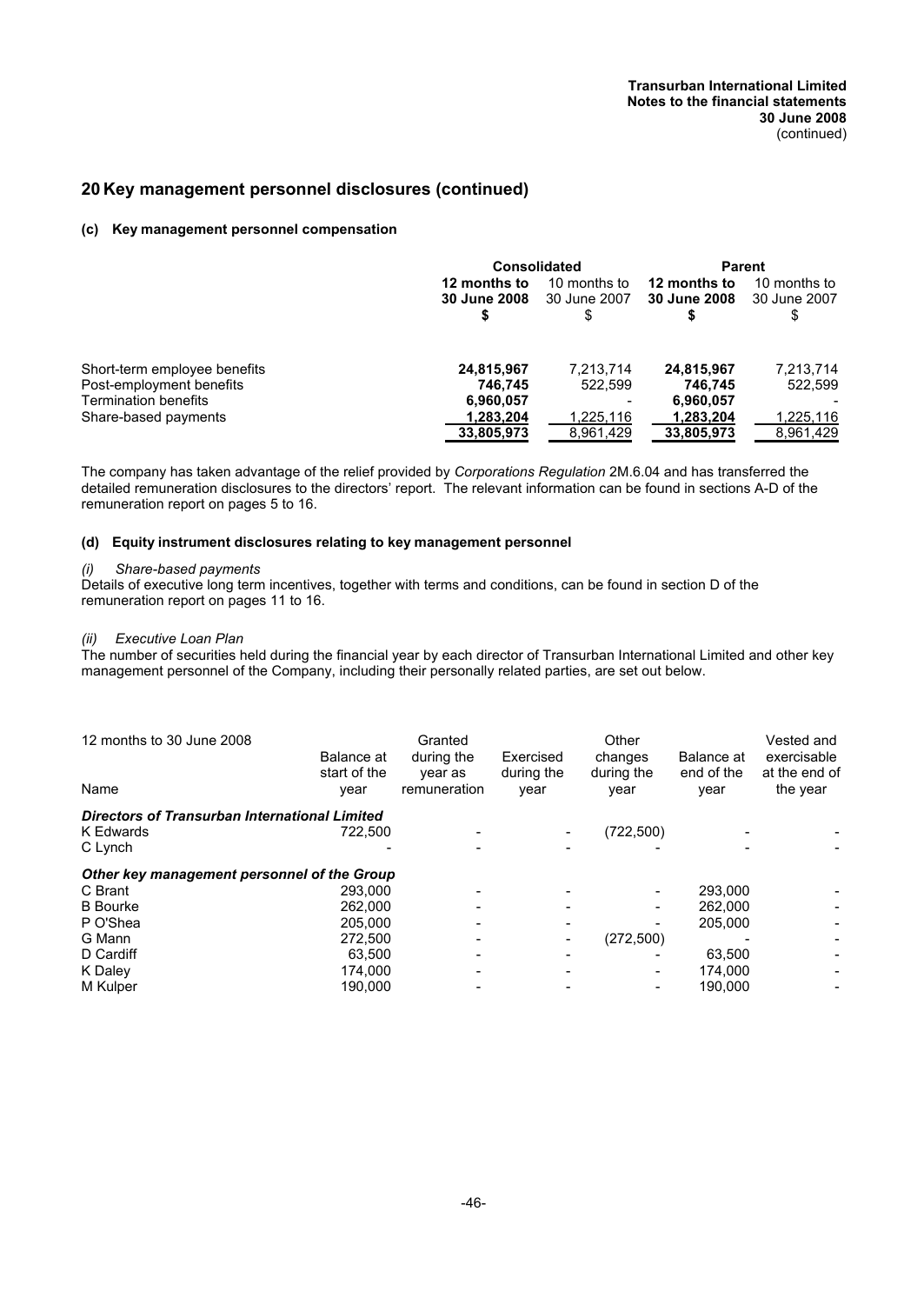# 20 Key management personnel disclosures (continued)

### (c) Key management personnel compensation

| | Consolidated | | Parent | |
|---|---|---|---|---|
| | **12 months to 30 June 2008 $** | 10 months to 30 June 2007 $ | **12 months to 30 June 2008 $** | 10 months to 30 June 2007 $ |
| Short-term employee benefits | **24,815,967** | 7,213,714 | **24,815,967** | 7,213,714 |
| Post-employment benefits | **746,745** | 522,599 | **746,745** | 522,599 |
| Termination benefits | **6,960,057** | - | **6,960,057** | - |
| Share-based payments | **1,283,204** | 1,225,116 | **1,283,204** | 1,225,116 |
| | **33,805,973** | 8,961,429 | **33,805,973** | 8,961,429 |

The company has taken advantage of the relief provided by *Corporations Regulation* 2M.6.04 and has transferred the detailed remuneration disclosures to the directors' report. The relevant information can be found in sections A-D of the remuneration report on pages 5 to 16.

### (d) Equity instrument disclosures relating to key management personnel

*(i) Share-based payments*

Details of executive long term incentives, together with terms and conditions, can be found in section D of the remuneration report on pages 11 to 16.

*(ii) Executive Loan Plan*

The number of securities held during the financial year by each director of Transurban International Limited and other key management personnel of the Company, including their personally related parties, are set out below.

| 12 months to 30 June 2008<br>Name | Balance at start of the year | Granted during the year as remuneration | Exercised during the year | Other changes during the year | Balance at end of the year | Vested and exercisable at the end of the year |
|---|---|---|---|---|---|---|
| ***Directors of Transurban International Limited*** | | | | | | |
| K Edwards | 722,500 | - | - | (722,500) | - | - |
| C Lynch | - | - | - | - | - | - |
| ***Other key management personnel of the Group*** | | | | | | |
| C Brant | 293,000 | - | - | - | 293,000 | - |
| B Bourke | 262,000 | - | - | - | 262,000 | - |
| P O'Shea | 205,000 | - | - | - | 205,000 | - |
| G Mann | 272,500 | - | - | (272,500) | - | - |
| D Cardiff | 63,500 | - | - | - | 63,500 | - |
| K Daley | 174,000 | - | - | - | 174,000 | - |
| M Kulper | 190,000 | - | - | - | 190,000 | - |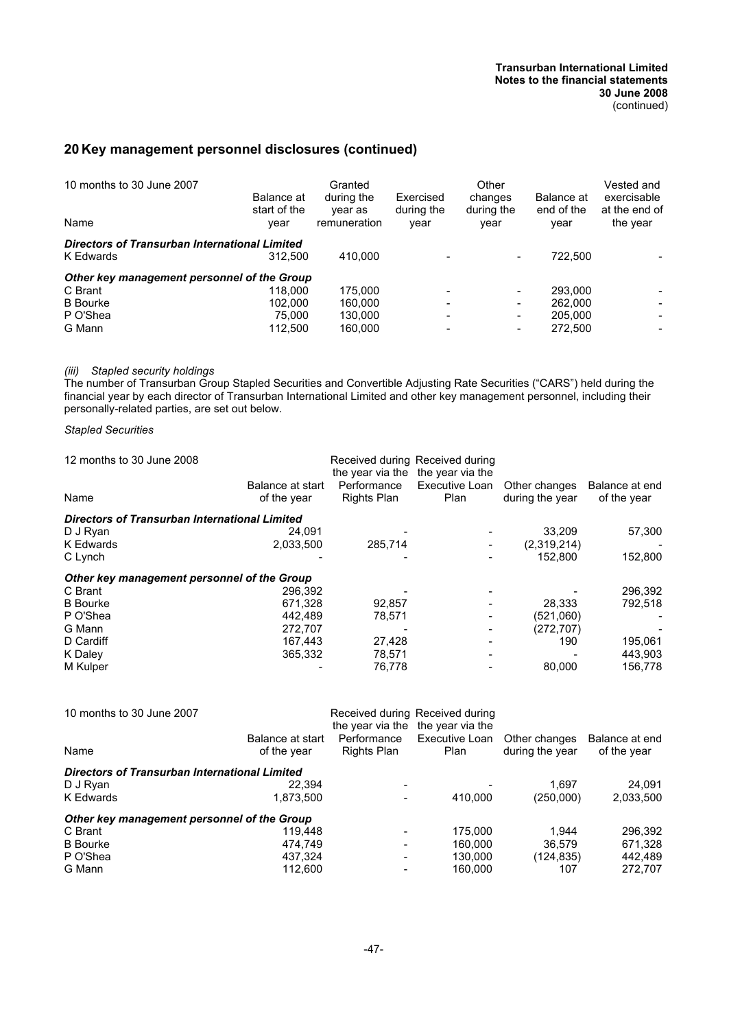## 20 Key management personnel disclosures (continued)

| 10 months to 30 June 2007<br>Name | Balance at start of the year | Granted during the year as remuneration | Exercised during the year | Other changes during the year | Balance at end of the year | Vested and exercisable at the end of the year |
|---|---|---|---|---|---|---|
| ***Directors of Transurban International Limited*** | | | | | | |
| K Edwards | 312,500 | 410,000 | - | - | 722,500 | - |
| ***Other key management personnel of the Group*** | | | | | | |
| C Brant | 118,000 | 175,000 | - | - | 293,000 | - |
| B Bourke | 102,000 | 160,000 | - | - | 262,000 | - |
| P O'Shea | 75,000 | 130,000 | - | - | 205,000 | - |
| G Mann | 112,500 | 160,000 | - | - | 272,500 | - |

*(iii) Stapled security holdings*

The number of Transurban Group Stapled Securities and Convertible Adjusting Rate Securities ("CARS") held during the financial year by each director of Transurban International Limited and other key management personnel, including their personally-related parties, are set out below.

*Stapled Securities*

| 12 months to 30 June 2008<br>Name | Balance at start of the year | Received during the year via the Performance Rights Plan | Received during the year via the Executive Loan Plan | Other changes during the year | Balance at end of the year |
|---|---|---|---|---|---|
| ***Directors of Transurban International Limited*** | | | | | |
| D J Ryan | 24,091 | - | - | 33,209 | 57,300 |
| K Edwards | 2,033,500 | 285,714 | - | (2,319,214) | - |
| C Lynch | - | - | - | 152,800 | 152,800 |
| ***Other key management personnel of the Group*** | | | | | |
| C Brant | 296,392 | - | - | - | 296,392 |
| B Bourke | 671,328 | 92,857 | - | 28,333 | 792,518 |
| P O'Shea | 442,489 | 78,571 | - | (521,060) | - |
| G Mann | 272,707 | - | - | (272,707) | - |
| D Cardiff | 167,443 | 27,428 | - | 190 | 195,061 |
| K Daley | 365,332 | 78,571 | - | - | 443,903 |
| M Kulper | - | 76,778 | - | 80,000 | 156,778 |

| 10 months to 30 June 2007<br>Name | Balance at start of the year | Received during the year via the Performance Rights Plan | Received during the year via the Executive Loan Plan | Other changes during the year | Balance at end of the year |
|---|---|---|---|---|---|
| ***Directors of Transurban International Limited*** | | | | | |
| D J Ryan | 22,394 | - | - | 1,697 | 24,091 |
| K Edwards | 1,873,500 | - | 410,000 | (250,000) | 2,033,500 |
| ***Other key management personnel of the Group*** | | | | | |
| C Brant | 119,448 | - | 175,000 | 1,944 | 296,392 |
| B Bourke | 474,749 | - | 160,000 | 36,579 | 671,328 |
| P O'Shea | 437,324 | - | 130,000 | (124,835) | 442,489 |
| G Mann | 112,600 | - | 160,000 | 107 | 272,707 |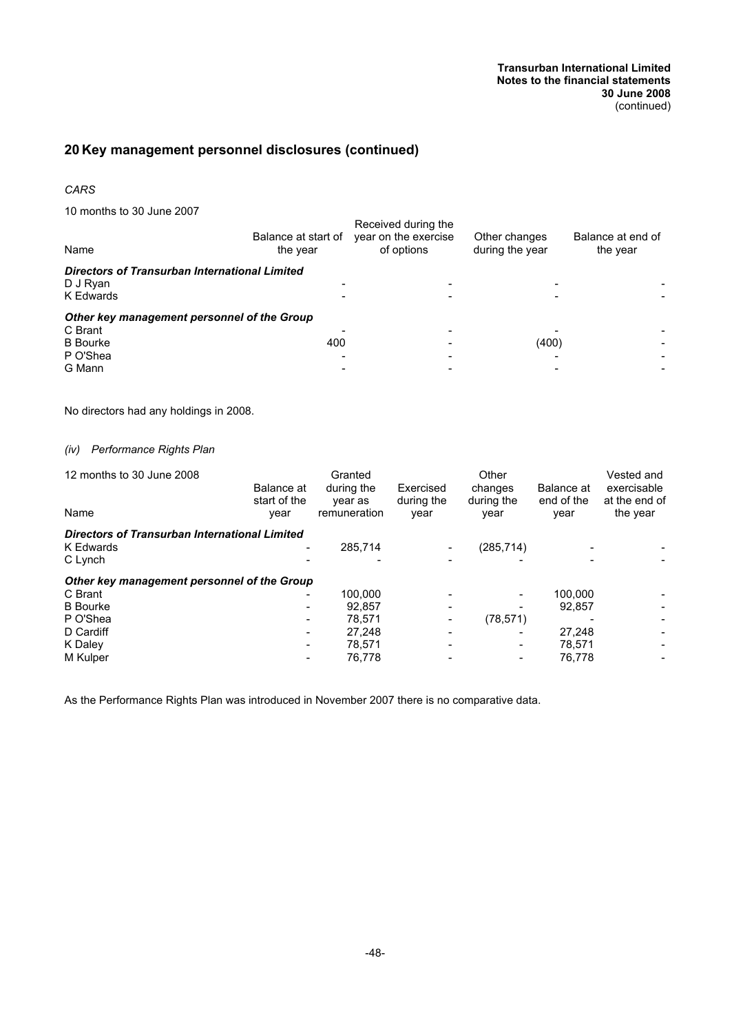## 20 Key management personnel disclosures (continued)

*CARS*

10 months to 30 June 2007

| Name | Balance at start of the year | Received during the year on the exercise of options | Other changes during the year | Balance at end of the year |
|---|---|---|---|---|
| ***Directors of Transurban International Limited*** | | | | |
| D J Ryan | - | - | - | - |
| K Edwards | - | - | - | - |
| ***Other key management personnel of the Group*** | | | | |
| C Brant | - | - | - | - |
| B Bourke | 400 | - | (400) | - |
| P O'Shea | - | - | - | - |
| G Mann | - | - | - | - |

No directors had any holdings in 2008.

### *(iv) Performance Rights Plan*

12 months to 30 June 2008

| Name | Balance at start of the year | Granted during the year as remuneration | Exercised during the year | Other changes during the year | Balance at end of the year | Vested and exercisable at the end of the year |
|---|---|---|---|---|---|---|
| ***Directors of Transurban International Limited*** | | | | | | |
| K Edwards | - | 285,714 | - | (285,714) | - | - |
| C Lynch | - | - | - | - | - | - |
| ***Other key management personnel of the Group*** | | | | | | |
| C Brant | - | 100,000 | - | - | 100,000 | - |
| B Bourke | - | 92,857 | - | - | 92,857 | - |
| P O'Shea | - | 78,571 | - | (78,571) | - | - |
| D Cardiff | - | 27,248 | - | - | 27,248 | - |
| K Daley | - | 78,571 | - | - | 78,571 | - |
| M Kulper | - | 76,778 | - | - | 76,778 | - |

As the Performance Rights Plan was introduced in November 2007 there is no comparative data.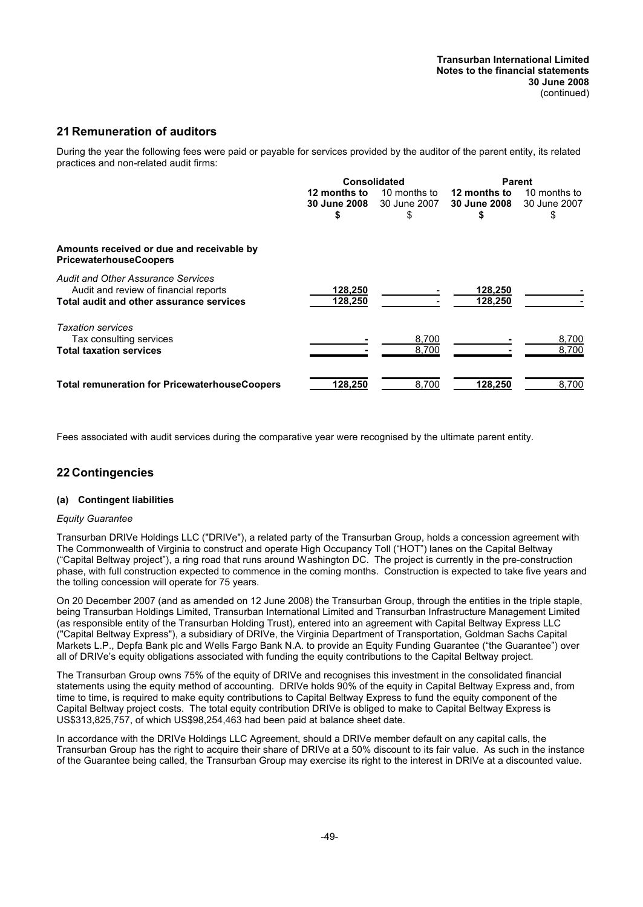## 21 Remuneration of auditors

During the year the following fees were paid or payable for services provided by the auditor of the parent entity, its related practices and non-related audit firms:

| | Consolidated | | Parent | |
|---|---|---|---|---|
| | **12 months to 30 June 2008 $** | 10 months to 30 June 2007 $ | **12 months to 30 June 2008 $** | 10 months to 30 June 2007 $ |
| **Amounts received or due and receivable by PricewaterhouseCoopers** | | | | |
| *Audit and Other Assurance Services* | | | | |
| Audit and review of financial reports | **128,250** | - | **128,250** | - |
| **Total audit and other assurance services** | **128,250** | - | **128,250** | - |
| *Taxation services* | | | | |
| Tax consulting services | **-** | 8,700 | **-** | 8,700 |
| **Total taxation services** | **-** | 8,700 | **-** | 8,700 |
| **Total remuneration for PricewaterhouseCoopers** | **128,250** | 8,700 | **128,250** | 8,700 |

Fees associated with audit services during the comparative year were recognised by the ultimate parent entity.

## 22 Contingencies

### (a) Contingent liabilities

*Equity Guarantee*

Transurban DRIVe Holdings LLC ("DRIVe"), a related party of the Transurban Group, holds a concession agreement with The Commonwealth of Virginia to construct and operate High Occupancy Toll ("HOT") lanes on the Capital Beltway ("Capital Beltway project"), a ring road that runs around Washington DC. The project is currently in the pre-construction phase, with full construction expected to commence in the coming months. Construction is expected to take five years and the tolling concession will operate for 75 years.

On 20 December 2007 (and as amended on 12 June 2008) the Transurban Group, through the entities in the triple staple, being Transurban Holdings Limited, Transurban International Limited and Transurban Infrastructure Management Limited (as responsible entity of the Transurban Holding Trust), entered into an agreement with Capital Beltway Express LLC ("Capital Beltway Express"), a subsidiary of DRIVe, the Virginia Department of Transportation, Goldman Sachs Capital Markets L.P., Depfa Bank plc and Wells Fargo Bank N.A. to provide an Equity Funding Guarantee ("the Guarantee") over all of DRIVe's equity obligations associated with funding the equity contributions to the Capital Beltway project.

The Transurban Group owns 75% of the equity of DRIVe and recognises this investment in the consolidated financial statements using the equity method of accounting. DRIVe holds 90% of the equity in Capital Beltway Express and, from time to time, is required to make equity contributions to Capital Beltway Express to fund the equity component of the Capital Beltway project costs. The total equity contribution DRIVe is obliged to make to Capital Beltway Express is US$313,825,757, of which US$98,254,463 had been paid at balance sheet date.

In accordance with the DRIVe Holdings LLC Agreement, should a DRIVe member default on any capital calls, the Transurban Group has the right to acquire their share of DRIVe at a 50% discount to its fair value. As such in the instance of the Guarantee being called, the Transurban Group may exercise its right to the interest in DRIVe at a discounted value.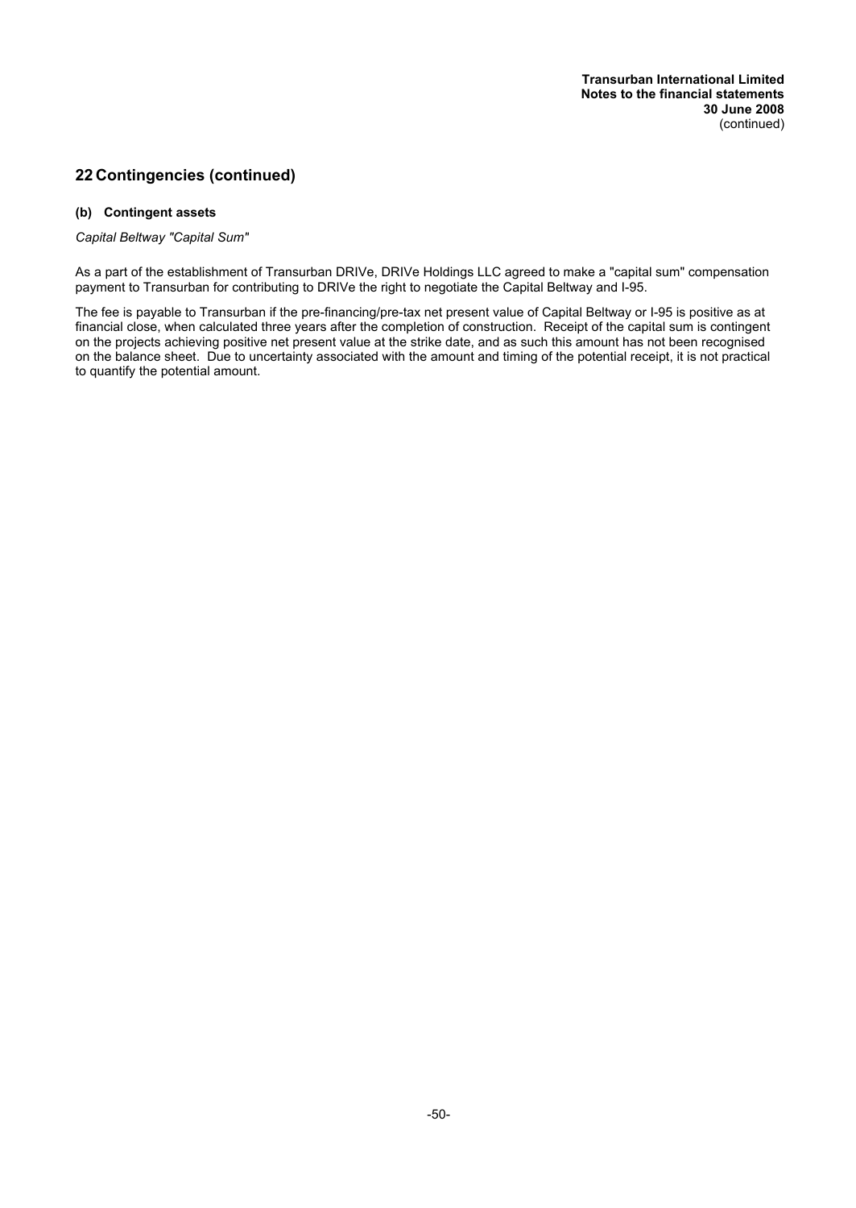## 22 Contingencies (continued)

### (b) Contingent assets

*Capital Beltway "Capital Sum"*

As a part of the establishment of Transurban DRIVe, DRIVe Holdings LLC agreed to make a "capital sum" compensation payment to Transurban for contributing to DRIVe the right to negotiate the Capital Beltway and I-95.

The fee is payable to Transurban if the pre-financing/pre-tax net present value of Capital Beltway or I-95 is positive as at financial close, when calculated three years after the completion of construction. Receipt of the capital sum is contingent on the projects achieving positive net present value at the strike date, and as such this amount has not been recognised on the balance sheet. Due to uncertainty associated with the amount and timing of the potential receipt, it is not practical to quantify the potential amount.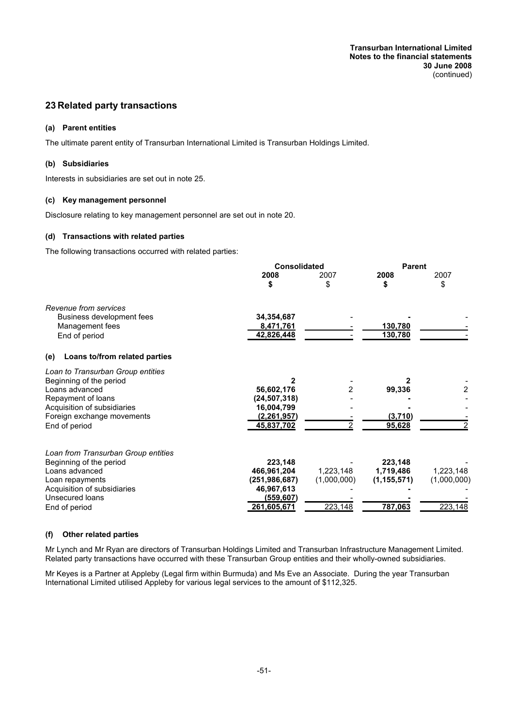## 23 Related party transactions

### (a) Parent entities

The ultimate parent entity of Transurban International Limited is Transurban Holdings Limited.

### (b) Subsidiaries

Interests in subsidiaries are set out in note 25.

### (c) Key management personnel

Disclosure relating to key management personnel are set out in note 20.

### (d) Transactions with related parties

The following transactions occurred with related parties:

| | Consolidated | | Parent | |
|---|---|---|---|---|
| | **2008** | 2007 | **2008** | 2007 |
| | **$** | $ | **$** | $ |
| *Revenue from services* | | | | |
| Business development fees | **34,354,687** | - | **-** | - |
| Management fees | **8,471,761** | - | **130,780** | - |
| End of period | **42,826,448** | - | **130,780** | - |
| **(e) Loans to/from related parties** | | | | |
| *Loan to Transurban Group entities* | | | | |
| Beginning of the period | **2** | - | **2** | - |
| Loans advanced | **56,602,176** | 2 | **99,336** | 2 |
| Repayment of loans | **(24,507,318)** | - | **-** | - |
| Acquisition of subsidiaries | **16,004,799** | - | **-** | - |
| Foreign exchange movements | **(2,261,957)** | - | **(3,710)** | - |
| End of period | **45,837,702** | 2 | **95,628** | 2 |
| *Loan from Transurban Group entities* | | | | |
| Beginning of the period | **223,148** | - | **223,148** | - |
| Loans advanced | **466,961,204** | 1,223,148 | **1,719,486** | 1,223,148 |
| Loan repayments | **(251,986,687)** | (1,000,000) | **(1,155,571)** | (1,000,000) |
| Acquisition of subsidiaries | **46,967,613** | - | **-** | - |
| Unsecured loans | **(559,607)** | - | **-** | - |
| End of period | **261,605,671** | 223,148 | **787,063** | 223,148 |

### (f) Other related parties

Mr Lynch and Mr Ryan are directors of Transurban Holdings Limited and Transurban Infrastructure Management Limited. Related party transactions have occurred with these Transurban Group entities and their wholly-owned subsidiaries.

Mr Keyes is a Partner at Appleby (Legal firm within Burmuda) and Ms Eve an Associate. During the year Transurban International Limited utilised Appleby for various legal services to the amount of $112,325.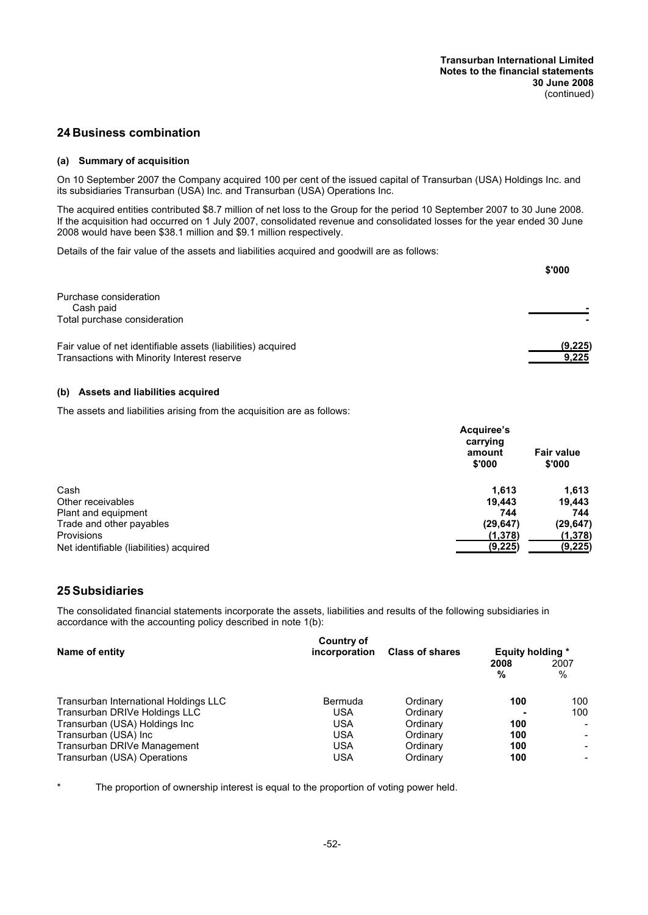## 24 Business combination

### (a) Summary of acquisition

On 10 September 2007 the Company acquired 100 per cent of the issued capital of Transurban (USA) Holdings Inc. and its subsidiaries Transurban (USA) Inc. and Transurban (USA) Operations Inc.

The acquired entities contributed $8.7 million of net loss to the Group for the period 10 September 2007 to 30 June 2008. If the acquisition had occurred on 1 July 2007, consolidated revenue and consolidated losses for the year ended 30 June 2008 would have been $38.1 million and $9.1 million respectively.

Details of the fair value of the assets and liabilities acquired and goodwill are as follows:

| | $'000 |
|---|---|
| Purchase consideration | |
| Cash paid | - |
| Total purchase consideration | - |
| | |
| Fair value of net identifiable assets (liabilities) acquired | (9,225) |
| Transactions with Minority Interest reserve | 9,225 |

### (b) Assets and liabilities acquired

The assets and liabilities arising from the acquisition are as follows:

| | Acquiree's carrying amount $'000 | Fair value $'000 |
|---|---|---|
| Cash | 1,613 | 1,613 |
| Other receivables | 19,443 | 19,443 |
| Plant and equipment | 744 | 744 |
| Trade and other payables | (29,647) | (29,647) |
| Provisions | (1,378) | (1,378) |
| Net identifiable (liabilities) acquired | (9,225) | (9,225) |

## 25 Subsidiaries

The consolidated financial statements incorporate the assets, liabilities and results of the following subsidiaries in accordance with the accounting policy described in note 1(b):

| Name of entity | Country of incorporation | Class of shares | Equity holding * 2008 % | Equity holding * 2007 % |
|---|---|---|---|---|
| Transurban International Holdings LLC | Bermuda | Ordinary | 100 | 100 |
| Transurban DRIVe Holdings LLC | USA | Ordinary | - | 100 |
| Transurban (USA) Holdings Inc | USA | Ordinary | 100 | - |
| Transurban (USA) Inc | USA | Ordinary | 100 | - |
| Transurban DRIVe Management | USA | Ordinary | 100 | - |
| Transurban (USA) Operations | USA | Ordinary | 100 | - |

\* The proportion of ownership interest is equal to the proportion of voting power held.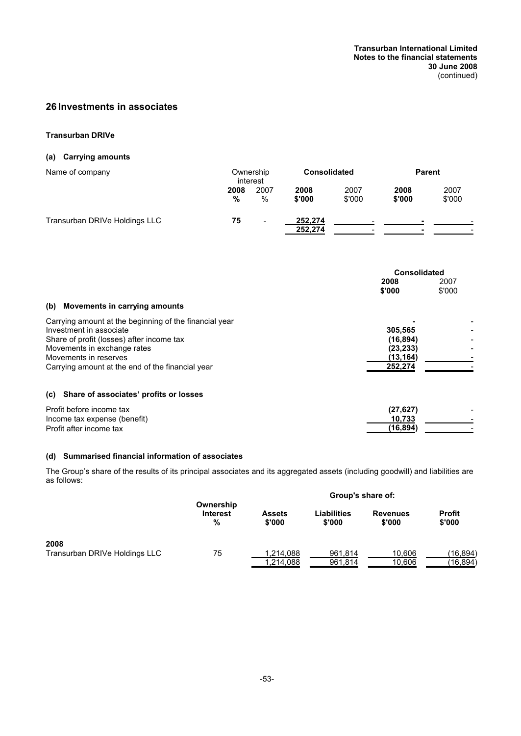## 26 Investments in associates

### Transurban DRIVe

#### (a) Carrying amounts

| Name of company | Ownership interest 2008 % | Ownership interest 2007 % | Consolidated 2008 $'000 | Consolidated 2007 $'000 | Parent 2008 $'000 | Parent 2007 $'000 |
|---|---|---|---|---|---|---|
| Transurban DRIVe Holdings LLC | **75** | - | **252,274** | - | **-** | - |
| | | | **252,274** | - | **-** | - |

| | Consolidated 2008 $'000 | Consolidated 2007 $'000 |
|---|---|---|
| **(b) Movements in carrying amounts** | | |
| Carrying amount at the beginning of the financial year | **-** | - |
| Investment in associate | **305,565** | - |
| Share of profit (losses) after income tax | **(16,894)** | - |
| Movements in exchange rates | **(23,233)** | - |
| Movements in reserves | **(13,164)** | - |
| Carrying amount at the end of the financial year | **252,274** | - |
| **(c) Share of associates' profits or losses** | | |
| Profit before income tax | **(27,627)** | - |
| Income tax expense (benefit) | **10,733** | - |
| Profit after income tax | **(16,894)** | - |

#### (d) Summarised financial information of associates

The Group's share of the results of its principal associates and its aggregated assets (including goodwill) and liabilities are as follows:

| | Ownership Interest % | Group's share of: Assets $'000 | Liabilities $'000 | Revenues $'000 | Profit $'000 |
|---|---|---|---|---|---|
| **2008** | | | | | |
| Transurban DRIVe Holdings LLC | 75 | 1,214,088 | 961,814 | 10,606 | (16,894) |
| | | 1,214,088 | 961,814 | 10,606 | (16,894) |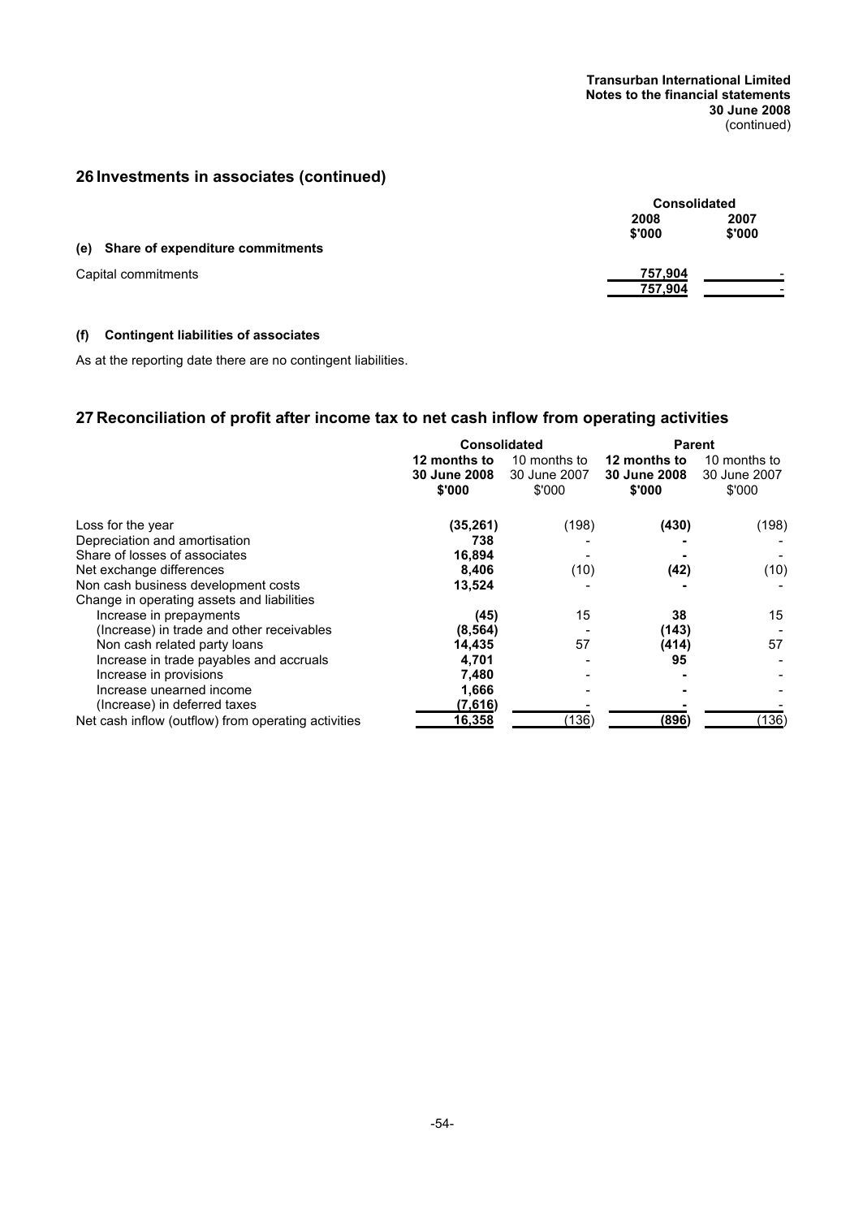## 26 Investments in associates (continued)

| | Consolidated | |
|---|---|---|
| | 2008 $'000 | 2007 $'000 |
| **(e) Share of expenditure commitments** | | |
| Capital commitments | 757,904 | - |
| | 757,904 | - |

#### (f) Contingent liabilities of associates

As at the reporting date there are no contingent liabilities.

## 27 Reconciliation of profit after income tax to net cash inflow from operating activities

| | Consolidated | | Parent | |
|---|---|---|---|---|
| | **12 months to 30 June 2008 $'000** | 10 months to 30 June 2007 $'000 | **12 months to 30 June 2008 $'000** | 10 months to 30 June 2007 $'000 |
| Loss for the year | **(35,261)** | (198) | **(430)** | (198) |
| Depreciation and amortisation | **738** | - | **-** | - |
| Share of losses of associates | **16,894** | - | **-** | - |
| Net exchange differences | **8,406** | (10) | **(42)** | (10) |
| Non cash business development costs | **13,524** | - | **-** | - |
| Change in operating assets and liabilities | | | | |
| Increase in prepayments | **(45)** | 15 | **38** | 15 |
| (Increase) in trade and other receivables | **(8,564)** | - | **(143)** | - |
| Non cash related party loans | **14,435** | 57 | **(414)** | 57 |
| Increase in trade payables and accruals | **4,701** | - | **95** | - |
| Increase in provisions | **7,480** | - | **-** | - |
| Increase unearned income | **1,666** | - | **-** | - |
| (Increase) in deferred taxes | **(7,616)** | - | **-** | - |
| Net cash inflow (outflow) from operating activities | **16,358** | (136) | **(896)** | (136) |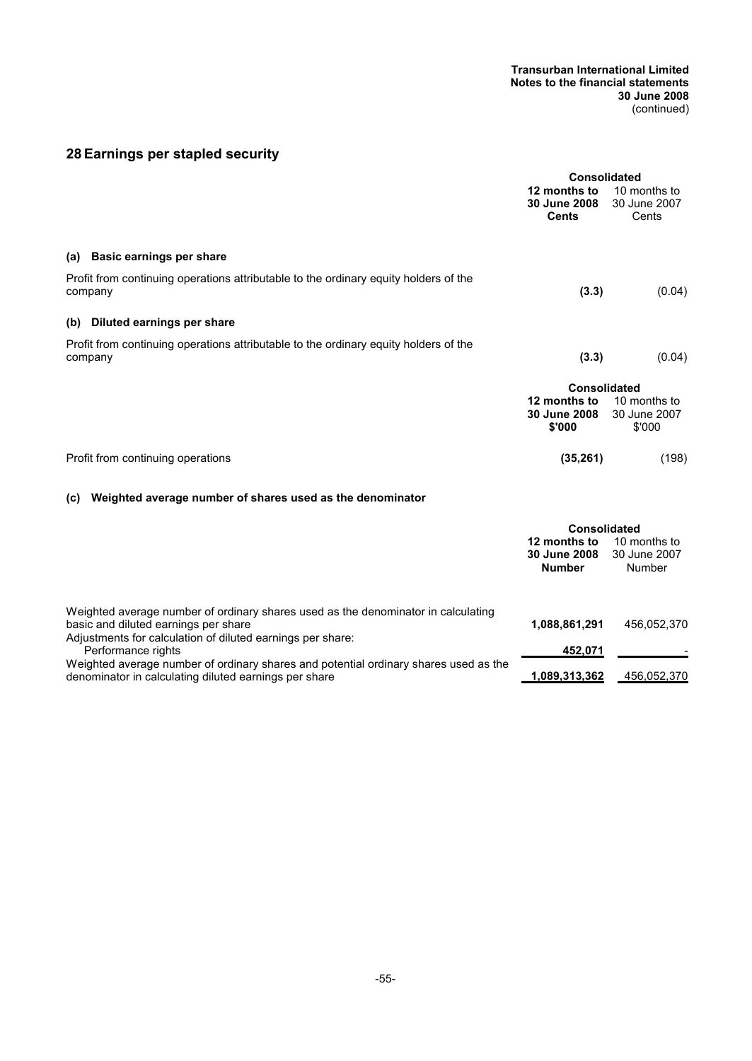## 28 Earnings per stapled security

| | Consolidated | |
|---|---|---|
| | **12 months to 30 June 2008 Cents** | 10 months to 30 June 2007 Cents |
| **(a) Basic earnings per share** | | |
| Profit from continuing operations attributable to the ordinary equity holders of the company | **(3.3)** | (0.04) |
| **(b) Diluted earnings per share** | | |
| Profit from continuing operations attributable to the ordinary equity holders of the company | **(3.3)** | (0.04) |

| | Consolidated | |
|---|---|---|
| | **12 months to 30 June 2008 $'000** | 10 months to 30 June 2007 $'000 |
| Profit from continuing operations | **(35,261)** | (198) |

### (c) Weighted average number of shares used as the denominator

| | Consolidated | |
|---|---|---|
| | **12 months to 30 June 2008 Number** | 10 months to 30 June 2007 Number |
| Weighted average number of ordinary shares used as the denominator in calculating basic and diluted earnings per share | **1,088,861,291** | 456,052,370 |
| Adjustments for calculation of diluted earnings per share: | | |
| Performance rights | **452,071** | - |
| Weighted average number of ordinary shares and potential ordinary shares used as the denominator in calculating diluted earnings per share | **1,089,313,362** | 456,052,370 |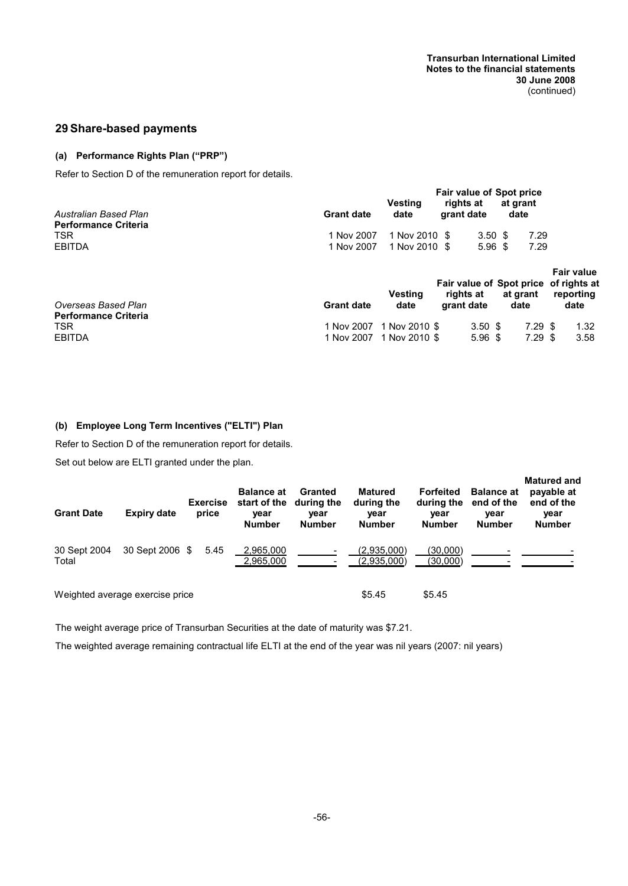## 29 Share-based payments

### (a) Performance Rights Plan ("PRP")

Refer to Section D of the remuneration report for details.

| *Australian Based Plan* | Grant date | Vesting date | Fair value of rights at grant date | Spot price at grant date |
|---|---|---|---|---|
| **Performance Criteria** | | | | |
| TSR | 1 Nov 2007 | 1 Nov 2010 | $ 3.50 | $ 7.29 |
| EBITDA | 1 Nov 2007 | 1 Nov 2010 | $ 5.96 | $ 7.29 |

| *Overseas Based Plan* | Grant date | Vesting date | Fair value of rights at grant date | Spot price at grant date | Fair value of rights at reporting date |
|---|---|---|---|---|---|
| **Performance Criteria** | | | | | |
| TSR | 1 Nov 2007 | 1 Nov 2010 | $ 3.50 | $ 7.29 | $ 1.32 |
| EBITDA | 1 Nov 2007 | 1 Nov 2010 | $ 5.96 | $ 7.29 | $ 3.58 |

### (b) Employee Long Term Incentives ("ELTI") Plan

Refer to Section D of the remuneration report for details.

Set out below are ELTI granted under the plan.

| Grant Date | Expiry date | Exercise price | Balance at start of the year Number | Granted during the year Number | Matured during the year Number | Forfeited during the year Number | Balance at end of the year Number | Matured and payable at end of the year Number |
|---|---|---|---|---|---|---|---|---|
| 30 Sept 2004 | 30 Sept 2006 | $ 5.45 | 2,965,000 | - | (2,935,000) | (30,000) | - | - |
| Total | | | 2,965,000 | - | (2,935,000) | (30,000) | - | - |
| Weighted average exercise price | | | | | $5.45 | $5.45 | | |

The weight average price of Transurban Securities at the date of maturity was $7.21.

The weighted average remaining contractual life ELTI at the end of the year was nil years (2007: nil years)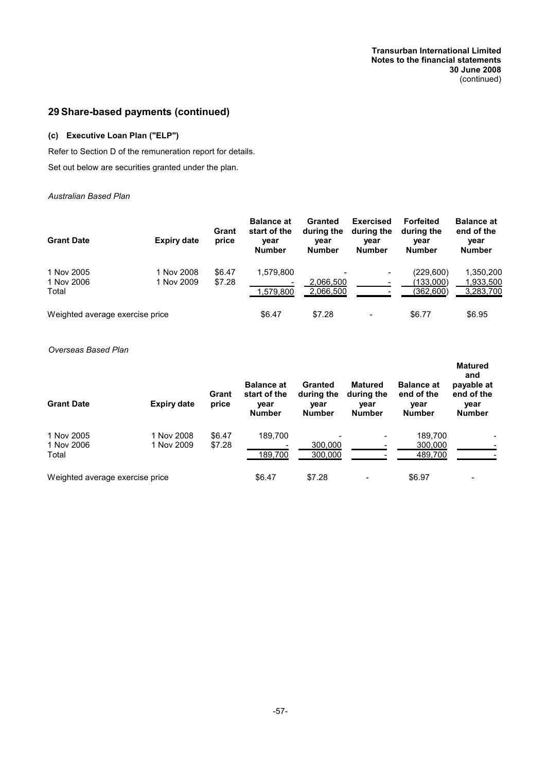## 29 Share-based payments (continued)

### (c) Executive Loan Plan ("ELP")

Refer to Section D of the remuneration report for details.

Set out below are securities granted under the plan.

*Australian Based Plan*

| Grant Date | Expiry date | Grant price | Balance at start of the year Number | Granted during the year Number | Exercised during the year Number | Forfeited during the year Number | Balance at end of the year Number |
|---|---|---|---|---|---|---|---|
| 1 Nov 2005 | 1 Nov 2008 | $6.47 | 1,579,800 | - | - | (229,600) | 1,350,200 |
| 1 Nov 2006 | 1 Nov 2009 | $7.28 | - | 2,066,500 | - | (133,000) | 1,933,500 |
| Total | | | 1,579,800 | 2,066,500 | - | (362,600) | 3,283,700 |
| Weighted average exercise price | | | $6.47 | $7.28 | - | $6.77 | $6.95 |

*Overseas Based Plan*

| Grant Date | Expiry date | Grant price | Balance at start of the year Number | Granted during the year Number | Matured during the year Number | Balance at end of the year Number | Matured and payable at end of the year Number |
|---|---|---|---|---|---|---|---|
| 1 Nov 2005 | 1 Nov 2008 | $6.47 | 189,700 | - | - | 189,700 | - |
| 1 Nov 2006 | 1 Nov 2009 | $7.28 | - | 300,000 | - | 300,000 | - |
| Total | | | 189,700 | 300,000 | - | 489,700 | - |
| Weighted average exercise price | | | $6.47 | $7.28 | - | $6.97 | - |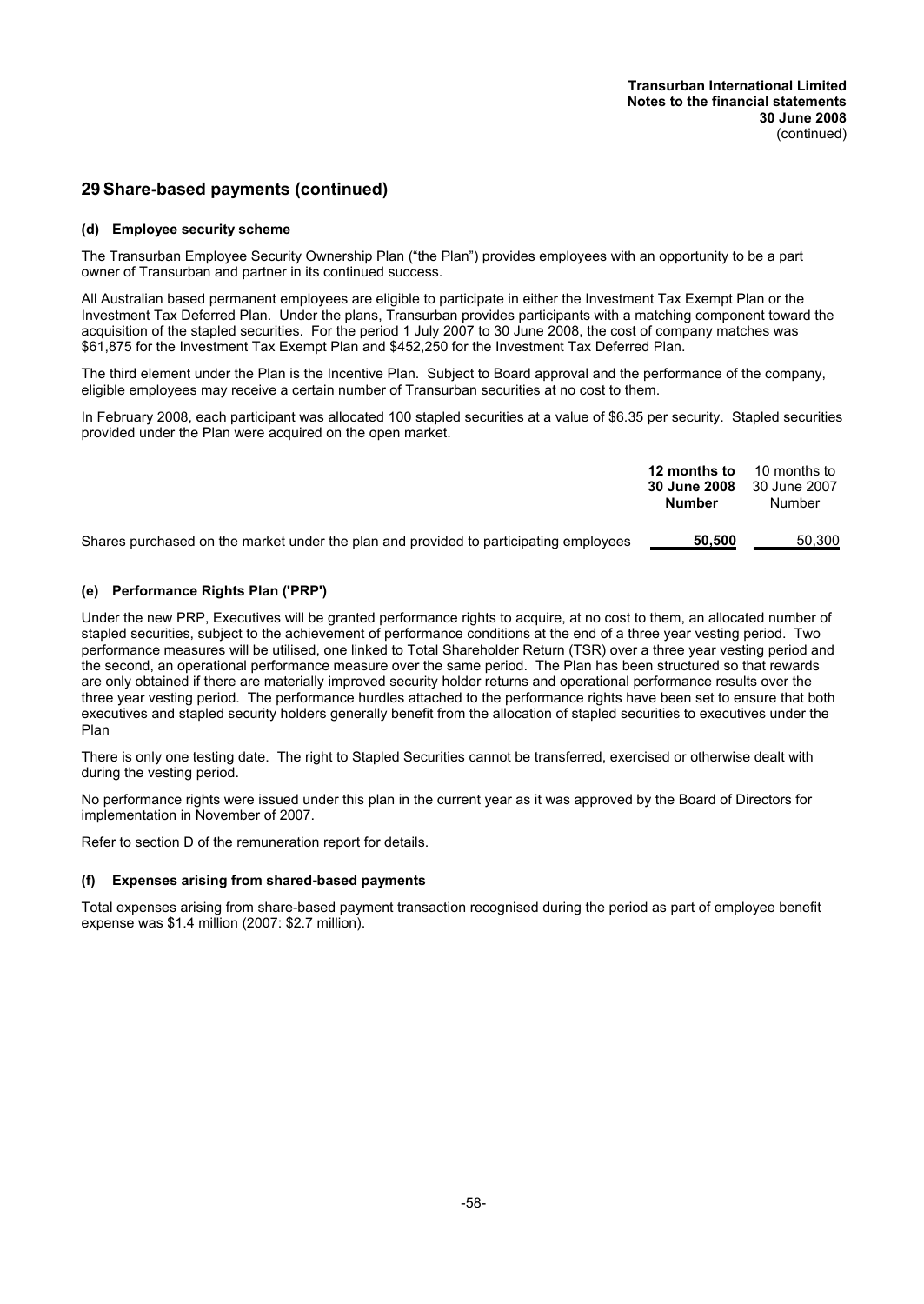# 29 Share-based payments (continued)

### (d) Employee security scheme

The Transurban Employee Security Ownership Plan ("the Plan") provides employees with an opportunity to be a part owner of Transurban and partner in its continued success.

All Australian based permanent employees are eligible to participate in either the Investment Tax Exempt Plan or the Investment Tax Deferred Plan. Under the plans, Transurban provides participants with a matching component toward the acquisition of the stapled securities. For the period 1 July 2007 to 30 June 2008, the cost of company matches was $61,875 for the Investment Tax Exempt Plan and $452,250 for the Investment Tax Deferred Plan.

The third element under the Plan is the Incentive Plan. Subject to Board approval and the performance of the company, eligible employees may receive a certain number of Transurban securities at no cost to them.

In February 2008, each participant was allocated 100 stapled securities at a value of $6.35 per security. Stapled securities provided under the Plan were acquired on the open market.

| | **12 months to 30 June 2008 Number** | 10 months to 30 June 2007 Number |
|---|---|---|
| Shares purchased on the market under the plan and provided to participating employees | **50,500** | 50,300 |

### (e) Performance Rights Plan ('PRP')

Under the new PRP, Executives will be granted performance rights to acquire, at no cost to them, an allocated number of stapled securities, subject to the achievement of performance conditions at the end of a three year vesting period. Two performance measures will be utilised, one linked to Total Shareholder Return (TSR) over a three year vesting period and the second, an operational performance measure over the same period. The Plan has been structured so that rewards are only obtained if there are materially improved security holder returns and operational performance results over the three year vesting period. The performance hurdles attached to the performance rights have been set to ensure that both executives and stapled security holders generally benefit from the allocation of stapled securities to executives under the Plan

There is only one testing date. The right to Stapled Securities cannot be transferred, exercised or otherwise dealt with during the vesting period.

No performance rights were issued under this plan in the current year as it was approved by the Board of Directors for implementation in November of 2007.

Refer to section D of the remuneration report for details.

### (f) Expenses arising from shared-based payments

Total expenses arising from share-based payment transaction recognised during the period as part of employee benefit expense was $1.4 million (2007: $2.7 million).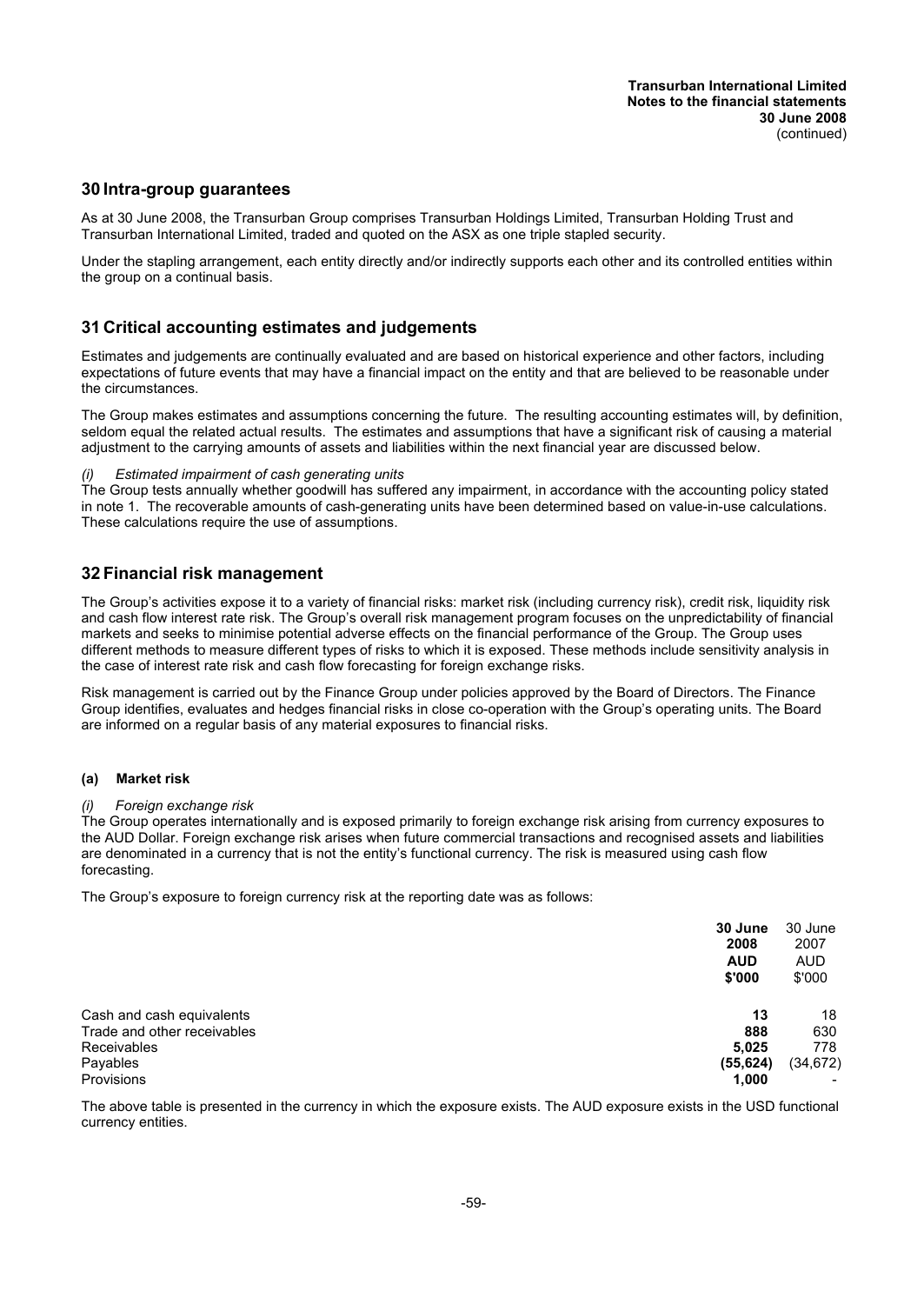## 30 Intra-group guarantees

As at 30 June 2008, the Transurban Group comprises Transurban Holdings Limited, Transurban Holding Trust and Transurban International Limited, traded and quoted on the ASX as one triple stapled security.

Under the stapling arrangement, each entity directly and/or indirectly supports each other and its controlled entities within the group on a continual basis.

## 31 Critical accounting estimates and judgements

Estimates and judgements are continually evaluated and are based on historical experience and other factors, including expectations of future events that may have a financial impact on the entity and that are believed to be reasonable under the circumstances.

The Group makes estimates and assumptions concerning the future. The resulting accounting estimates will, by definition, seldom equal the related actual results. The estimates and assumptions that have a significant risk of causing a material adjustment to the carrying amounts of assets and liabilities within the next financial year are discussed below.

*(i) Estimated impairment of cash generating units*

The Group tests annually whether goodwill has suffered any impairment, in accordance with the accounting policy stated in note 1. The recoverable amounts of cash-generating units have been determined based on value-in-use calculations. These calculations require the use of assumptions.

## 32 Financial risk management

The Group's activities expose it to a variety of financial risks: market risk (including currency risk), credit risk, liquidity risk and cash flow interest rate risk. The Group's overall risk management program focuses on the unpredictability of financial markets and seeks to minimise potential adverse effects on the financial performance of the Group. The Group uses different methods to measure different types of risks to which it is exposed. These methods include sensitivity analysis in the case of interest rate risk and cash flow forecasting for foreign exchange risks.

Risk management is carried out by the Finance Group under policies approved by the Board of Directors. The Finance Group identifies, evaluates and hedges financial risks in close co-operation with the Group's operating units. The Board are informed on a regular basis of any material exposures to financial risks.

### (a) Market risk

*(i) Foreign exchange risk*

The Group operates internationally and is exposed primarily to foreign exchange risk arising from currency exposures to the AUD Dollar. Foreign exchange risk arises when future commercial transactions and recognised assets and liabilities are denominated in a currency that is not the entity's functional currency. The risk is measured using cash flow forecasting.

The Group's exposure to foreign currency risk at the reporting date was as follows:

| | **30 June 2008 AUD $'000** | 30 June 2007 AUD $'000 |
|---|---|---|
| Cash and cash equivalents | **13** | 18 |
| Trade and other receivables | **888** | 630 |
| Receivables | **5,025** | 778 |
| Payables | **(55,624)** | (34,672) |
| Provisions | **1,000** | - |

The above table is presented in the currency in which the exposure exists. The AUD exposure exists in the USD functional currency entities.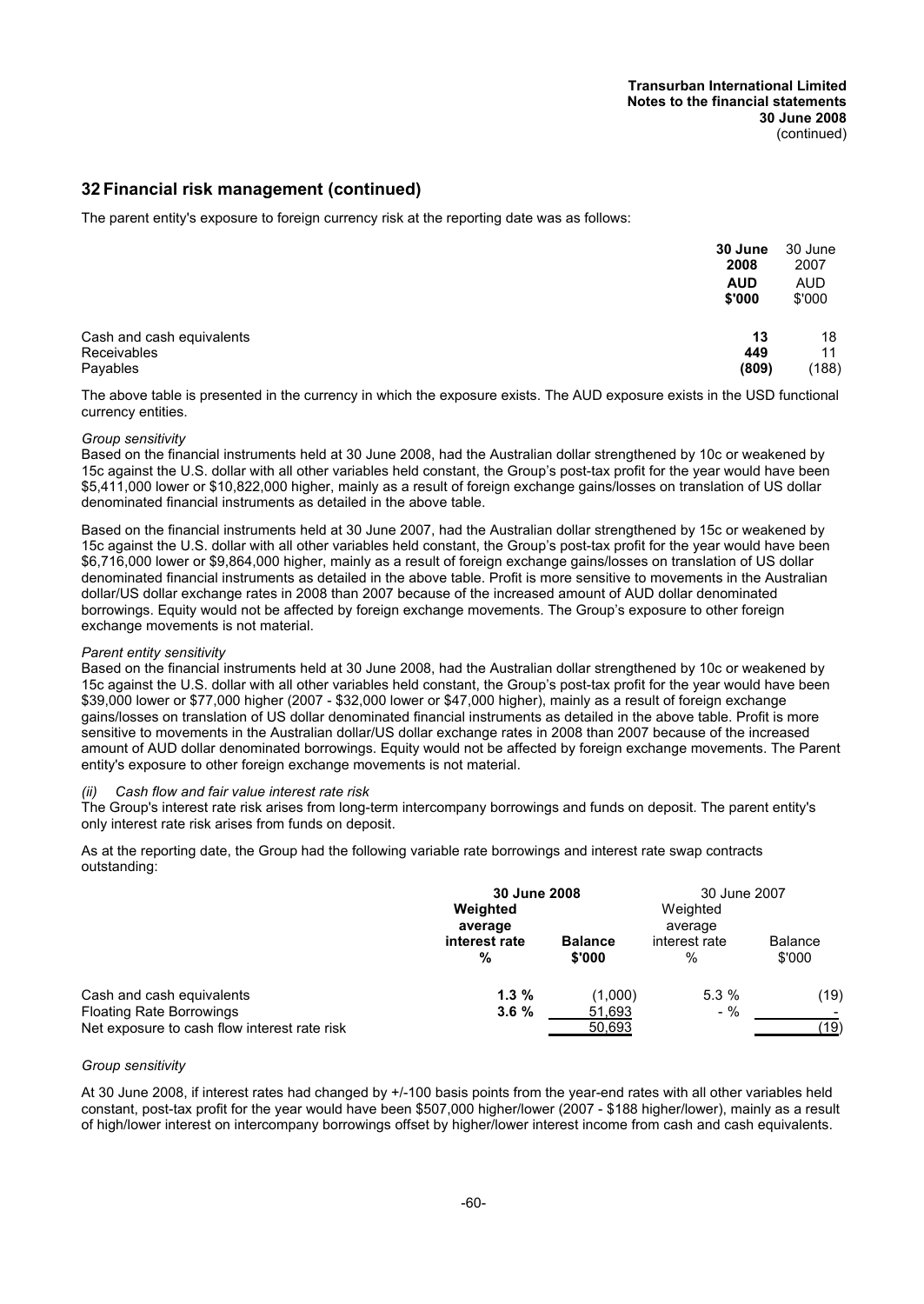## 32 Financial risk management (continued)

The parent entity's exposure to foreign currency risk at the reporting date was as follows:

| | 30 June 2008 AUD $'000 | 30 June 2007 AUD $'000 |
|---|---|---|
| Cash and cash equivalents | **13** | 18 |
| Receivables | **449** | 11 |
| Payables | **(809)** | (188) |

The above table is presented in the currency in which the exposure exists. The AUD exposure exists in the USD functional currency entities.

*Group sensitivity*

Based on the financial instruments held at 30 June 2008, had the Australian dollar strengthened by 10c or weakened by 15c against the U.S. dollar with all other variables held constant, the Group's post-tax profit for the year would have been $5,411,000 lower or $10,822,000 higher, mainly as a result of foreign exchange gains/losses on translation of US dollar denominated financial instruments as detailed in the above table.

Based on the financial instruments held at 30 June 2007, had the Australian dollar strengthened by 15c or weakened by 15c against the U.S. dollar with all other variables held constant, the Group's post-tax profit for the year would have been $6,716,000 lower or $9,864,000 higher, mainly as a result of foreign exchange gains/losses on translation of US dollar denominated financial instruments as detailed in the above table. Profit is more sensitive to movements in the Australian dollar/US dollar exchange rates in 2008 than 2007 because of the increased amount of AUD dollar denominated borrowings. Equity would not be affected by foreign exchange movements. The Group's exposure to other foreign exchange movements is not material.

*Parent entity sensitivity*

Based on the financial instruments held at 30 June 2008, had the Australian dollar strengthened by 10c or weakened by 15c against the U.S. dollar with all other variables held constant, the Group's post-tax profit for the year would have been $39,000 lower or $77,000 higher (2007 - $32,000 lower or $47,000 higher), mainly as a result of foreign exchange gains/losses on translation of US dollar denominated financial instruments as detailed in the above table. Profit is more sensitive to movements in the Australian dollar/US dollar exchange rates in 2008 than 2007 because of the increased amount of AUD dollar denominated borrowings. Equity would not be affected by foreign exchange movements. The Parent entity's exposure to other foreign exchange movements is not material.

*(ii) Cash flow and fair value interest rate risk*

The Group's interest rate risk arises from long-term intercompany borrowings and funds on deposit. The parent entity's only interest rate risk arises from funds on deposit.

As at the reporting date, the Group had the following variable rate borrowings and interest rate swap contracts outstanding:

| | 30 June 2008 | | 30 June 2007 | |
|---|---|---|---|---|
| | Weighted average interest rate % | Balance $'000 | Weighted average interest rate % | Balance $'000 |
| Cash and cash equivalents | **1.3 %** | (1,000) | 5.3 % | (19) |
| Floating Rate Borrowings | **3.6 %** | 51,693 | - % | - |
| Net exposure to cash flow interest rate risk | | 50,693 | | (19) |

*Group sensitivity*

At 30 June 2008, if interest rates had changed by +/-100 basis points from the year-end rates with all other variables held constant, post-tax profit for the year would have been $507,000 higher/lower (2007 - $188 higher/lower), mainly as a result of high/lower interest on intercompany borrowings offset by higher/lower interest income from cash and cash equivalents.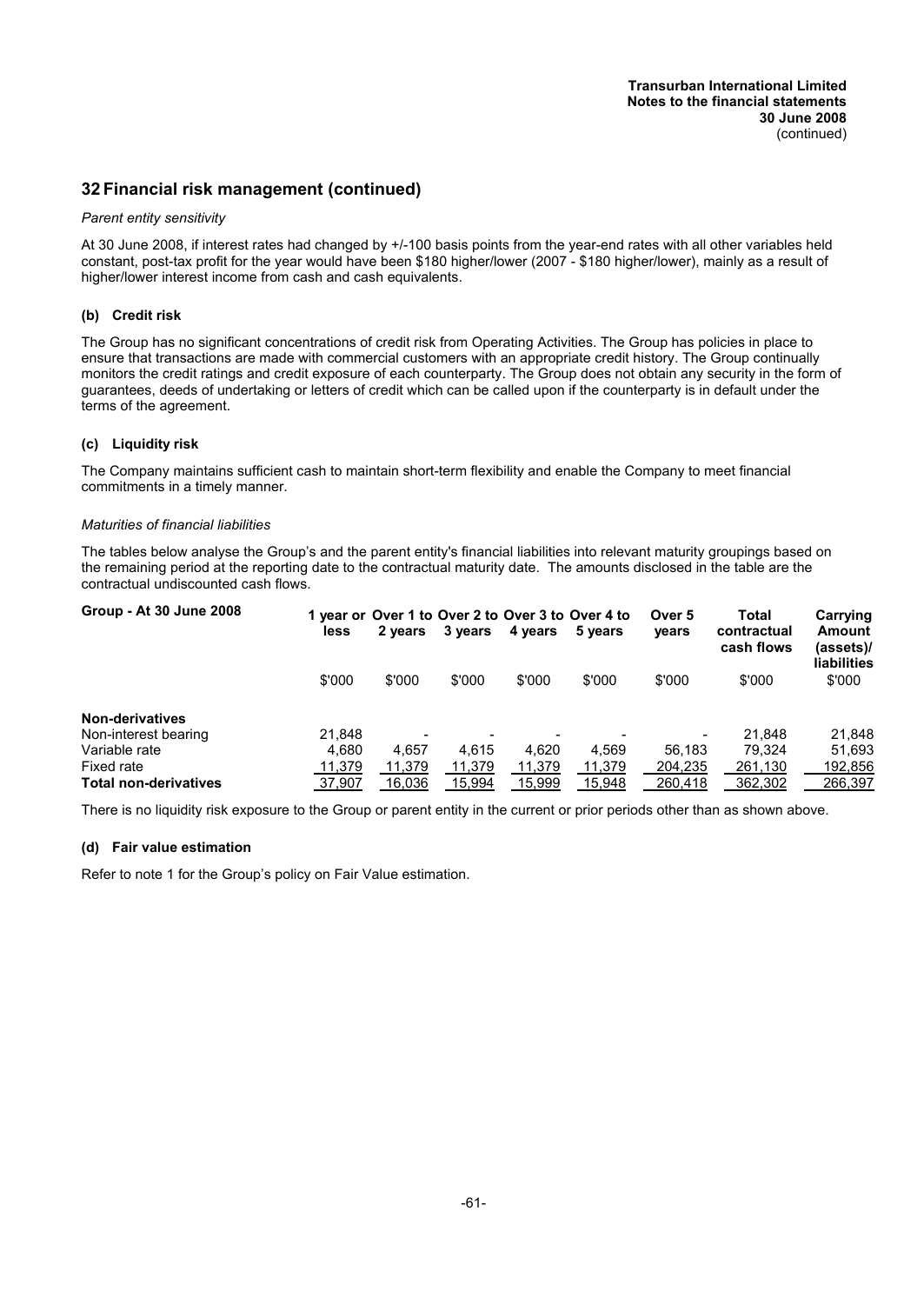## 32 Financial risk management (continued)

*Parent entity sensitivity*

At 30 June 2008, if interest rates had changed by +/-100 basis points from the year-end rates with all other variables held constant, post-tax profit for the year would have been $180 higher/lower (2007 - $180 higher/lower), mainly as a result of higher/lower interest income from cash and cash equivalents.

### (b) Credit risk

The Group has no significant concentrations of credit risk from Operating Activities. The Group has policies in place to ensure that transactions are made with commercial customers with an appropriate credit history. The Group continually monitors the credit ratings and credit exposure of each counterparty. The Group does not obtain any security in the form of guarantees, deeds of undertaking or letters of credit which can be called upon if the counterparty is in default under the terms of the agreement.

### (c) Liquidity risk

The Company maintains sufficient cash to maintain short-term flexibility and enable the Company to meet financial commitments in a timely manner.

*Maturities of financial liabilities*

The tables below analyse the Group's and the parent entity's financial liabilities into relevant maturity groupings based on the remaining period at the reporting date to the contractual maturity date. The amounts disclosed in the table are the contractual undiscounted cash flows.

| **Group - At 30 June 2008** | **1 year or less** | **Over 1 to 2 years** | **Over 2 to 3 years** | **Over 3 to 4 years** | **Over 4 to 5 years** | **Over 5 years** | **Total contractual cash flows** | **Carrying Amount (assets)/ liabilities** |
|---|---|---|---|---|---|---|---|---|
| | $'000 | $'000 | $'000 | $'000 | $'000 | $'000 | $'000 | $'000 |
| **Non-derivatives** | | | | | | | | |
| Non-interest bearing | 21,848 | - | - | - | - | - | 21,848 | 21,848 |
| Variable rate | 4,680 | 4,657 | 4,615 | 4,620 | 4,569 | 56,183 | 79,324 | 51,693 |
| Fixed rate | 11,379 | 11,379 | 11,379 | 11,379 | 11,379 | 204,235 | 261,130 | 192,856 |
| **Total non-derivatives** | 37,907 | 16,036 | 15,994 | 15,999 | 15,948 | 260,418 | 362,302 | 266,397 |

There is no liquidity risk exposure to the Group or parent entity in the current or prior periods other than as shown above.

### (d) Fair value estimation

Refer to note 1 for the Group's policy on Fair Value estimation.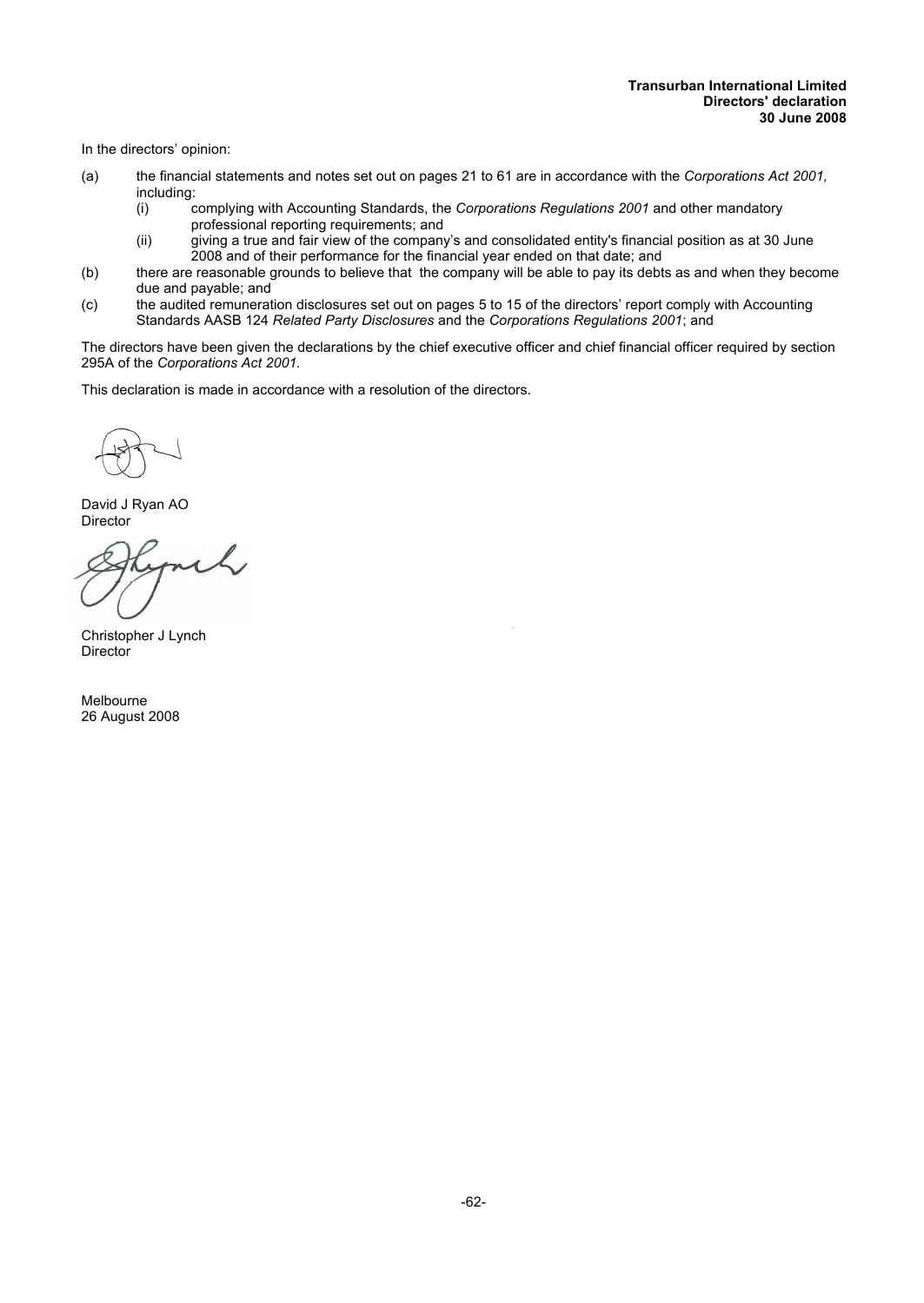**Transurban International Limited**
**Directors' declaration**
**30 June 2008**

In the directors' opinion:

(a) the financial statements and notes set out on pages 21 to 61 are in accordance with the *Corporations Act 2001,* including:
   (i) complying with Accounting Standards, the *Corporations Regulations 2001* and other mandatory professional reporting requirements; and
   (ii) giving a true and fair view of the company's and consolidated entity's financial position as at 30 June 2008 and of their performance for the financial year ended on that date; and

(b) there are reasonable grounds to believe that the company will be able to pay its debts as and when they become due and payable; and

(c) the audited remuneration disclosures set out on pages 5 to 15 of the directors' report comply with Accounting Standards AASB 124 *Related Party Disclosures* and the *Corporations Regulations 2001*; and

The directors have been given the declarations by the chief executive officer and chief financial officer required by section 295A of the *Corporations Act 2001*.

This declaration is made in accordance with a resolution of the directors.

David J Ryan AO
Director

Christopher J Lynch
Director

Melbourne
26 August 2008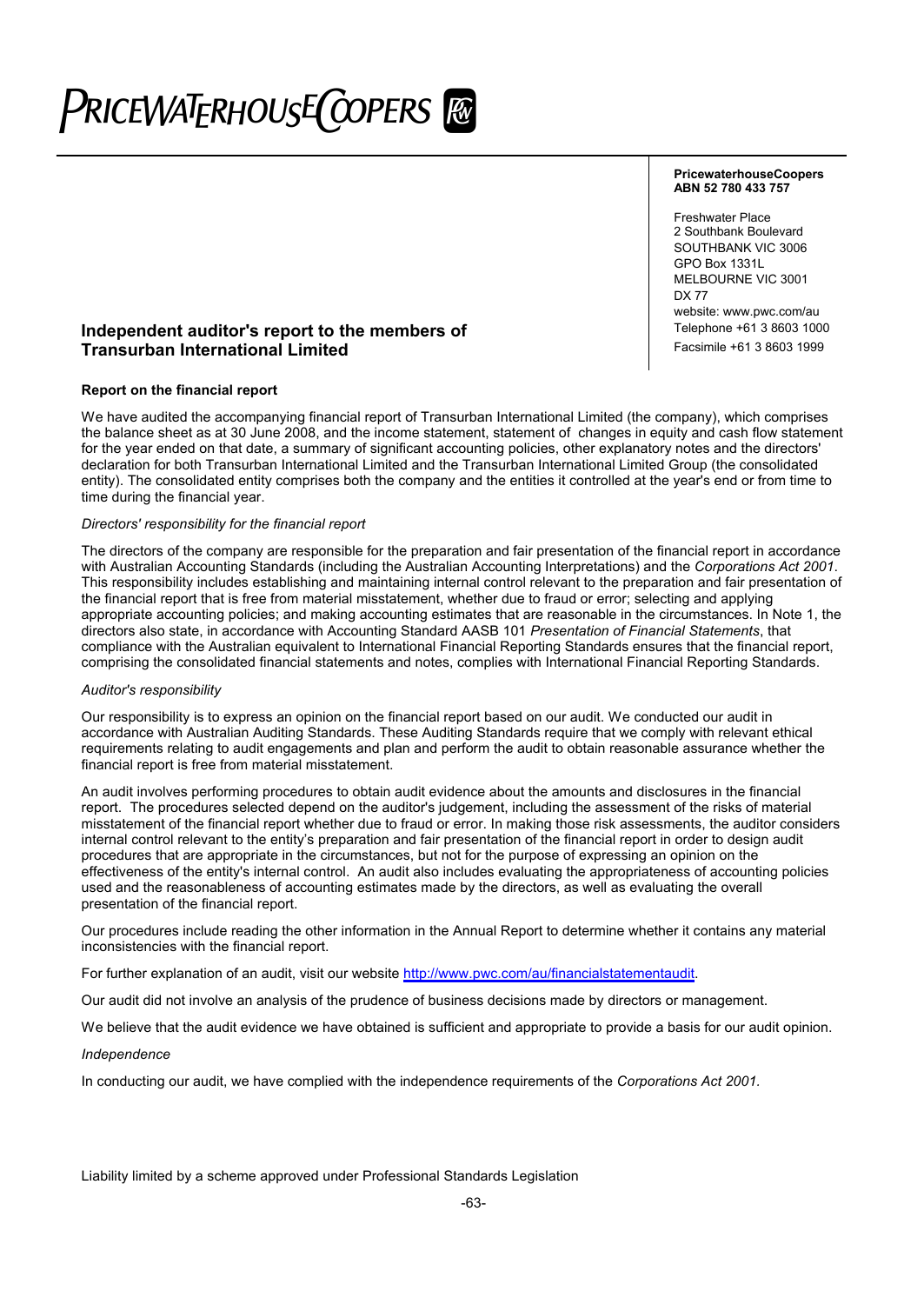PRICEWATERHOUSECOOPERS

**PricewaterhouseCoopers**
**ABN 52 780 433 757**

Freshwater Place
2 Southbank Boulevard
SOUTHBANK VIC 3006
GPO Box 1331L
MELBOURNE VIC 3001
DX 77
website: www.pwc.com/au
Telephone +61 3 8603 1000
Facsimile +61 3 8603 1999

## Independent auditor's report to the members of Transurban International Limited

### Report on the financial report

We have audited the accompanying financial report of Transurban International Limited (the company), which comprises the balance sheet as at 30 June 2008, and the income statement, statement of changes in equity and cash flow statement for the year ended on that date, a summary of significant accounting policies, other explanatory notes and the directors' declaration for both Transurban International Limited and the Transurban International Limited Group (the consolidated entity). The consolidated entity comprises both the company and the entities it controlled at the year's end or from time to time during the financial year.

*Directors' responsibility for the financial report*

The directors of the company are responsible for the preparation and fair presentation of the financial report in accordance with Australian Accounting Standards (including the Australian Accounting Interpretations) and the *Corporations Act 2001.* This responsibility includes establishing and maintaining internal control relevant to the preparation and fair presentation of the financial report that is free from material misstatement, whether due to fraud or error; selecting and applying appropriate accounting policies; and making accounting estimates that are reasonable in the circumstances. In Note 1, the directors also state, in accordance with Accounting Standard AASB 101 *Presentation of Financial Statements*, that compliance with the Australian equivalent to International Financial Reporting Standards ensures that the financial report, comprising the consolidated financial statements and notes, complies with International Financial Reporting Standards.

*Auditor's responsibility*

Our responsibility is to express an opinion on the financial report based on our audit. We conducted our audit in accordance with Australian Auditing Standards. These Auditing Standards require that we comply with relevant ethical requirements relating to audit engagements and plan and perform the audit to obtain reasonable assurance whether the financial report is free from material misstatement.

An audit involves performing procedures to obtain audit evidence about the amounts and disclosures in the financial report. The procedures selected depend on the auditor's judgement, including the assessment of the risks of material misstatement of the financial report whether due to fraud or error. In making those risk assessments, the auditor considers internal control relevant to the entity's preparation and fair presentation of the financial report in order to design audit procedures that are appropriate in the circumstances, but not for the purpose of expressing an opinion on the effectiveness of the entity's internal control. An audit also includes evaluating the appropriateness of accounting policies used and the reasonableness of accounting estimates made by the directors, as well as evaluating the overall presentation of the financial report.

Our procedures include reading the other information in the Annual Report to determine whether it contains any material inconsistencies with the financial report.

For further explanation of an audit, visit our website http://www.pwc.com/au/financialstatementaudit.

Our audit did not involve an analysis of the prudence of business decisions made by directors or management.

We believe that the audit evidence we have obtained is sufficient and appropriate to provide a basis for our audit opinion.

*Independence*

In conducting our audit, we have complied with the independence requirements of the *Corporations Act 2001.*

Liability limited by a scheme approved under Professional Standards Legislation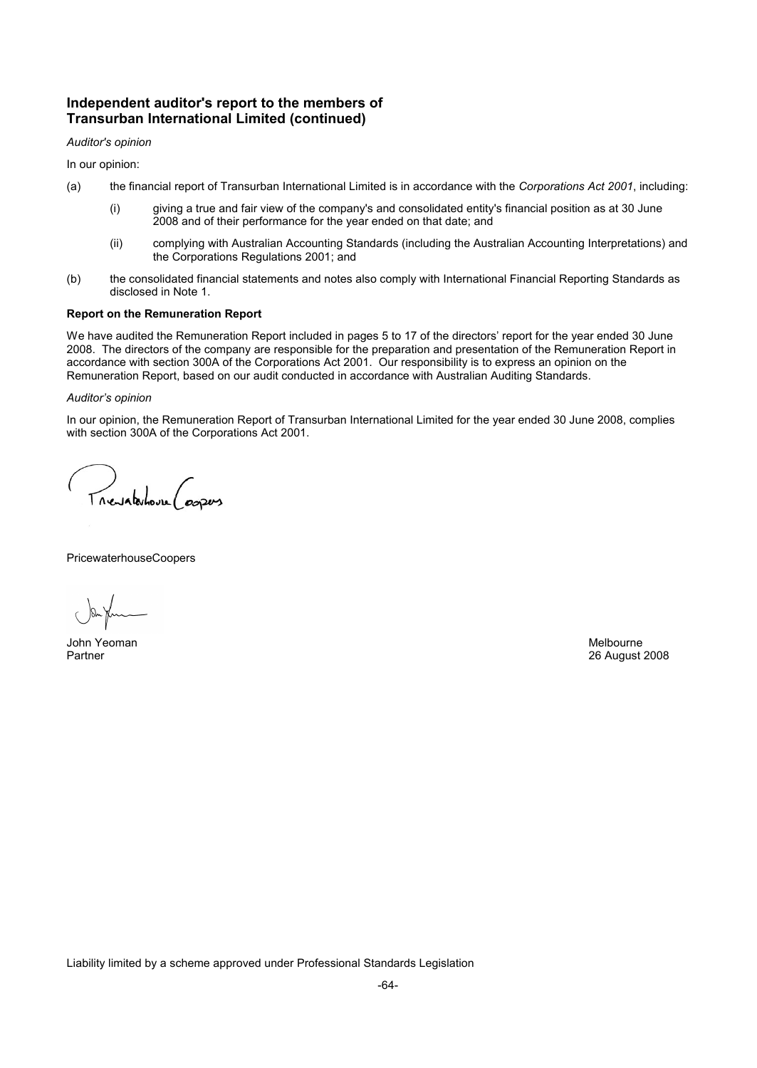## Independent auditor's report to the members of Transurban International Limited (continued)

*Auditor's opinion*

In our opinion:

(a) the financial report of Transurban International Limited is in accordance with the *Corporations Act 2001*, including:

  (i) giving a true and fair view of the company's and consolidated entity's financial position as at 30 June 2008 and of their performance for the year ended on that date; and

  (ii) complying with Australian Accounting Standards (including the Australian Accounting Interpretations) and the Corporations Regulations 2001; and

(b) the consolidated financial statements and notes also comply with International Financial Reporting Standards as disclosed in Note 1.

**Report on the Remuneration Report**

We have audited the Remuneration Report included in pages 5 to 17 of the directors' report for the year ended 30 June 2008. The directors of the company are responsible for the preparation and presentation of the Remuneration Report in accordance with section 300A of the Corporations Act 2001. Our responsibility is to express an opinion on the Remuneration Report, based on our audit conducted in accordance with Australian Auditing Standards.

*Auditor's opinion*

In our opinion, the Remuneration Report of Transurban International Limited for the year ended 30 June 2008, complies with section 300A of the Corporations Act 2001.

PricewaterhouseCoopers

John Yeoman
Partner

Melbourne
26 August 2008

Liability limited by a scheme approved under Professional Standards Legislation